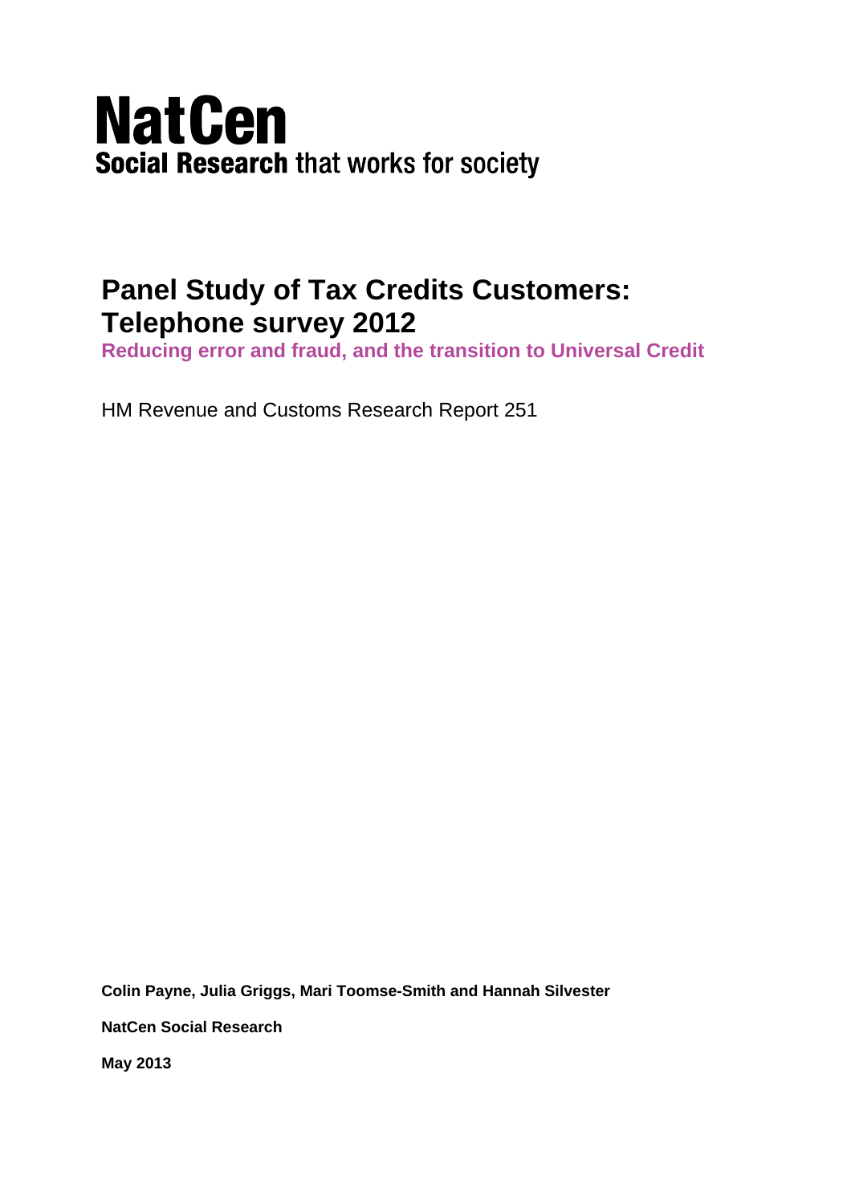**NatCen**
**Social Research** that works for society

# Panel Study of Tax Credits Customers: Telephone survey 2012

## Reducing error and fraud, and the transition to Universal Credit

HM Revenue and Customs Research Report 251

**Colin Payne, Julia Griggs, Mari Toomse-Smith and Hannah Silvester**

**NatCen Social Research**

**May 2013**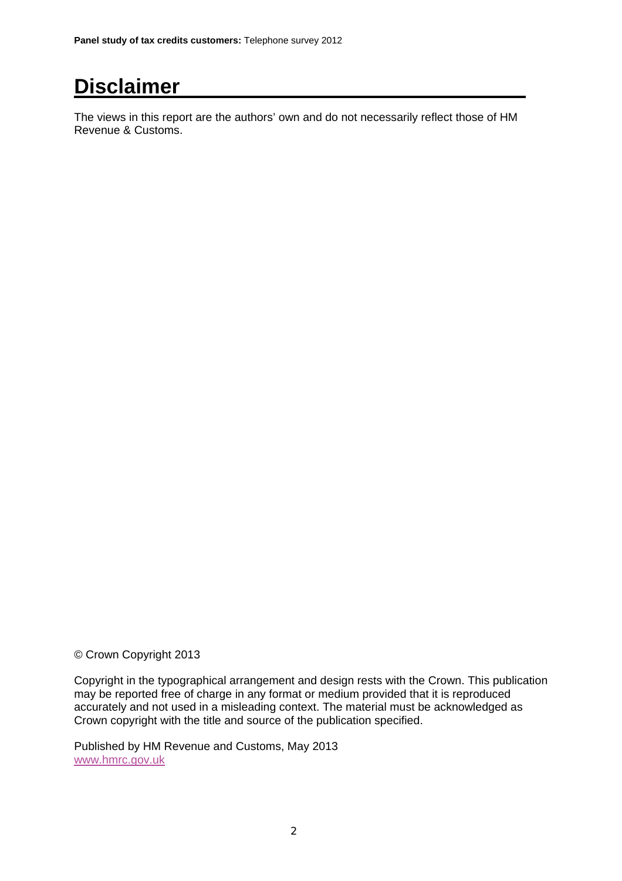# Disclaimer

The views in this report are the authors' own and do not necessarily reflect those of HM Revenue & Customs.

© Crown Copyright 2013

Copyright in the typographical arrangement and design rests with the Crown. This publication may be reported free of charge in any format or medium provided that it is reproduced accurately and not used in a misleading context. The material must be acknowledged as Crown copyright with the title and source of the publication specified.

Published by HM Revenue and Customs, May 2013
www.hmrc.gov.uk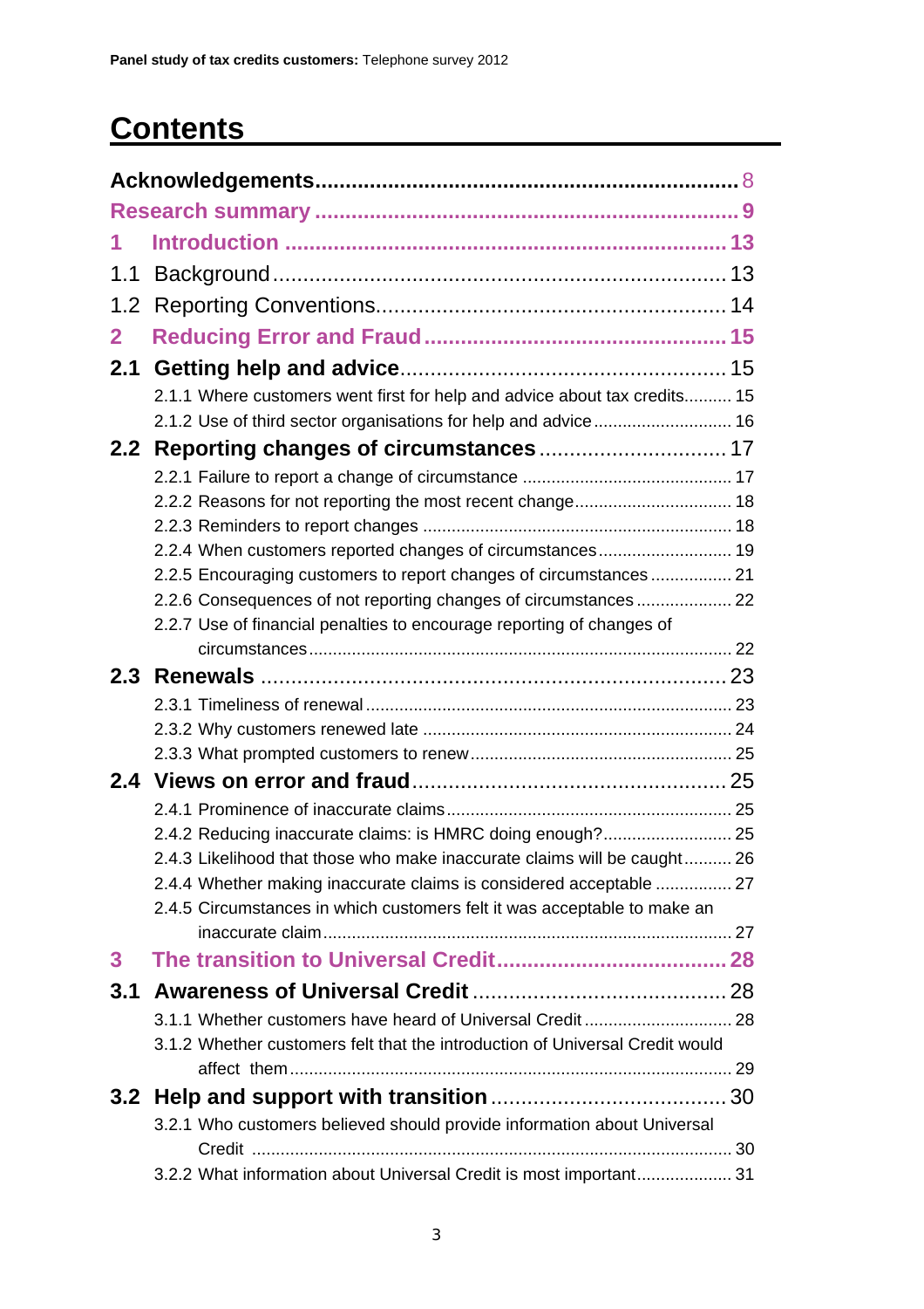# Contents

- **Acknowledgements** ..... 8
- **Research summary** ..... 9
- **1 Introduction** ..... 13
  - 1.1 Background ..... 13
  - 1.2 Reporting Conventions ..... 14
- **2 Reducing Error and Fraud** ..... 15
  - **2.1 Getting help and advice** ..... 15
    - 2.1.1 Where customers went first for help and advice about tax credits ..... 15
    - 2.1.2 Use of third sector organisations for help and advice ..... 16
  - **2.2 Reporting changes of circumstances** ..... 17
    - 2.2.1 Failure to report a change of circumstance ..... 17
    - 2.2.2 Reasons for not reporting the most recent change ..... 18
    - 2.2.3 Reminders to report changes ..... 18
    - 2.2.4 When customers reported changes of circumstances ..... 19
    - 2.2.5 Encouraging customers to report changes of circumstances ..... 21
    - 2.2.6 Consequences of not reporting changes of circumstances ..... 22
    - 2.2.7 Use of financial penalties to encourage reporting of changes of circumstances ..... 22
  - **2.3 Renewals** ..... 23
    - 2.3.1 Timeliness of renewal ..... 23
    - 2.3.2 Why customers renewed late ..... 24
    - 2.3.3 What prompted customers to renew ..... 25
  - **2.4 Views on error and fraud** ..... 25
    - 2.4.1 Prominence of inaccurate claims ..... 25
    - 2.4.2 Reducing inaccurate claims: is HMRC doing enough? ..... 25
    - 2.4.3 Likelihood that those who make inaccurate claims will be caught ..... 26
    - 2.4.4 Whether making inaccurate claims is considered acceptable ..... 27
    - 2.4.5 Circumstances in which customers felt it was acceptable to make an inaccurate claim ..... 27
- **3 The transition to Universal Credit** ..... 28
  - **3.1 Awareness of Universal Credit** ..... 28
    - 3.1.1 Whether customers have heard of Universal Credit ..... 28
    - 3.1.2 Whether customers felt that the introduction of Universal Credit would affect them ..... 29
  - **3.2 Help and support with transition** ..... 30
    - 3.2.1 Who customers believed should provide information about Universal Credit ..... 30
    - 3.2.2 What information about Universal Credit is most important ..... 31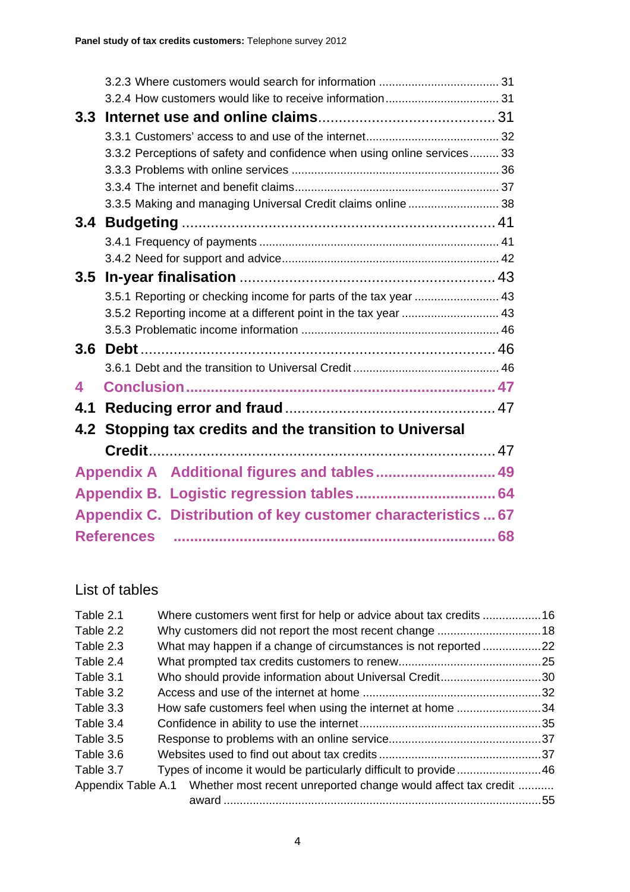3.2.3 Where customers would search for information ..................................... 31

3.2.4 How customers would like to receive information .................................. 31

**3.3 Internet use and online claims** .......................................... 31

3.3.1 Customers' access to and use of the internet ........................................ 32

3.3.2 Perceptions of safety and confidence when using online services ......... 33

3.3.3 Problems with online services ............................................................... 36

3.3.4 The internet and benefit claims .............................................................. 37

3.3.5 Making and managing Universal Credit claims online ............................ 38

**3.4 Budgeting** ........................................................................... 41

3.4.1 Frequency of payments ......................................................................... 41

3.4.2 Need for support and advice .................................................................. 42

**3.5 In-year finalisation** ............................................................. 43

3.5.1 Reporting or checking income for parts of the tax year .......................... 43

3.5.2 Reporting income at a different point in the tax year .............................. 43

3.5.3 Problematic income information ............................................................ 46

**3.6 Debt** ..................................................................................... 46

3.6.1 Debt and the transition to Universal Credit ............................................ 46

**4 Conclusion** ............................................................................ 47

**4.1 Reducing error and fraud** ................................................. 47

**4.2 Stopping tax credits and the transition to Universal Credit** ................................................................................... 47

**Appendix A Additional figures and tables** ............................ 49

**Appendix B. Logistic regression tables** .................................. 64

**Appendix C. Distribution of key customer characteristics** ... 67

**References** ............................................................................... 68

## List of tables

Table 2.1 Where customers went first for help or advice about tax credits .................. 16

Table 2.2 Why customers did not report the most recent change ................................ 18

Table 2.3 What may happen if a change of circumstances is not reported .................. 22

Table 2.4 What prompted tax credits customers to renew ........................................... 25

Table 3.1 Who should provide information about Universal Credit ............................... 30

Table 3.2 Access and use of the internet at home ...................................................... 32

Table 3.3 How safe customers feel when using the internet at home .......................... 34

Table 3.4 Confidence in ability to use the internet ....................................................... 35

Table 3.5 Response to problems with an online service ............................................... 37

Table 3.6 Websites used to find out about tax credits .................................................. 37

Table 3.7 Types of income it would be particularly difficult to provide .......................... 46

Appendix Table A.1 Whether most recent unreported change would affect tax credit award ................................................................................................ 55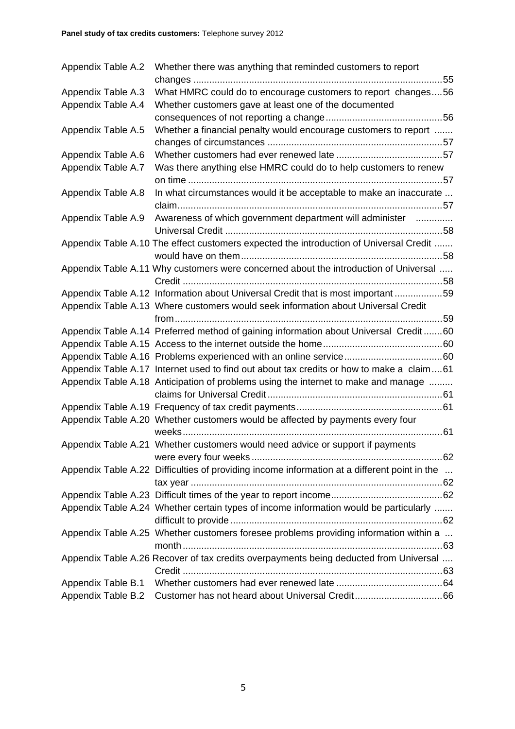Appendix Table A.2 Whether there was anything that reminded customers to report changes ....55
Appendix Table A.3 What HMRC could do to encourage customers to report changes....56
Appendix Table A.4 Whether customers gave at least one of the documented consequences of not reporting a change....56
Appendix Table A.5 Whether a financial penalty would encourage customers to report changes of circumstances ....57
Appendix Table A.6 Whether customers had ever renewed late ....57
Appendix Table A.7 Was there anything else HMRC could do to help customers to renew on time ....57
Appendix Table A.8 In what circumstances would it be acceptable to make an inaccurate claim....57
Appendix Table A.9 Awareness of which government department will administer Universal Credit ....58
Appendix Table A.10 The effect customers expected the introduction of Universal Credit would have on them....58
Appendix Table A.11 Why customers were concerned about the introduction of Universal Credit ....58
Appendix Table A.12 Information about Universal Credit that is most important ....59
Appendix Table A.13 Where customers would seek information about Universal Credit from....59
Appendix Table A.14 Preferred method of gaining information about Universal Credit ....60
Appendix Table A.15 Access to the internet outside the home....60
Appendix Table A.16 Problems experienced with an online service....60
Appendix Table A.17 Internet used to find out about tax credits or how to make a claim....61
Appendix Table A.18 Anticipation of problems using the internet to make and manage claims for Universal Credit....61
Appendix Table A.19 Frequency of tax credit payments....61
Appendix Table A.20 Whether customers would be affected by payments every four weeks....61
Appendix Table A.21 Whether customers would need advice or support if payments were every four weeks....62
Appendix Table A.22 Difficulties of providing income information at a different point in the tax year ....62
Appendix Table A.23 Difficult times of the year to report income....62
Appendix Table A.24 Whether certain types of income information would be particularly difficult to provide....62
Appendix Table A.25 Whether customers foresee problems providing information within a month....63
Appendix Table A.26 Recover of tax credits overpayments being deducted from Universal Credit ....63
Appendix Table B.1 Whether customers had ever renewed late ....64
Appendix Table B.2 Customer has not heard about Universal Credit....66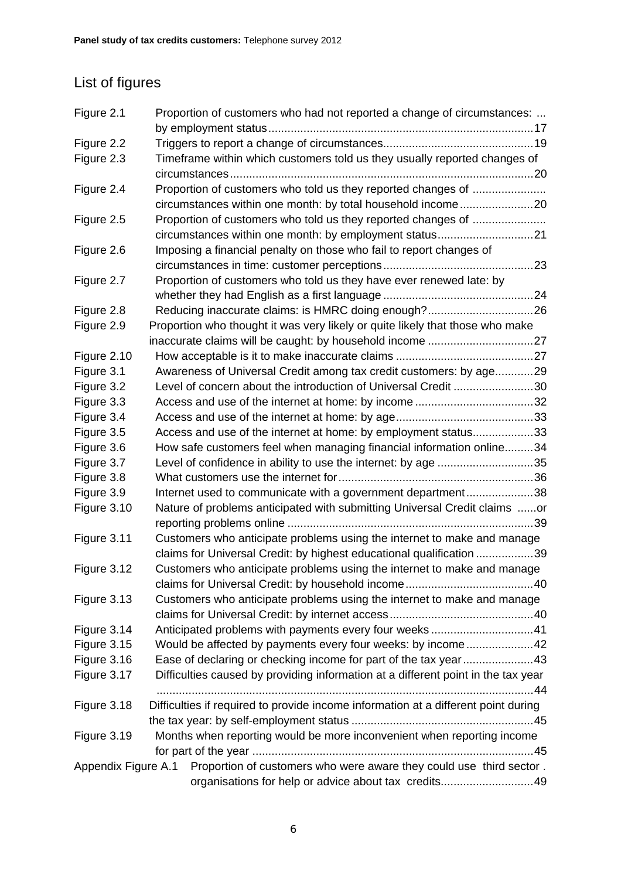## List of figures

| | | |
|---|---|---|
| Figure 2.1 | Proportion of customers who had not reported a change of circumstances: by employment status | 17 |
| Figure 2.2 | Triggers to report a change of circumstances | 19 |
| Figure 2.3 | Timeframe within which customers told us they usually reported changes of circumstances | 20 |
| Figure 2.4 | Proportion of customers who told us they reported changes of circumstances within one month: by total household income | 20 |
| Figure 2.5 | Proportion of customers who told us they reported changes of circumstances within one month: by employment status | 21 |
| Figure 2.6 | Imposing a financial penalty on those who fail to report changes of circumstances in time: customer perceptions | 23 |
| Figure 2.7 | Proportion of customers who told us they have ever renewed late: by whether they had English as a first language | 24 |
| Figure 2.8 | Reducing inaccurate claims: is HMRC doing enough? | 26 |
| Figure 2.9 | Proportion who thought it was very likely or quite likely that those who make inaccurate claims will be caught: by household income | 27 |
| Figure 2.10 | How acceptable is it to make inaccurate claims | 27 |
| Figure 3.1 | Awareness of Universal Credit among tax credit customers: by age | 29 |
| Figure 3.2 | Level of concern about the introduction of Universal Credit | 30 |
| Figure 3.3 | Access and use of the internet at home: by income | 32 |
| Figure 3.4 | Access and use of the internet at home: by age | 33 |
| Figure 3.5 | Access and use of the internet at home: by employment status | 33 |
| Figure 3.6 | How safe customers feel when managing financial information online | 34 |
| Figure 3.7 | Level of confidence in ability to use the internet: by age | 35 |
| Figure 3.8 | What customers use the internet for | 36 |
| Figure 3.9 | Internet used to communicate with a government department | 38 |
| Figure 3.10 | Nature of problems anticipated with submitting Universal Credit claims or reporting problems online | 39 |
| Figure 3.11 | Customers who anticipate problems using the internet to make and manage claims for Universal Credit: by highest educational qualification | 39 |
| Figure 3.12 | Customers who anticipate problems using the internet to make and manage claims for Universal Credit: by household income | 40 |
| Figure 3.13 | Customers who anticipate problems using the internet to make and manage claims for Universal Credit: by internet access | 40 |
| Figure 3.14 | Anticipated problems with payments every four weeks | 41 |
| Figure 3.15 | Would be affected by payments every four weeks: by income | 42 |
| Figure 3.16 | Ease of declaring or checking income for part of the tax year | 43 |
| Figure 3.17 | Difficulties caused by providing information at a different point in the tax year | 44 |
| Figure 3.18 | Difficulties if required to provide income information at a different point during the tax year: by self-employment status | 45 |
| Figure 3.19 | Months when reporting would be more inconvenient when reporting income for part of the year | 45 |
| Appendix Figure A.1 | Proportion of customers who were aware they could use third sector organisations for help or advice about tax credits | 49 |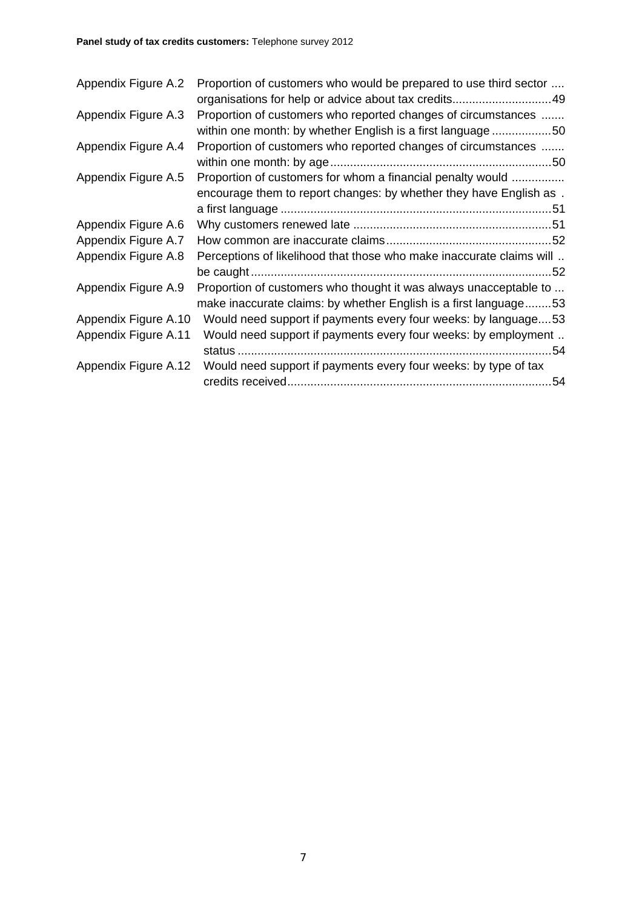| | | |
|---|---|---|
| Appendix Figure A.2 | Proportion of customers who would be prepared to use third sector organisations for help or advice about tax credits | 49 |
| Appendix Figure A.3 | Proportion of customers who reported changes of circumstances within one month: by whether English is a first language | 50 |
| Appendix Figure A.4 | Proportion of customers who reported changes of circumstances within one month: by age | 50 |
| Appendix Figure A.5 | Proportion of customers for whom a financial penalty would encourage them to report changes: by whether they have English as a first language | 51 |
| Appendix Figure A.6 | Why customers renewed late | 51 |
| Appendix Figure A.7 | How common are inaccurate claims | 52 |
| Appendix Figure A.8 | Perceptions of likelihood that those who make inaccurate claims will be caught | 52 |
| Appendix Figure A.9 | Proportion of customers who thought it was always unacceptable to make inaccurate claims: by whether English is a first language | 53 |
| Appendix Figure A.10 | Would need support if payments every four weeks: by language | 53 |
| Appendix Figure A.11 | Would need support if payments every four weeks: by employment status | 54 |
| Appendix Figure A.12 | Would need support if payments every four weeks: by type of tax credits received | 54 |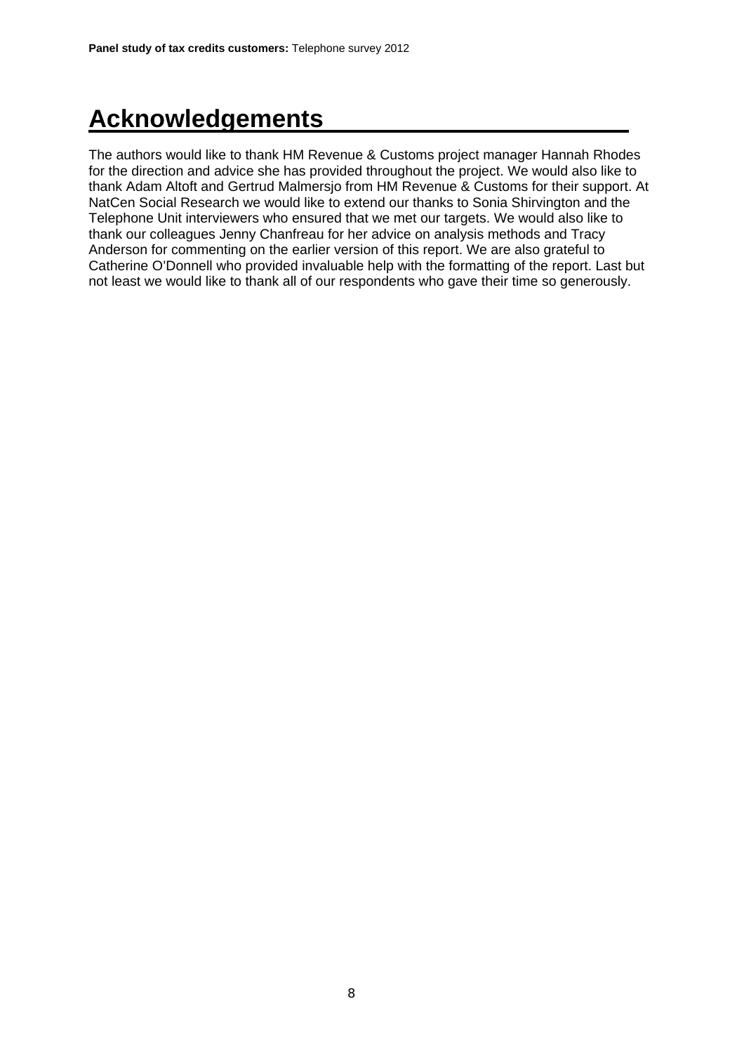# Acknowledgements

The authors would like to thank HM Revenue & Customs project manager Hannah Rhodes for the direction and advice she has provided throughout the project. We would also like to thank Adam Altoft and Gertrud Malmersjo from HM Revenue & Customs for their support. At NatCen Social Research we would like to extend our thanks to Sonia Shirvington and the Telephone Unit interviewers who ensured that we met our targets. We would also like to thank our colleagues Jenny Chanfreau for her advice on analysis methods and Tracy Anderson for commenting on the earlier version of this report. We are also grateful to Catherine O'Donnell who provided invaluable help with the formatting of the report. Last but not least we would like to thank all of our respondents who gave their time so generously.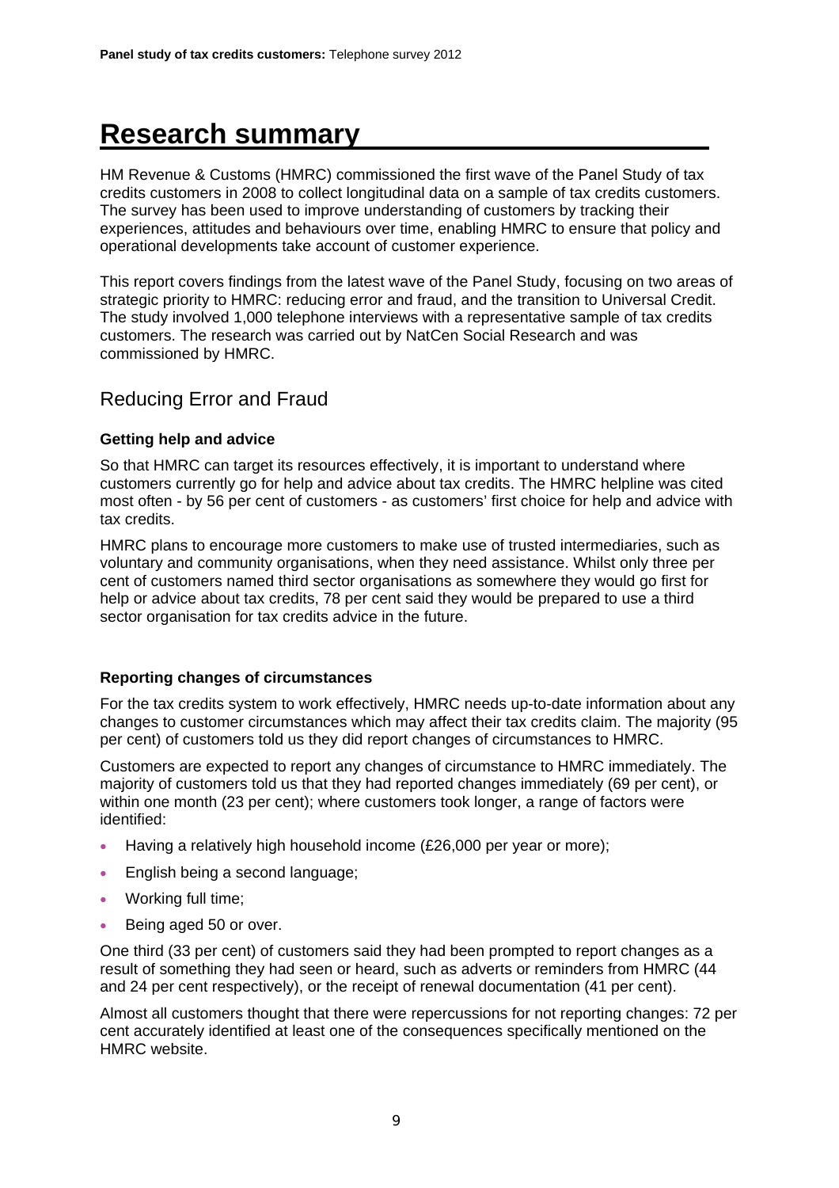# Research summary

HM Revenue & Customs (HMRC) commissioned the first wave of the Panel Study of tax credits customers in 2008 to collect longitudinal data on a sample of tax credits customers. The survey has been used to improve understanding of customers by tracking their experiences, attitudes and behaviours over time, enabling HMRC to ensure that policy and operational developments take account of customer experience.

This report covers findings from the latest wave of the Panel Study, focusing on two areas of strategic priority to HMRC: reducing error and fraud, and the transition to Universal Credit. The study involved 1,000 telephone interviews with a representative sample of tax credits customers. The research was carried out by NatCen Social Research and was commissioned by HMRC.

## Reducing Error and Fraud

### Getting help and advice

So that HMRC can target its resources effectively, it is important to understand where customers currently go for help and advice about tax credits. The HMRC helpline was cited most often - by 56 per cent of customers - as customers' first choice for help and advice with tax credits.

HMRC plans to encourage more customers to make use of trusted intermediaries, such as voluntary and community organisations, when they need assistance. Whilst only three per cent of customers named third sector organisations as somewhere they would go first for help or advice about tax credits, 78 per cent said they would be prepared to use a third sector organisation for tax credits advice in the future.

### Reporting changes of circumstances

For the tax credits system to work effectively, HMRC needs up-to-date information about any changes to customer circumstances which may affect their tax credits claim. The majority (95 per cent) of customers told us they did report changes of circumstances to HMRC.

Customers are expected to report any changes of circumstance to HMRC immediately. The majority of customers told us that they had reported changes immediately (69 per cent), or within one month (23 per cent); where customers took longer, a range of factors were identified:

- Having a relatively high household income (£26,000 per year or more);
- English being a second language;
- Working full time;
- Being aged 50 or over.

One third (33 per cent) of customers said they had been prompted to report changes as a result of something they had seen or heard, such as adverts or reminders from HMRC (44 and 24 per cent respectively), or the receipt of renewal documentation (41 per cent).

Almost all customers thought that there were repercussions for not reporting changes: 72 per cent accurately identified at least one of the consequences specifically mentioned on the HMRC website.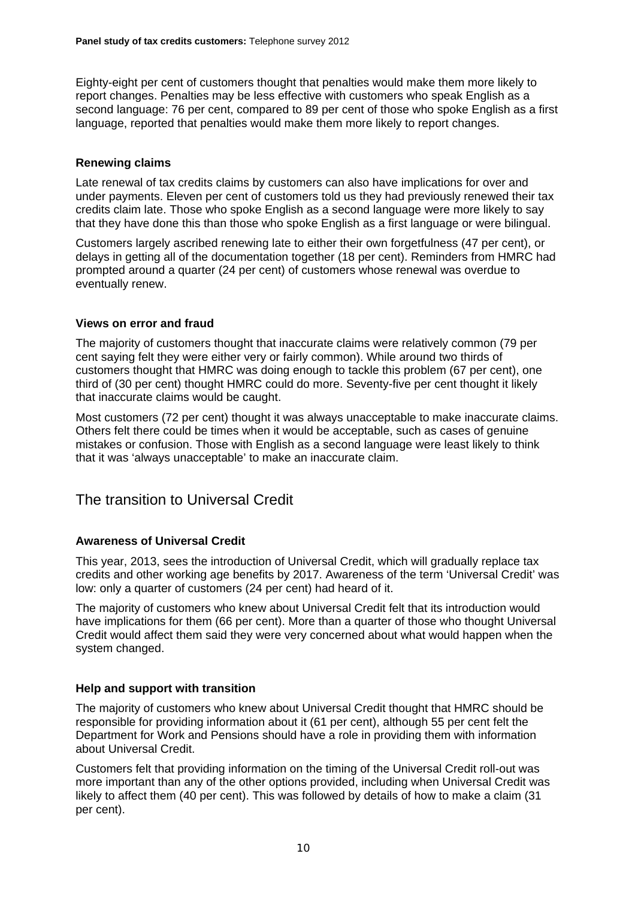Eighty-eight per cent of customers thought that penalties would make them more likely to report changes. Penalties may be less effective with customers who speak English as a second language: 76 per cent, compared to 89 per cent of those who spoke English as a first language, reported that penalties would make them more likely to report changes.

### Renewing claims

Late renewal of tax credits claims by customers can also have implications for over and under payments. Eleven per cent of customers told us they had previously renewed their tax credits claim late. Those who spoke English as a second language were more likely to say that they have done this than those who spoke English as a first language or were bilingual.

Customers largely ascribed renewing late to either their own forgetfulness (47 per cent), or delays in getting all of the documentation together (18 per cent). Reminders from HMRC had prompted around a quarter (24 per cent) of customers whose renewal was overdue to eventually renew.

### Views on error and fraud

The majority of customers thought that inaccurate claims were relatively common (79 per cent saying felt they were either very or fairly common). While around two thirds of customers thought that HMRC was doing enough to tackle this problem (67 per cent), one third of (30 per cent) thought HMRC could do more. Seventy-five per cent thought it likely that inaccurate claims would be caught.

Most customers (72 per cent) thought it was always unacceptable to make inaccurate claims. Others felt there could be times when it would be acceptable, such as cases of genuine mistakes or confusion. Those with English as a second language were least likely to think that it was 'always unacceptable' to make an inaccurate claim.

## The transition to Universal Credit

### Awareness of Universal Credit

This year, 2013, sees the introduction of Universal Credit, which will gradually replace tax credits and other working age benefits by 2017. Awareness of the term 'Universal Credit' was low: only a quarter of customers (24 per cent) had heard of it.

The majority of customers who knew about Universal Credit felt that its introduction would have implications for them (66 per cent). More than a quarter of those who thought Universal Credit would affect them said they were very concerned about what would happen when the system changed.

### Help and support with transition

The majority of customers who knew about Universal Credit thought that HMRC should be responsible for providing information about it (61 per cent), although 55 per cent felt the Department for Work and Pensions should have a role in providing them with information about Universal Credit.

Customers felt that providing information on the timing of the Universal Credit roll-out was more important than any of the other options provided, including when Universal Credit was likely to affect them (40 per cent). This was followed by details of how to make a claim (31 per cent).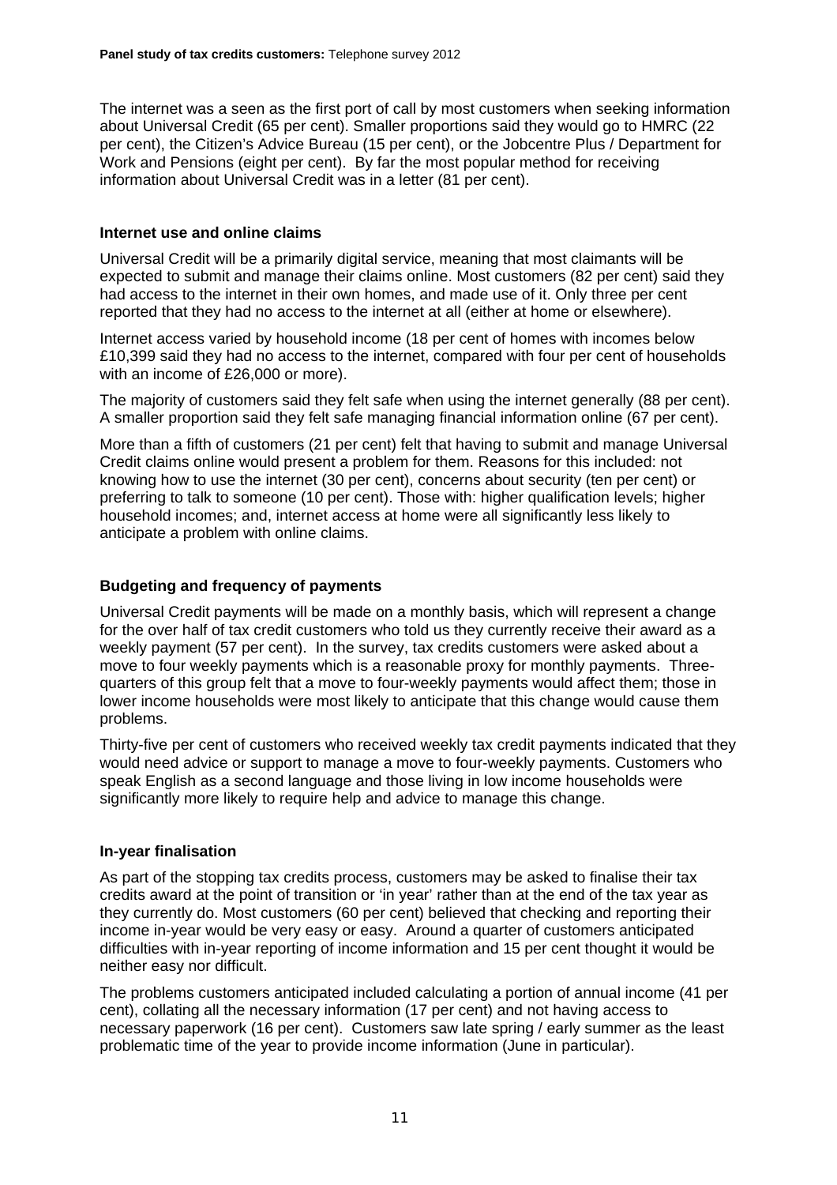The internet was a seen as the first port of call by most customers when seeking information about Universal Credit (65 per cent). Smaller proportions said they would go to HMRC (22 per cent), the Citizen's Advice Bureau (15 per cent), or the Jobcentre Plus / Department for Work and Pensions (eight per cent). By far the most popular method for receiving information about Universal Credit was in a letter (81 per cent).

### Internet use and online claims

Universal Credit will be a primarily digital service, meaning that most claimants will be expected to submit and manage their claims online. Most customers (82 per cent) said they had access to the internet in their own homes, and made use of it. Only three per cent reported that they had no access to the internet at all (either at home or elsewhere).

Internet access varied by household income (18 per cent of homes with incomes below £10,399 said they had no access to the internet, compared with four per cent of households with an income of £26,000 or more).

The majority of customers said they felt safe when using the internet generally (88 per cent). A smaller proportion said they felt safe managing financial information online (67 per cent).

More than a fifth of customers (21 per cent) felt that having to submit and manage Universal Credit claims online would present a problem for them. Reasons for this included: not knowing how to use the internet (30 per cent), concerns about security (ten per cent) or preferring to talk to someone (10 per cent). Those with: higher qualification levels; higher household incomes; and, internet access at home were all significantly less likely to anticipate a problem with online claims.

### Budgeting and frequency of payments

Universal Credit payments will be made on a monthly basis, which will represent a change for the over half of tax credit customers who told us they currently receive their award as a weekly payment (57 per cent). In the survey, tax credits customers were asked about a move to four weekly payments which is a reasonable proxy for monthly payments. Three-quarters of this group felt that a move to four-weekly payments would affect them; those in lower income households were most likely to anticipate that this change would cause them problems.

Thirty-five per cent of customers who received weekly tax credit payments indicated that they would need advice or support to manage a move to four-weekly payments. Customers who speak English as a second language and those living in low income households were significantly more likely to require help and advice to manage this change.

### In-year finalisation

As part of the stopping tax credits process, customers may be asked to finalise their tax credits award at the point of transition or 'in year' rather than at the end of the tax year as they currently do. Most customers (60 per cent) believed that checking and reporting their income in-year would be very easy or easy. Around a quarter of customers anticipated difficulties with in-year reporting of income information and 15 per cent thought it would be neither easy nor difficult.

The problems customers anticipated included calculating a portion of annual income (41 per cent), collating all the necessary information (17 per cent) and not having access to necessary paperwork (16 per cent). Customers saw late spring / early summer as the least problematic time of the year to provide income information (June in particular).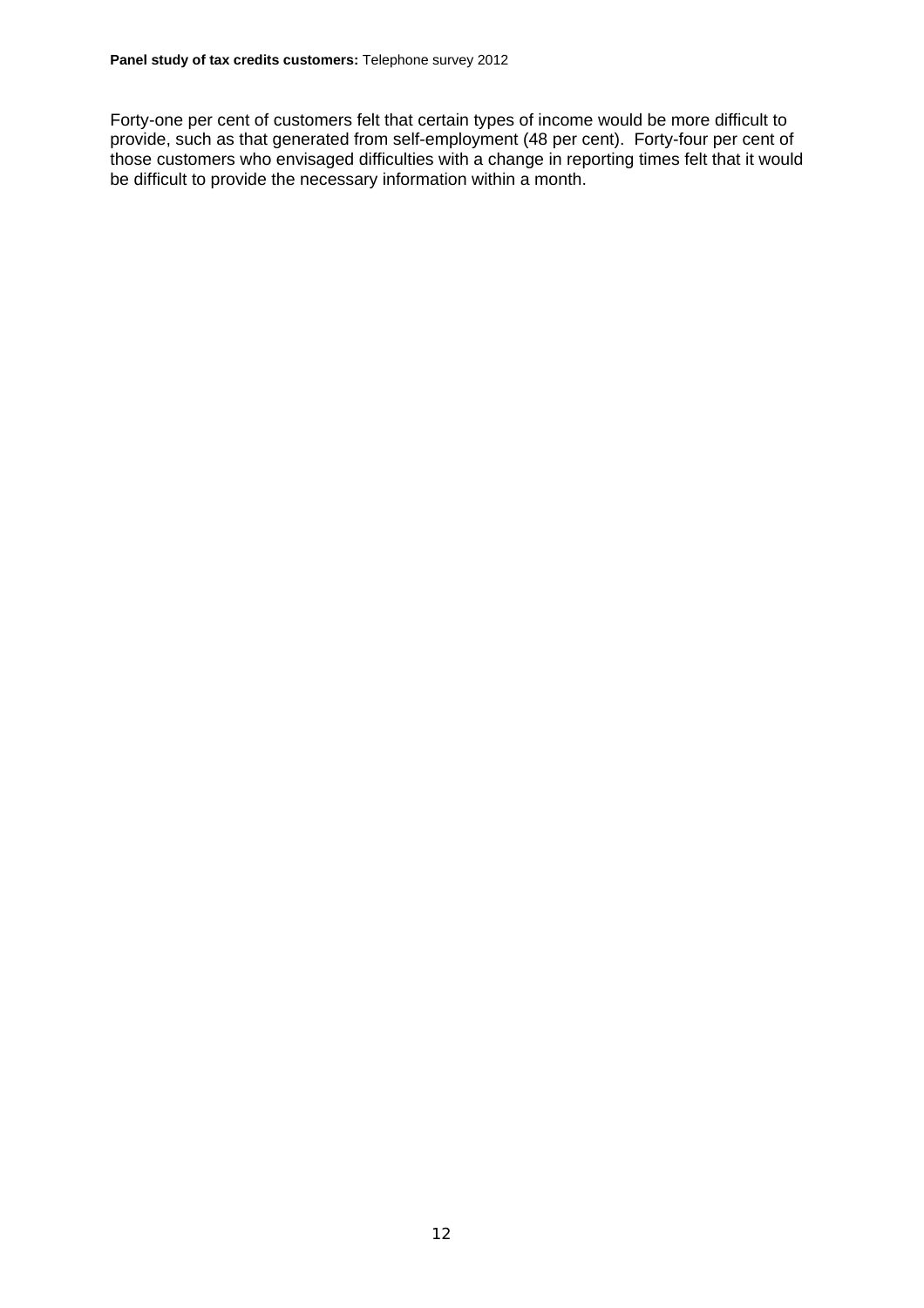Forty-one per cent of customers felt that certain types of income would be more difficult to provide, such as that generated from self-employment (48 per cent). Forty-four per cent of those customers who envisaged difficulties with a change in reporting times felt that it would be difficult to provide the necessary information within a month.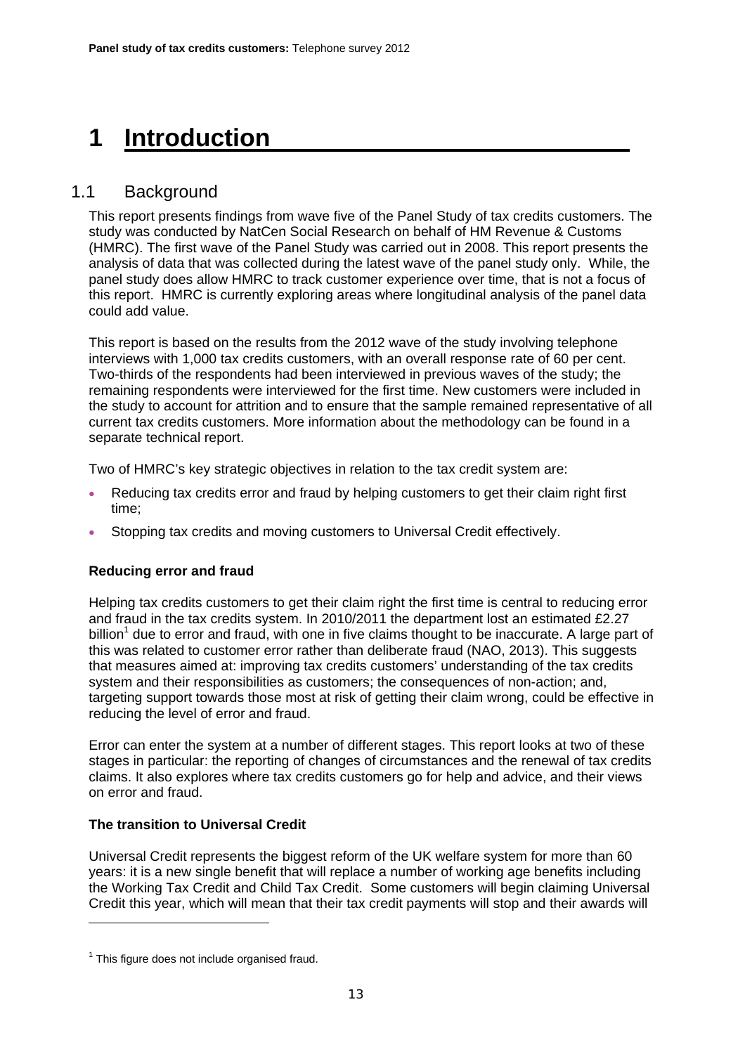# 1 Introduction

## 1.1 Background

This report presents findings from wave five of the Panel Study of tax credits customers. The study was conducted by NatCen Social Research on behalf of HM Revenue & Customs (HMRC). The first wave of the Panel Study was carried out in 2008. This report presents the analysis of data that was collected during the latest wave of the panel study only. While, the panel study does allow HMRC to track customer experience over time, that is not a focus of this report. HMRC is currently exploring areas where longitudinal analysis of the panel data could add value.

This report is based on the results from the 2012 wave of the study involving telephone interviews with 1,000 tax credits customers, with an overall response rate of 60 per cent. Two-thirds of the respondents had been interviewed in previous waves of the study; the remaining respondents were interviewed for the first time. New customers were included in the study to account for attrition and to ensure that the sample remained representative of all current tax credits customers. More information about the methodology can be found in a separate technical report.

Two of HMRC's key strategic objectives in relation to the tax credit system are:

- Reducing tax credits error and fraud by helping customers to get their claim right first time;
- Stopping tax credits and moving customers to Universal Credit effectively.

**Reducing error and fraud**

Helping tax credits customers to get their claim right the first time is central to reducing error and fraud in the tax credits system. In 2010/2011 the department lost an estimated £2.27 billion[1] due to error and fraud, with one in five claims thought to be inaccurate. A large part of this was related to customer error rather than deliberate fraud (NAO, 2013). This suggests that measures aimed at: improving tax credits customers' understanding of the tax credits system and their responsibilities as customers; the consequences of non-action; and, targeting support towards those most at risk of getting their claim wrong, could be effective in reducing the level of error and fraud.

Error can enter the system at a number of different stages. This report looks at two of these stages in particular: the reporting of changes of circumstances and the renewal of tax credits claims. It also explores where tax credits customers go for help and advice, and their views on error and fraud.

**The transition to Universal Credit**

Universal Credit represents the biggest reform of the UK welfare system for more than 60 years: it is a new single benefit that will replace a number of working age benefits including the Working Tax Credit and Child Tax Credit. Some customers will begin claiming Universal Credit this year, which will mean that their tax credit payments will stop and their awards will

[1] This figure does not include organised fraud.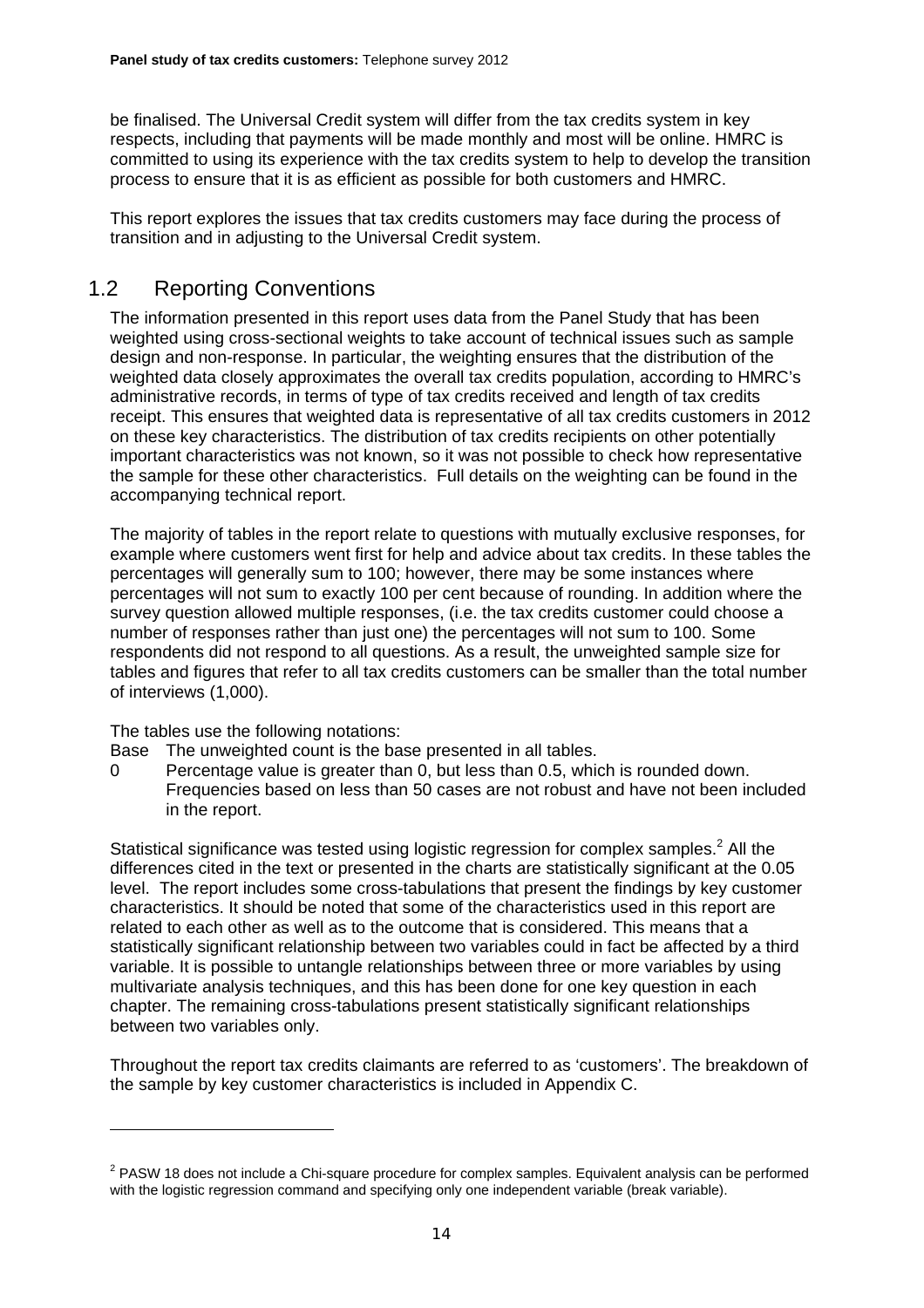be finalised. The Universal Credit system will differ from the tax credits system in key respects, including that payments will be made monthly and most will be online. HMRC is committed to using its experience with the tax credits system to help to develop the transition process to ensure that it is as efficient as possible for both customers and HMRC.

This report explores the issues that tax credits customers may face during the process of transition and in adjusting to the Universal Credit system.

## 1.2 Reporting Conventions

The information presented in this report uses data from the Panel Study that has been weighted using cross-sectional weights to take account of technical issues such as sample design and non-response. In particular, the weighting ensures that the distribution of the weighted data closely approximates the overall tax credits population, according to HMRC's administrative records, in terms of type of tax credits received and length of tax credits receipt. This ensures that weighted data is representative of all tax credits customers in 2012 on these key characteristics. The distribution of tax credits recipients on other potentially important characteristics was not known, so it was not possible to check how representative the sample for these other characteristics. Full details on the weighting can be found in the accompanying technical report.

The majority of tables in the report relate to questions with mutually exclusive responses, for example where customers went first for help and advice about tax credits. In these tables the percentages will generally sum to 100; however, there may be some instances where percentages will not sum to exactly 100 per cent because of rounding. In addition where the survey question allowed multiple responses, (i.e. the tax credits customer could choose a number of responses rather than just one) the percentages will not sum to 100. Some respondents did not respond to all questions. As a result, the unweighted sample size for tables and figures that refer to all tax credits customers can be smaller than the total number of interviews (1,000).

The tables use the following notations:

Base The unweighted count is the base presented in all tables.

0 Percentage value is greater than 0, but less than 0.5, which is rounded down. Frequencies based on less than 50 cases are not robust and have not been included in the report.

Statistical significance was tested using logistic regression for complex samples.[2] All the differences cited in the text or presented in the charts are statistically significant at the 0.05 level. The report includes some cross-tabulations that present the findings by key customer characteristics. It should be noted that some of the characteristics used in this report are related to each other as well as to the outcome that is considered. This means that a statistically significant relationship between two variables could in fact be affected by a third variable. It is possible to untangle relationships between three or more variables by using multivariate analysis techniques, and this has been done for one key question in each chapter. The remaining cross-tabulations present statistically significant relationships between two variables only.

Throughout the report tax credits claimants are referred to as 'customers'. The breakdown of the sample by key customer characteristics is included in Appendix C.

[2] PASW 18 does not include a Chi-square procedure for complex samples. Equivalent analysis can be performed with the logistic regression command and specifying only one independent variable (break variable).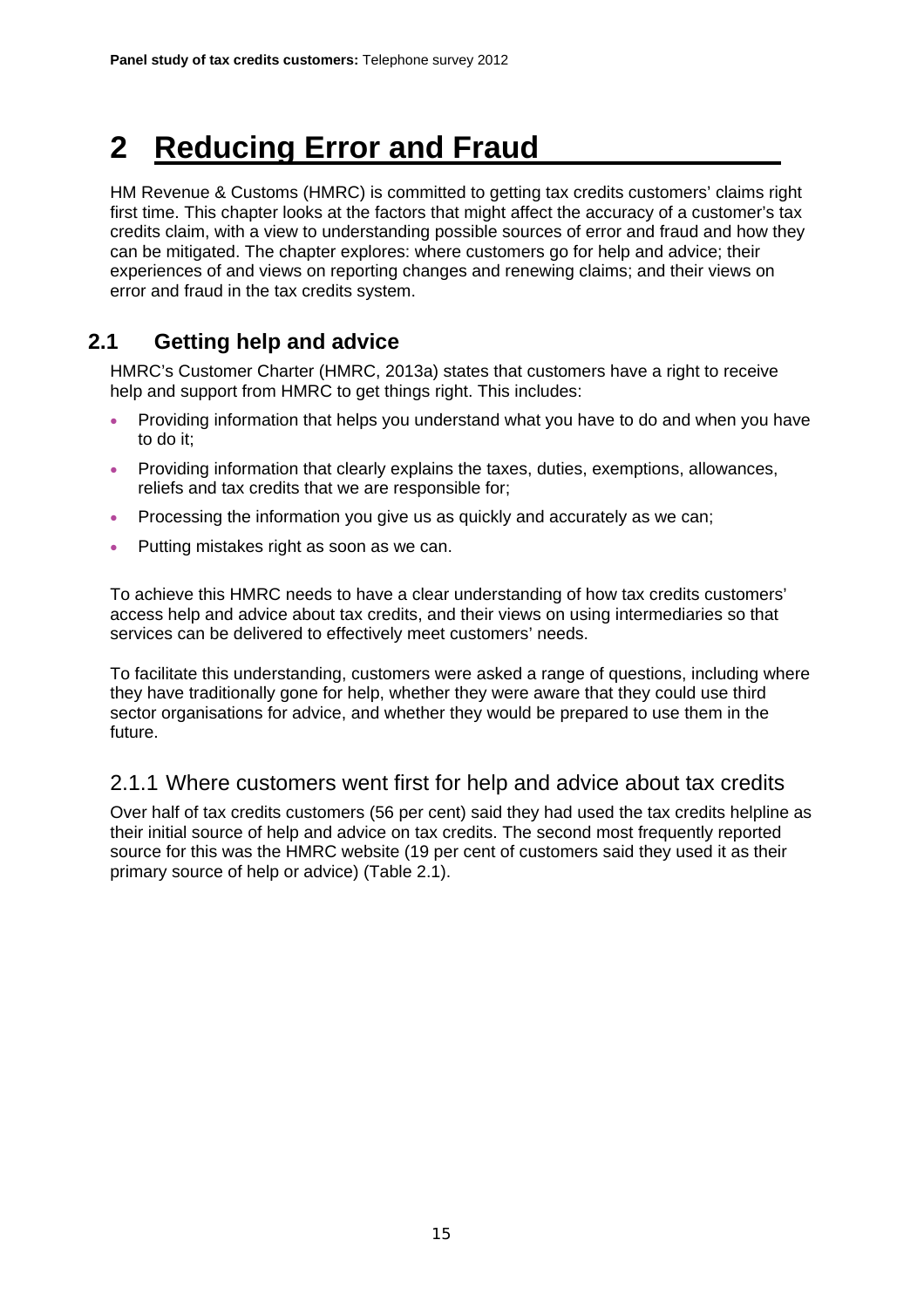# 2 Reducing Error and Fraud

HM Revenue & Customs (HMRC) is committed to getting tax credits customers' claims right first time. This chapter looks at the factors that might affect the accuracy of a customer's tax credits claim, with a view to understanding possible sources of error and fraud and how they can be mitigated. The chapter explores: where customers go for help and advice; their experiences of and views on reporting changes and renewing claims; and their views on error and fraud in the tax credits system.

## 2.1 Getting help and advice

HMRC's Customer Charter (HMRC, 2013a) states that customers have a right to receive help and support from HMRC to get things right. This includes:

- Providing information that helps you understand what you have to do and when you have to do it;
- Providing information that clearly explains the taxes, duties, exemptions, allowances, reliefs and tax credits that we are responsible for;
- Processing the information you give us as quickly and accurately as we can;
- Putting mistakes right as soon as we can.

To achieve this HMRC needs to have a clear understanding of how tax credits customers' access help and advice about tax credits, and their views on using intermediaries so that services can be delivered to effectively meet customers' needs.

To facilitate this understanding, customers were asked a range of questions, including where they have traditionally gone for help, whether they were aware that they could use third sector organisations for advice, and whether they would be prepared to use them in the future.

### 2.1.1 Where customers went first for help and advice about tax credits

Over half of tax credits customers (56 per cent) said they had used the tax credits helpline as their initial source of help and advice on tax credits. The second most frequently reported source for this was the HMRC website (19 per cent of customers said they used it as their primary source of help or advice) (Table 2.1).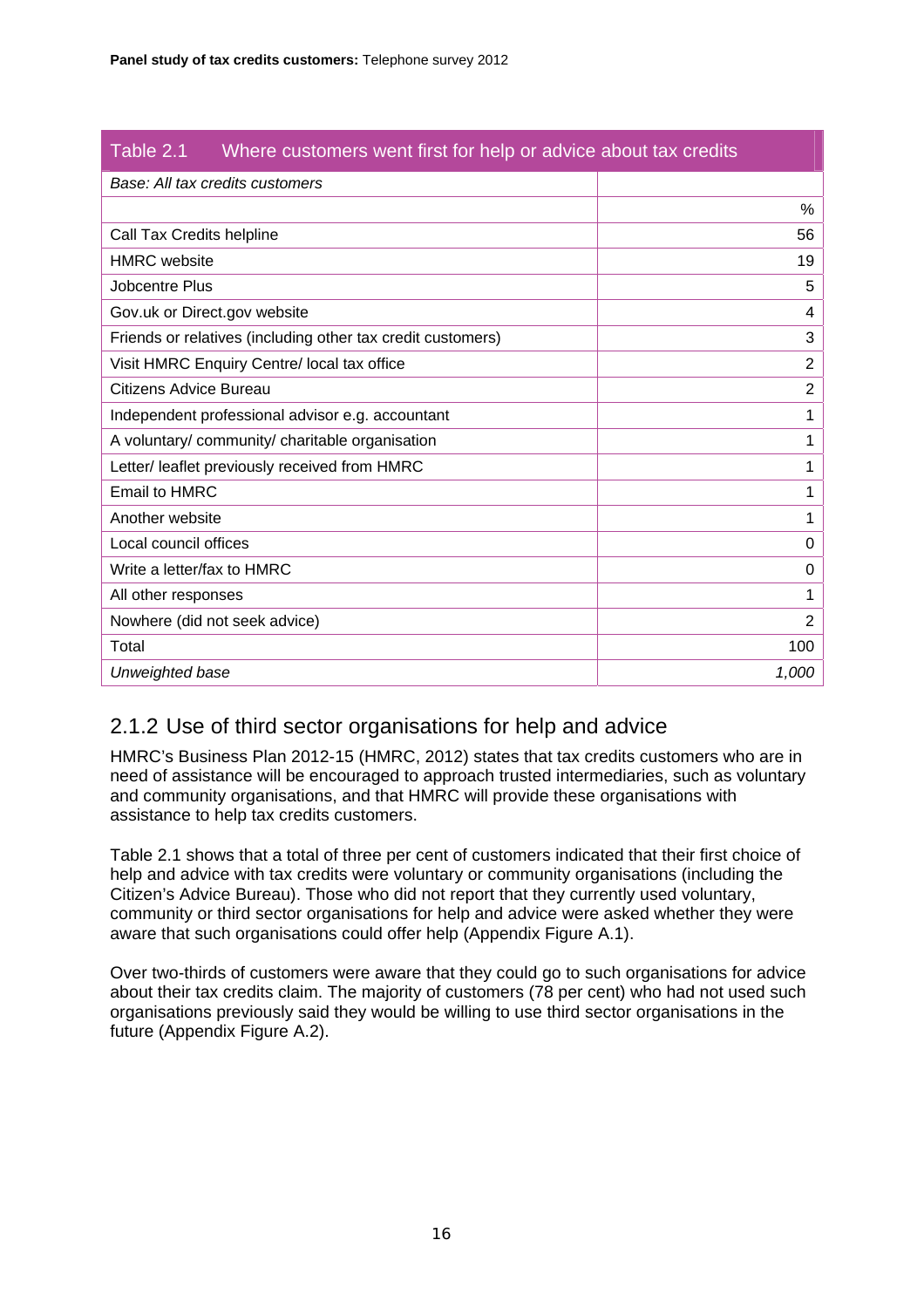**Table 2.1 Where customers went first for help or advice about tax credits**

| *Base: All tax credits customers* | |
|---|---|
| | % |
| Call Tax Credits helpline | 56 |
| HMRC website | 19 |
| Jobcentre Plus | 5 |
| Gov.uk or Direct.gov website | 4 |
| Friends or relatives (including other tax credit customers) | 3 |
| Visit HMRC Enquiry Centre/ local tax office | 2 |
| Citizens Advice Bureau | 2 |
| Independent professional advisor e.g. accountant | 1 |
| A voluntary/ community/ charitable organisation | 1 |
| Letter/ leaflet previously received from HMRC | 1 |
| Email to HMRC | 1 |
| Another website | 1 |
| Local council offices | 0 |
| Write a letter/fax to HMRC | 0 |
| All other responses | 1 |
| Nowhere (did not seek advice) | 2 |
| Total | 100 |
| *Unweighted base* | *1,000* |

### 2.1.2 Use of third sector organisations for help and advice

HMRC's Business Plan 2012-15 (HMRC, 2012) states that tax credits customers who are in need of assistance will be encouraged to approach trusted intermediaries, such as voluntary and community organisations, and that HMRC will provide these organisations with assistance to help tax credits customers.

Table 2.1 shows that a total of three per cent of customers indicated that their first choice of help and advice with tax credits were voluntary or community organisations (including the Citizen's Advice Bureau). Those who did not report that they currently used voluntary, community or third sector organisations for help and advice were asked whether they were aware that such organisations could offer help (Appendix Figure A.1).

Over two-thirds of customers were aware that they could go to such organisations for advice about their tax credits claim. The majority of customers (78 per cent) who had not used such organisations previously said they would be willing to use third sector organisations in the future (Appendix Figure A.2).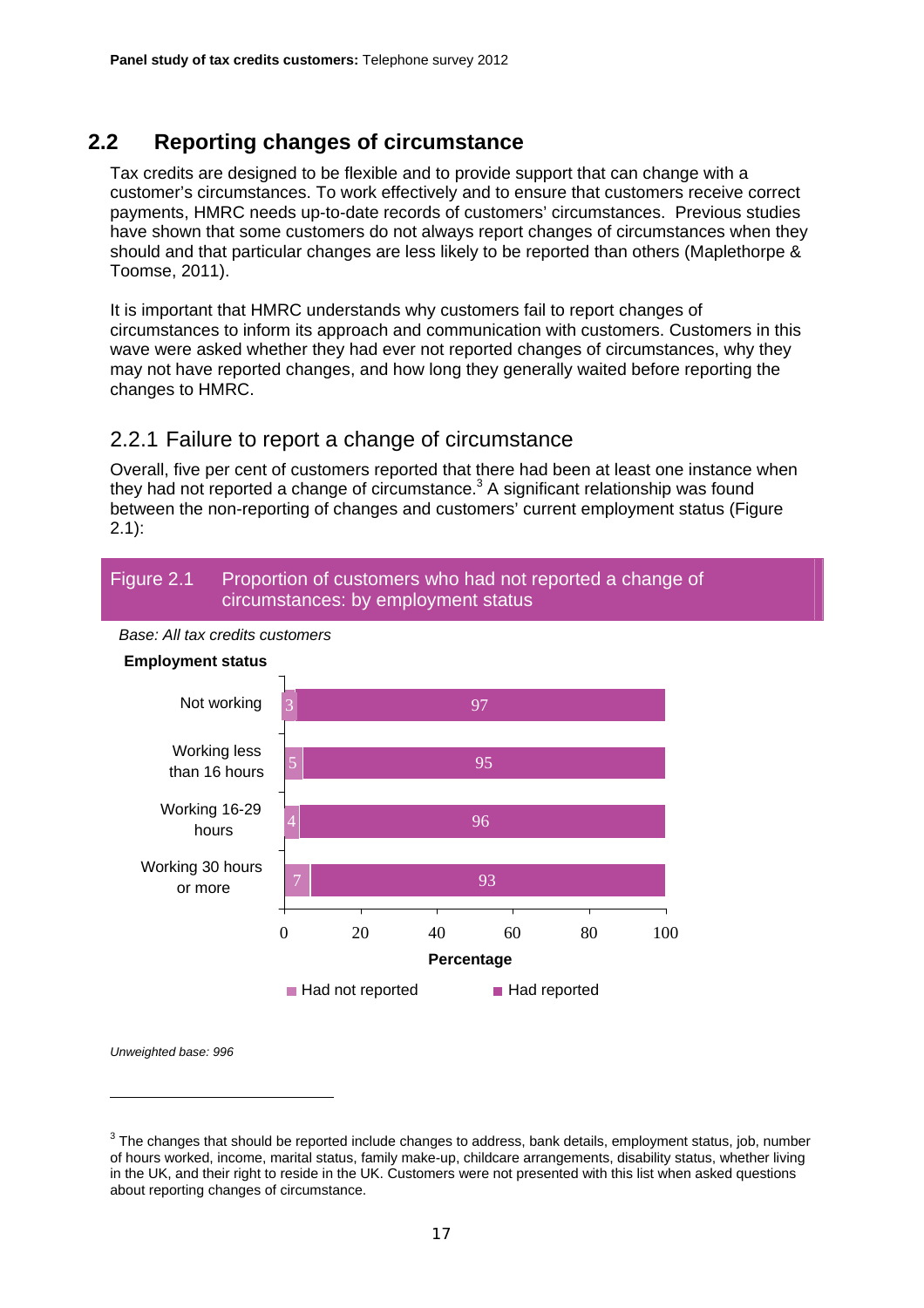## 2.2 Reporting changes of circumstance

Tax credits are designed to be flexible and to provide support that can change with a customer's circumstances. To work effectively and to ensure that customers receive correct payments, HMRC needs up-to-date records of customers' circumstances. Previous studies have shown that some customers do not always report changes of circumstances when they should and that particular changes are less likely to be reported than others (Maplethorpe & Toomse, 2011).

It is important that HMRC understands why customers fail to report changes of circumstances to inform its approach and communication with customers. Customers in this wave were asked whether they had ever not reported changes of circumstances, why they may not have reported changes, and how long they generally waited before reporting the changes to HMRC.

### 2.2.1 Failure to report a change of circumstance

Overall, five per cent of customers reported that there had been at least one instance when they had not reported a change of circumstance.[3] A significant relationship was found between the non-reporting of changes and customers' current employment status (Figure 2.1):

**Figure 2.1 Proportion of customers who had not reported a change of circumstances: by employment status**

*Base: All tax credits customers*

| Employment status | Had not reported (%) | Had reported (%) |
|---|---|---|
| Not working | 3 | 97 |
| Working less than 16 hours | 5 | 95 |
| Working 16-29 hours | 4 | 96 |
| Working 30 hours or more | 7 | 93 |

*Unweighted base: 996*

[3] The changes that should be reported include changes to address, bank details, employment status, job, number of hours worked, income, marital status, family make-up, childcare arrangements, disability status, whether living in the UK, and their right to reside in the UK. Customers were not presented with this list when asked questions about reporting changes of circumstance.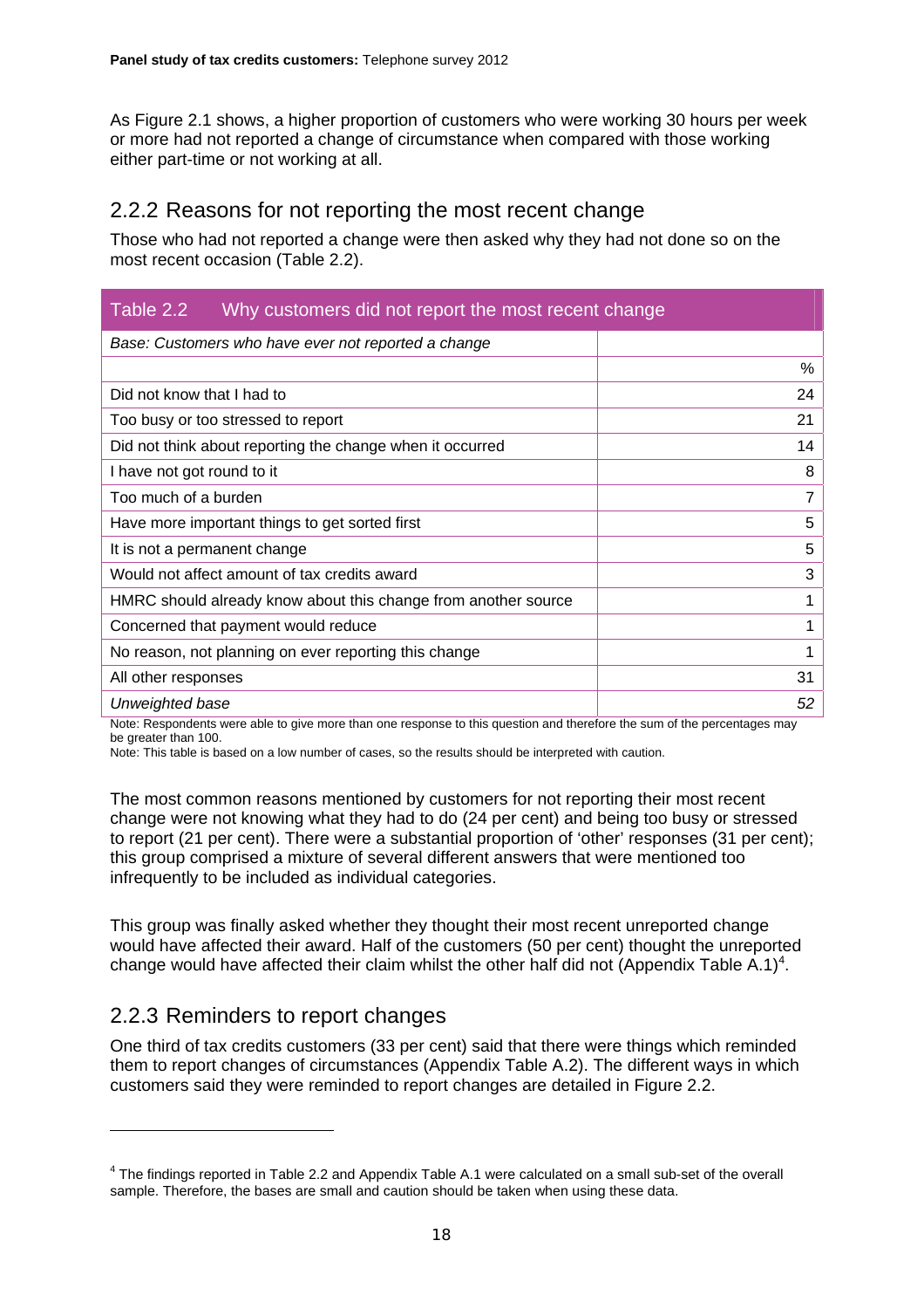As Figure 2.1 shows, a higher proportion of customers who were working 30 hours per week or more had not reported a change of circumstance when compared with those working either part-time or not working at all.

## 2.2.2 Reasons for not reporting the most recent change

Those who had not reported a change were then asked why they had not done so on the most recent occasion (Table 2.2).

**Table 2.2 Why customers did not report the most recent change**

| *Base: Customers who have ever not reported a change* | |
|---|---|
| | % |
| Did not know that I had to | 24 |
| Too busy or too stressed to report | 21 |
| Did not think about reporting the change when it occurred | 14 |
| I have not got round to it | 8 |
| Too much of a burden | 7 |
| Have more important things to get sorted first | 5 |
| It is not a permanent change | 5 |
| Would not affect amount of tax credits award | 3 |
| HMRC should already know about this change from another source | 1 |
| Concerned that payment would reduce | 1 |
| No reason, not planning on ever reporting this change | 1 |
| All other responses | 31 |
| *Unweighted base* | *52* |

Note: Respondents were able to give more than one response to this question and therefore the sum of the percentages may be greater than 100.

Note: This table is based on a low number of cases, so the results should be interpreted with caution.

The most common reasons mentioned by customers for not reporting their most recent change were not knowing what they had to do (24 per cent) and being too busy or stressed to report (21 per cent). There were a substantial proportion of 'other' responses (31 per cent); this group comprised a mixture of several different answers that were mentioned too infrequently to be included as individual categories.

This group was finally asked whether they thought their most recent unreported change would have affected their award. Half of the customers (50 per cent) thought the unreported change would have affected their claim whilst the other half did not (Appendix Table A.1)[4].

## 2.2.3 Reminders to report changes

One third of tax credits customers (33 per cent) said that there were things which reminded them to report changes of circumstances (Appendix Table A.2). The different ways in which customers said they were reminded to report changes are detailed in Figure 2.2.

[4] The findings reported in Table 2.2 and Appendix Table A.1 were calculated on a small sub-set of the overall sample. Therefore, the bases are small and caution should be taken when using these data.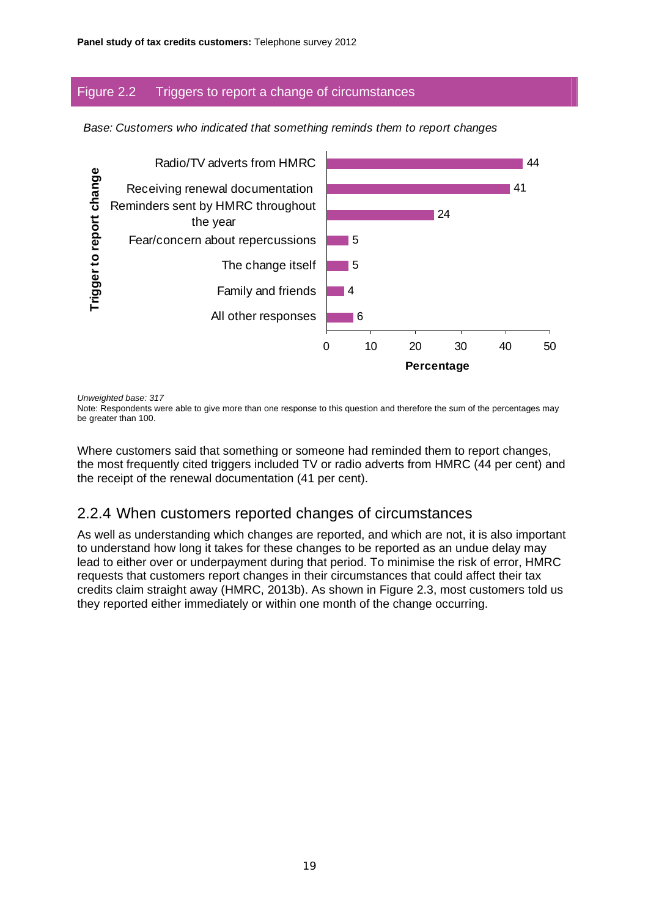**Figure 2.2 Triggers to report a change of circumstances**

*Base: Customers who indicated that something reminds them to report changes*

| Trigger to report change | Percentage |
|---|---|
| Radio/TV adverts from HMRC | 44 |
| Receiving renewal documentation | 41 |
| Reminders sent by HMRC throughout the year | 24 |
| Fear/concern about repercussions | 5 |
| The change itself | 5 |
| Family and friends | 4 |
| All other responses | 6 |

*Unweighted base: 317*

Note: Respondents were able to give more than one response to this question and therefore the sum of the percentages may be greater than 100.

Where customers said that something or someone had reminded them to report changes, the most frequently cited triggers included TV or radio adverts from HMRC (44 per cent) and the receipt of the renewal documentation (41 per cent).

## 2.2.4 When customers reported changes of circumstances

As well as understanding which changes are reported, and which are not, it is also important to understand how long it takes for these changes to be reported as an undue delay may lead to either over or underpayment during that period. To minimise the risk of error, HMRC requests that customers report changes in their circumstances that could affect their tax credits claim straight away (HMRC, 2013b). As shown in Figure 2.3, most customers told us they reported either immediately or within one month of the change occurring.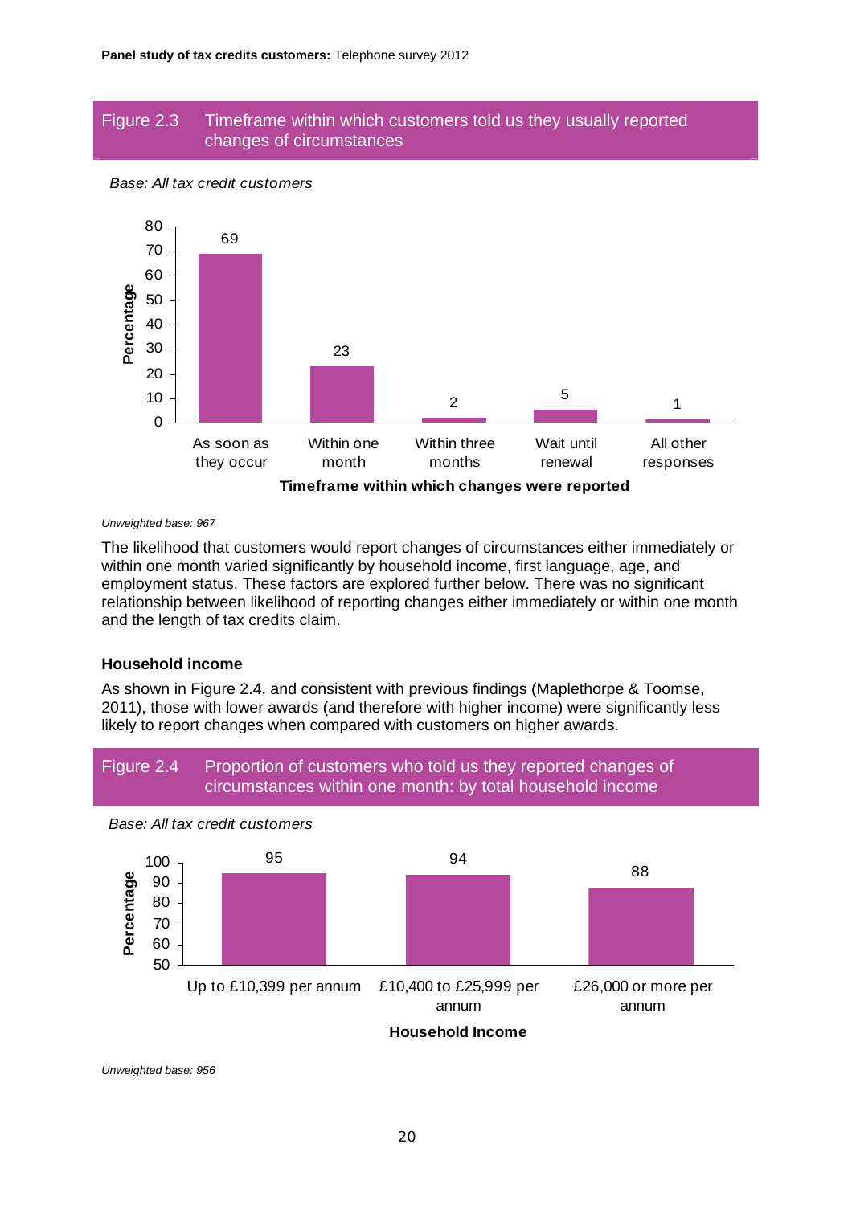### Figure 2.3 Timeframe within which customers told us they usually reported changes of circumstances

*Base: All tax credit customers*

| Timeframe within which changes were reported | Percentage |
|---|---|
| As soon as they occur | 69 |
| Within one month | 23 |
| Within three months | 2 |
| Wait until renewal | 5 |
| All other responses | 1 |

*Unweighted base: 967*

The likelihood that customers would report changes of circumstances either immediately or within one month varied significantly by household income, first language, age, and employment status. These factors are explored further below. There was no significant relationship between likelihood of reporting changes either immediately or within one month and the length of tax credits claim.

### Household income

As shown in Figure 2.4, and consistent with previous findings (Maplethorpe & Toomse, 2011), those with lower awards (and therefore with higher income) were significantly less likely to report changes when compared with customers on higher awards.

### Figure 2.4 Proportion of customers who told us they reported changes of circumstances within one month: by total household income

*Base: All tax credit customers*

| Household Income | Percentage |
|---|---|
| Up to £10,399 per annum | 95 |
| £10,400 to £25,999 per annum | 94 |
| £26,000 or more per annum | 88 |

*Unweighted base: 956*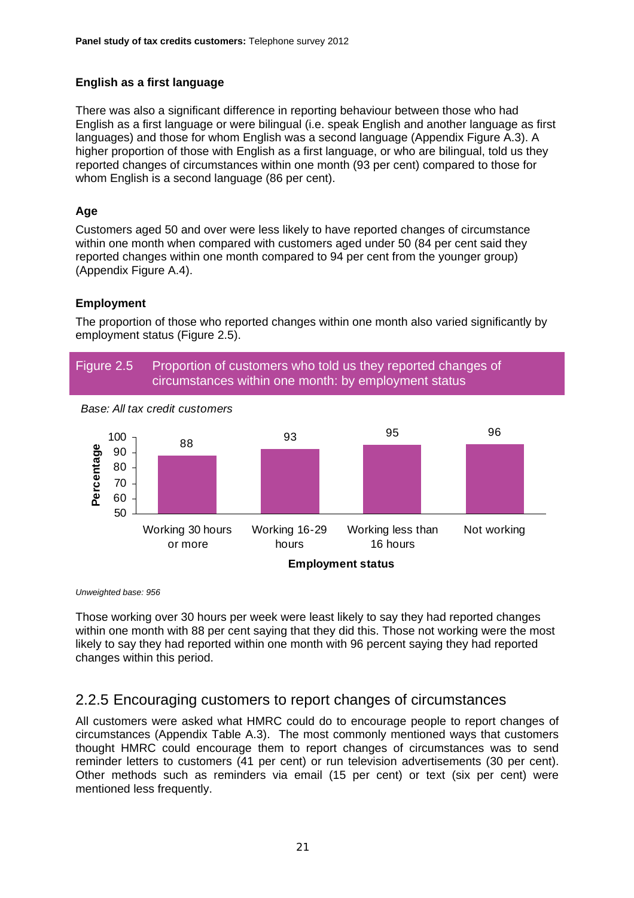**English as a first language**

There was also a significant difference in reporting behaviour between those who had English as a first language or were bilingual (i.e. speak English and another language as first languages) and those for whom English was a second language (Appendix Figure A.3). A higher proportion of those with English as a first language, or who are bilingual, told us they reported changes of circumstances within one month (93 per cent) compared to those for whom English is a second language (86 per cent).

**Age**

Customers aged 50 and over were less likely to have reported changes of circumstance within one month when compared with customers aged under 50 (84 per cent said they reported changes within one month compared to 94 per cent from the younger group) (Appendix Figure A.4).

**Employment**

The proportion of those who reported changes within one month also varied significantly by employment status (Figure 2.5).

Figure 2.5 Proportion of customers who told us they reported changes of circumstances within one month: by employment status

*Base: All tax credit customers*

| Employment status | Percentage |
|---|---|
| Working 30 hours or more | 88 |
| Working 16-29 hours | 93 |
| Working less than 16 hours | 95 |
| Not working | 96 |

*Unweighted base: 956*

Those working over 30 hours per week were least likely to say they had reported changes within one month with 88 per cent saying that they did this. Those not working were the most likely to say they had reported within one month with 96 percent saying they had reported changes within this period.

## 2.2.5 Encouraging customers to report changes of circumstances

All customers were asked what HMRC could do to encourage people to report changes of circumstances (Appendix Table A.3). The most commonly mentioned ways that customers thought HMRC could encourage them to report changes of circumstances was to send reminder letters to customers (41 per cent) or run television advertisements (30 per cent). Other methods such as reminders via email (15 per cent) or text (six per cent) were mentioned less frequently.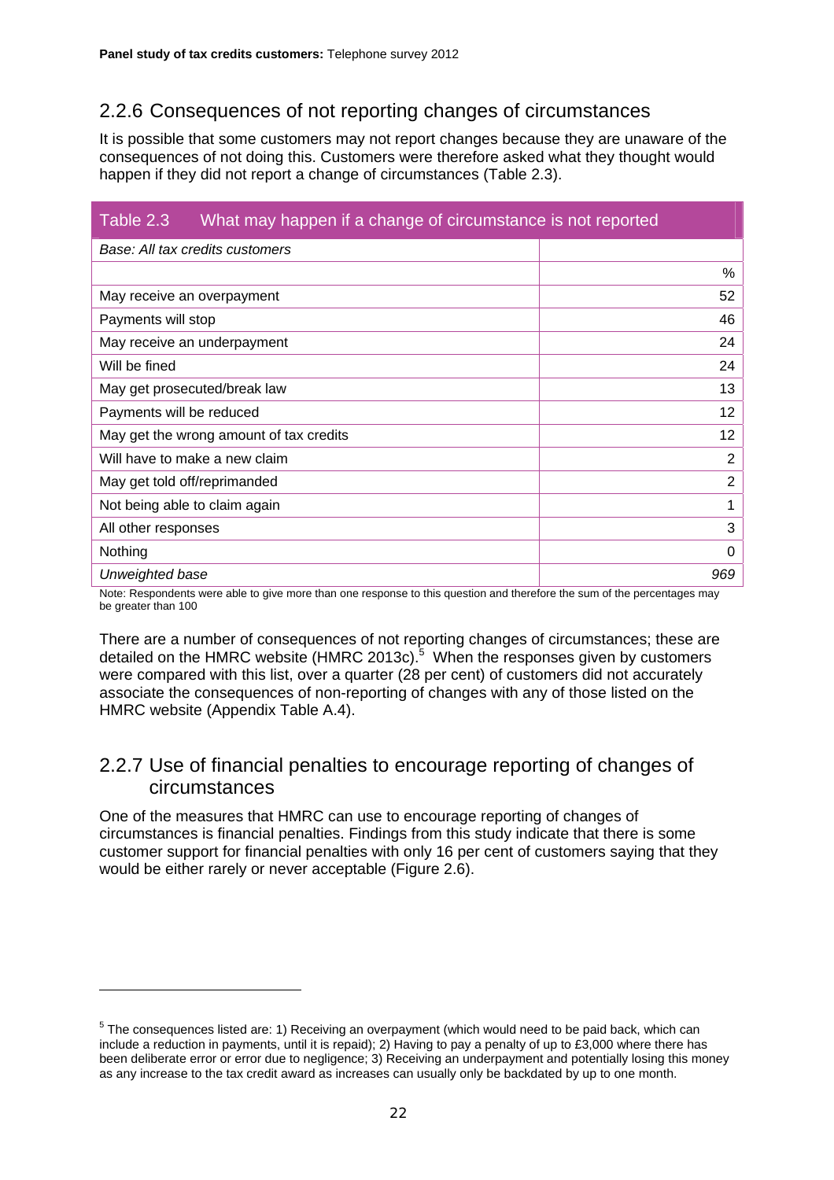## 2.2.6 Consequences of not reporting changes of circumstances

It is possible that some customers may not report changes because they are unaware of the consequences of not doing this. Customers were therefore asked what they thought would happen if they did not report a change of circumstances (Table 2.3).

**Table 2.3 What may happen if a change of circumstance is not reported**

| *Base: All tax credits customers* | |
|---|---|
| | % |
| May receive an overpayment | 52 |
| Payments will stop | 46 |
| May receive an underpayment | 24 |
| Will be fined | 24 |
| May get prosecuted/break law | 13 |
| Payments will be reduced | 12 |
| May get the wrong amount of tax credits | 12 |
| Will have to make a new claim | 2 |
| May get told off/reprimanded | 2 |
| Not being able to claim again | 1 |
| All other responses | 3 |
| Nothing | 0 |
| *Unweighted base* | *969* |

Note: Respondents were able to give more than one response to this question and therefore the sum of the percentages may be greater than 100

There are a number of consequences of not reporting changes of circumstances; these are detailed on the HMRC website (HMRC 2013c).[5] When the responses given by customers were compared with this list, over a quarter (28 per cent) of customers did not accurately associate the consequences of non-reporting of changes with any of those listed on the HMRC website (Appendix Table A.4).

## 2.2.7 Use of financial penalties to encourage reporting of changes of circumstances

One of the measures that HMRC can use to encourage reporting of changes of circumstances is financial penalties. Findings from this study indicate that there is some customer support for financial penalties with only 16 per cent of customers saying that they would be either rarely or never acceptable (Figure 2.6).

[5] The consequences listed are: 1) Receiving an overpayment (which would need to be paid back, which can include a reduction in payments, until it is repaid); 2) Having to pay a penalty of up to £3,000 where there has been deliberate error or error due to negligence; 3) Receiving an underpayment and potentially losing this money as any increase to the tax credit award as increases can usually only be backdated by up to one month.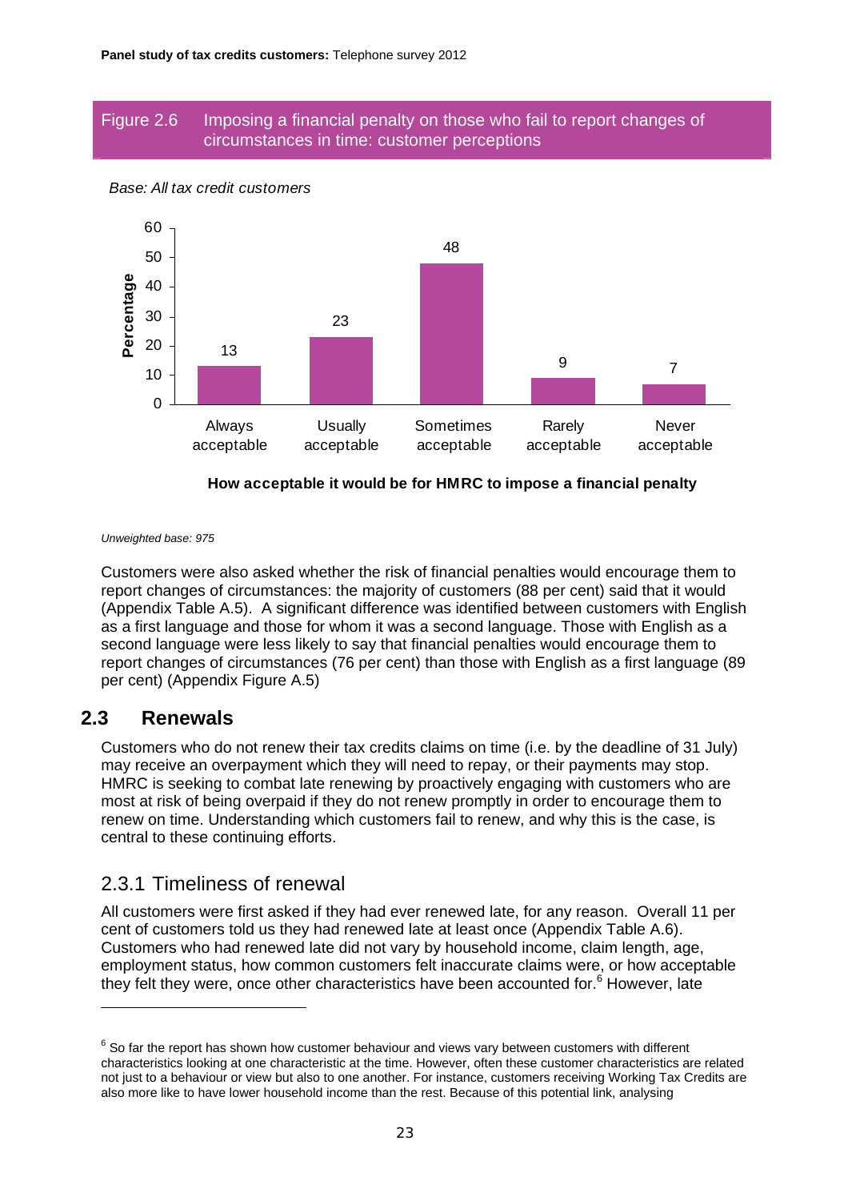Figure 2.6 Imposing a financial penalty on those who fail to report changes of circumstances in time: customer perceptions

*Base: All tax credit customers*

| How acceptable it would be for HMRC to impose a financial penalty | Percentage |
|---|---|
| Always acceptable | 13 |
| Usually acceptable | 23 |
| Sometimes acceptable | 48 |
| Rarely acceptable | 9 |
| Never acceptable | 7 |

*Unweighted base: 975*

Customers were also asked whether the risk of financial penalties would encourage them to report changes of circumstances: the majority of customers (88 per cent) said that it would (Appendix Table A.5). A significant difference was identified between customers with English as a first language and those for whom it was a second language. Those with English as a second language were less likely to say that financial penalties would encourage them to report changes of circumstances (76 per cent) than those with English as a first language (89 per cent) (Appendix Figure A.5)

## 2.3 Renewals

Customers who do not renew their tax credits claims on time (i.e. by the deadline of 31 July) may receive an overpayment which they will need to repay, or their payments may stop. HMRC is seeking to combat late renewing by proactively engaging with customers who are most at risk of being overpaid if they do not renew promptly in order to encourage them to renew on time. Understanding which customers fail to renew, and why this is the case, is central to these continuing efforts.

### 2.3.1 Timeliness of renewal

All customers were first asked if they had ever renewed late, for any reason. Overall 11 per cent of customers told us they had renewed late at least once (Appendix Table A.6). Customers who had renewed late did not vary by household income, claim length, age, employment status, how common customers felt inaccurate claims were, or how acceptable they felt they were, once other characteristics have been accounted for.[6] However, late

[6] So far the report has shown how customer behaviour and views vary between customers with different characteristics looking at one characteristic at the time. However, often these customer characteristics are related not just to a behaviour or view but also to one another. For instance, customers receiving Working Tax Credits are also more like to have lower household income than the rest. Because of this potential link, analysing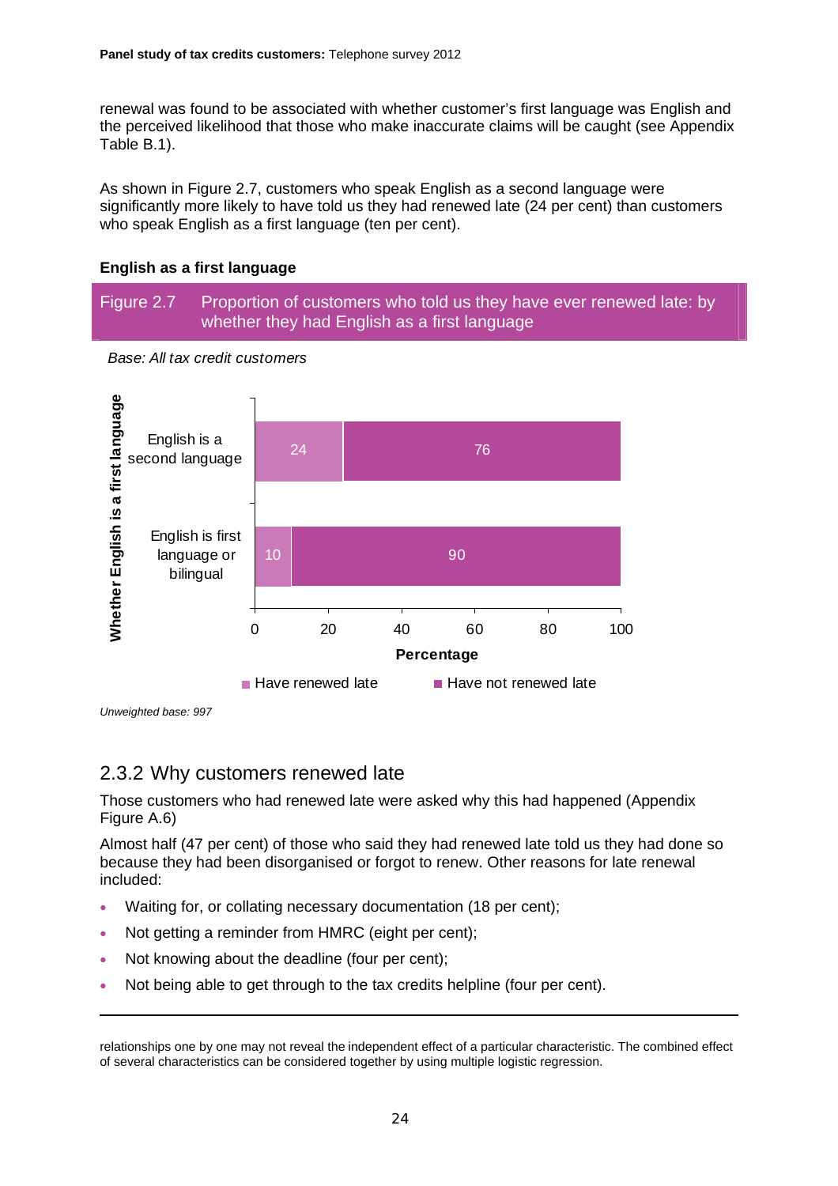renewal was found to be associated with whether customer's first language was English and the perceived likelihood that those who make inaccurate claims will be caught (see Appendix Table B.1).

As shown in Figure 2.7, customers who speak English as a second language were significantly more likely to have told us they had renewed late (24 per cent) than customers who speak English as a first language (ten per cent).

**English as a first language**

Figure 2.7 Proportion of customers who told us they have ever renewed late: by whether they had English as a first language

*Base: All tax credit customers*

| Whether English is a first language | Have renewed late | Have not renewed late |
|---|---|---|
| English is a second language | 24 | 76 |
| English is first language or bilingual | 10 | 90 |

*Unweighted base: 997*

## 2.3.2 Why customers renewed late

Those customers who had renewed late were asked why this had happened (Appendix Figure A.6)

Almost half (47 per cent) of those who said they had renewed late told us they had done so because they had been disorganised or forgot to renew. Other reasons for late renewal included:

- Waiting for, or collating necessary documentation (18 per cent);
- Not getting a reminder from HMRC (eight per cent);
- Not knowing about the deadline (four per cent);
- Not being able to get through to the tax credits helpline (four per cent).

---

relationships one by one may not reveal the independent effect of a particular characteristic. The combined effect of several characteristics can be considered together by using multiple logistic regression.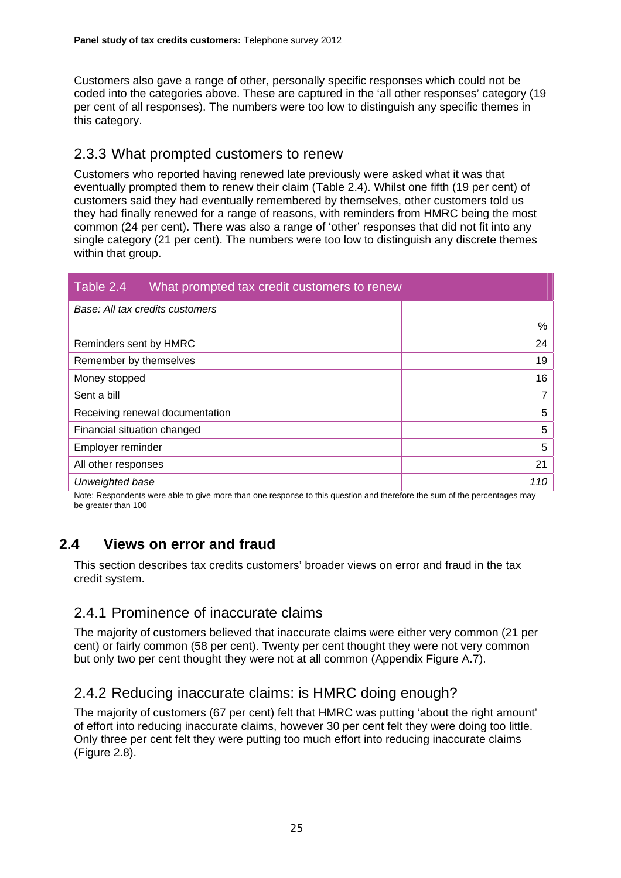Customers also gave a range of other, personally specific responses which could not be coded into the categories above. These are captured in the 'all other responses' category (19 per cent of all responses). The numbers were too low to distinguish any specific themes in this category.

### 2.3.3 What prompted customers to renew

Customers who reported having renewed late previously were asked what it was that eventually prompted them to renew their claim (Table 2.4). Whilst one fifth (19 per cent) of customers said they had eventually remembered by themselves, other customers told us they had finally renewed for a range of reasons, with reminders from HMRC being the most common (24 per cent). There was also a range of 'other' responses that did not fit into any single category (21 per cent). The numbers were too low to distinguish any discrete themes within that group.

**Table 2.4 What prompted tax credit customers to renew**

| *Base: All tax credits customers* | |
|---|---|
| | % |
| Reminders sent by HMRC | 24 |
| Remember by themselves | 19 |
| Money stopped | 16 |
| Sent a bill | 7 |
| Receiving renewal documentation | 5 |
| Financial situation changed | 5 |
| Employer reminder | 5 |
| All other responses | 21 |
| *Unweighted base* | *110* |

Note: Respondents were able to give more than one response to this question and therefore the sum of the percentages may be greater than 100

## 2.4 Views on error and fraud

This section describes tax credits customers' broader views on error and fraud in the tax credit system.

### 2.4.1 Prominence of inaccurate claims

The majority of customers believed that inaccurate claims were either very common (21 per cent) or fairly common (58 per cent). Twenty per cent thought they were not very common but only two per cent thought they were not at all common (Appendix Figure A.7).

### 2.4.2 Reducing inaccurate claims: is HMRC doing enough?

The majority of customers (67 per cent) felt that HMRC was putting 'about the right amount' of effort into reducing inaccurate claims, however 30 per cent felt they were doing too little. Only three per cent felt they were putting too much effort into reducing inaccurate claims (Figure 2.8).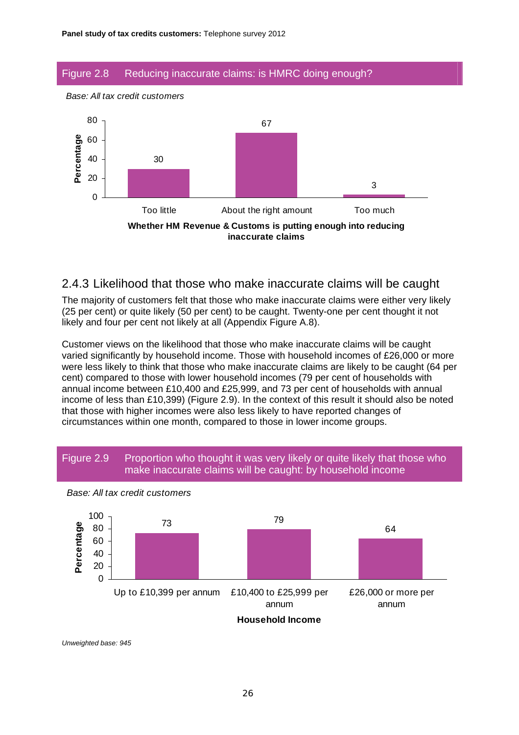### Figure 2.8 Reducing inaccurate claims: is HMRC doing enough?

*Base: All tax credit customers*

| Whether HM Revenue & Customs is putting enough into reducing inaccurate claims | Percentage |
|---|---|
| Too little | 30 |
| About the right amount | 67 |
| Too much | 3 |

## 2.4.3 Likelihood that those who make inaccurate claims will be caught

The majority of customers felt that those who make inaccurate claims were either very likely (25 per cent) or quite likely (50 per cent) to be caught. Twenty-one per cent thought it not likely and four per cent not likely at all (Appendix Figure A.8).

Customer views on the likelihood that those who make inaccurate claims will be caught varied significantly by household income. Those with household incomes of £26,000 or more were less likely to think that those who make inaccurate claims are likely to be caught (64 per cent) compared to those with lower household incomes (79 per cent of households with annual income between £10,400 and £25,999, and 73 per cent of households with annual income of less than £10,399) (Figure 2.9). In the context of this result it should also be noted that those with higher incomes were also less likely to have reported changes of circumstances within one month, compared to those in lower income groups.

### Figure 2.9 Proportion who thought it was very likely or quite likely that those who make inaccurate claims will be caught: by household income

*Base: All tax credit customers*

| Household Income | Percentage |
|---|---|
| Up to £10,399 per annum | 73 |
| £10,400 to £25,999 per annum | 79 |
| £26,000 or more per annum | 64 |

*Unweighted base: 945*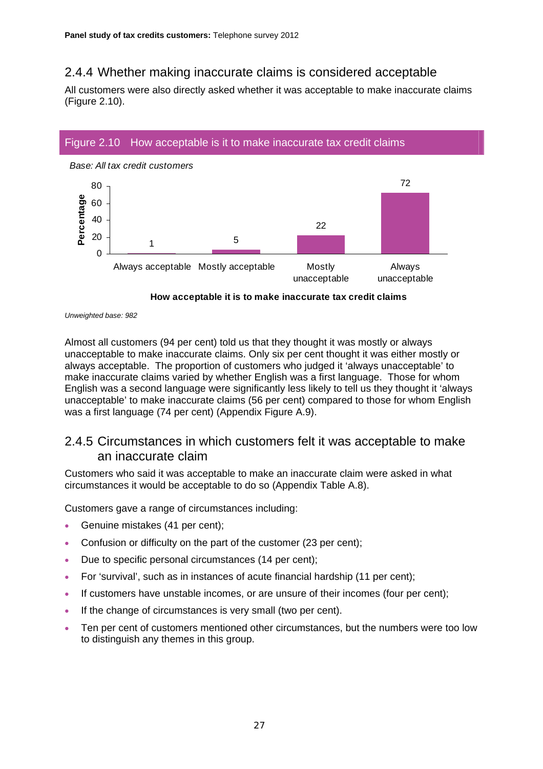### 2.4.4 Whether making inaccurate claims is considered acceptable

All customers were also directly asked whether it was acceptable to make inaccurate claims (Figure 2.10).

**Figure 2.10 How acceptable is it to make inaccurate tax credit claims**

*Base: All tax credit customers*

| How acceptable it is to make inaccurate tax credit claims | Percentage |
| --- | --- |
| Always acceptable | 1 |
| Mostly acceptable | 5 |
| Mostly unacceptable | 22 |
| Always unacceptable | 72 |

*Unweighted base: 982*

Almost all customers (94 per cent) told us that they thought it was mostly or always unacceptable to make inaccurate claims. Only six per cent thought it was either mostly or always acceptable. The proportion of customers who judged it 'always unacceptable' to make inaccurate claims varied by whether English was a first language. Those for whom English was a second language were significantly less likely to tell us they thought it 'always unacceptable' to make inaccurate claims (56 per cent) compared to those for whom English was a first language (74 per cent) (Appendix Figure A.9).

### 2.4.5 Circumstances in which customers felt it was acceptable to make an inaccurate claim

Customers who said it was acceptable to make an inaccurate claim were asked in what circumstances it would be acceptable to do so (Appendix Table A.8).

Customers gave a range of circumstances including:

- Genuine mistakes (41 per cent);
- Confusion or difficulty on the part of the customer (23 per cent);
- Due to specific personal circumstances (14 per cent);
- For 'survival', such as in instances of acute financial hardship (11 per cent);
- If customers have unstable incomes, or are unsure of their incomes (four per cent);
- If the change of circumstances is very small (two per cent).
- Ten per cent of customers mentioned other circumstances, but the numbers were too low to distinguish any themes in this group.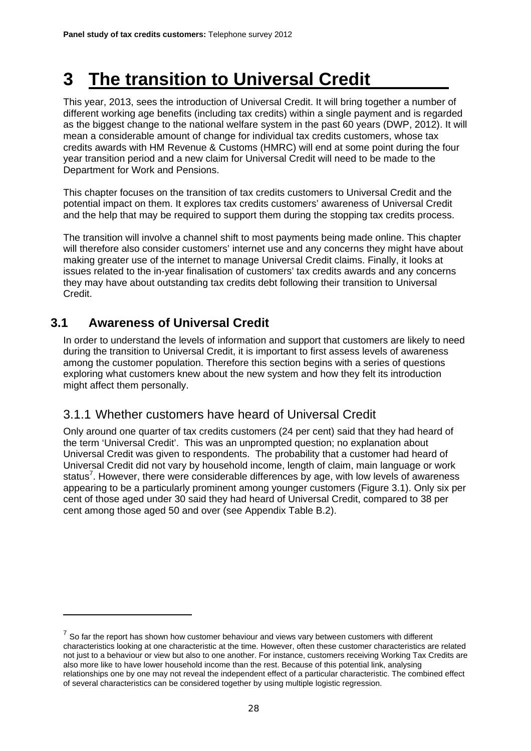# 3 The transition to Universal Credit

This year, 2013, sees the introduction of Universal Credit. It will bring together a number of different working age benefits (including tax credits) within a single payment and is regarded as the biggest change to the national welfare system in the past 60 years (DWP, 2012). It will mean a considerable amount of change for individual tax credits customers, whose tax credits awards with HM Revenue & Customs (HMRC) will end at some point during the four year transition period and a new claim for Universal Credit will need to be made to the Department for Work and Pensions.

This chapter focuses on the transition of tax credits customers to Universal Credit and the potential impact on them. It explores tax credits customers' awareness of Universal Credit and the help that may be required to support them during the stopping tax credits process.

The transition will involve a channel shift to most payments being made online. This chapter will therefore also consider customers' internet use and any concerns they might have about making greater use of the internet to manage Universal Credit claims. Finally, it looks at issues related to the in-year finalisation of customers' tax credits awards and any concerns they may have about outstanding tax credits debt following their transition to Universal Credit.

## 3.1 Awareness of Universal Credit

In order to understand the levels of information and support that customers are likely to need during the transition to Universal Credit, it is important to first assess levels of awareness among the customer population. Therefore this section begins with a series of questions exploring what customers knew about the new system and how they felt its introduction might affect them personally.

### 3.1.1 Whether customers have heard of Universal Credit

Only around one quarter of tax credits customers (24 per cent) said that they had heard of the term 'Universal Credit'. This was an unprompted question; no explanation about Universal Credit was given to respondents. The probability that a customer had heard of Universal Credit did not vary by household income, length of claim, main language or work status[7]. However, there were considerable differences by age, with low levels of awareness appearing to be a particularly prominent among younger customers (Figure 3.1). Only six per cent of those aged under 30 said they had heard of Universal Credit, compared to 38 per cent among those aged 50 and over (see Appendix Table B.2).

---

[7] So far the report has shown how customer behaviour and views vary between customers with different characteristics looking at one characteristic at the time. However, often these customer characteristics are related not just to a behaviour or view but also to one another. For instance, customers receiving Working Tax Credits are also more like to have lower household income than the rest. Because of this potential link, analysing relationships one by one may not reveal the independent effect of a particular characteristic. The combined effect of several characteristics can be considered together by using multiple logistic regression.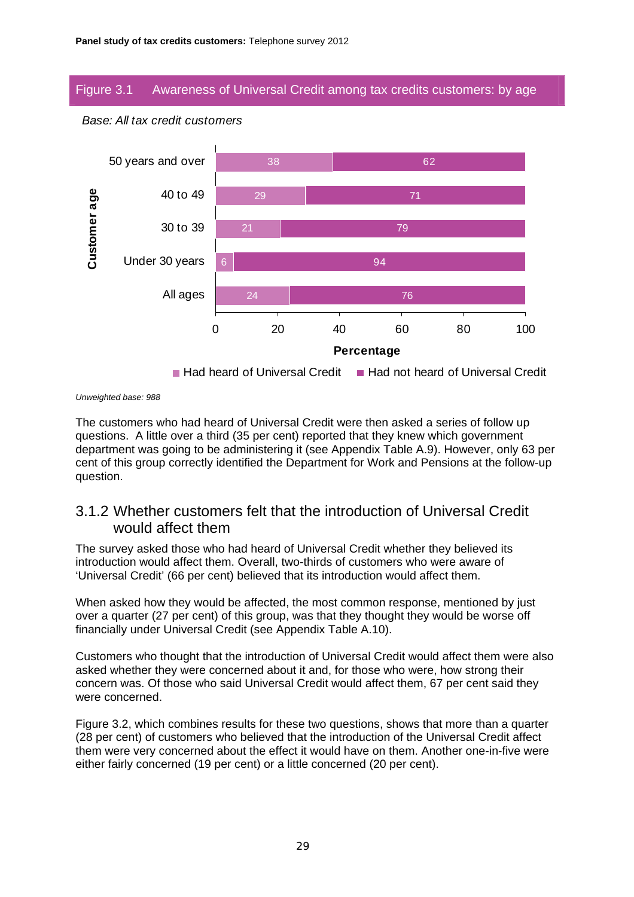Figure 3.1 Awareness of Universal Credit among tax credits customers: by age

*Base: All tax credit customers*

| Customer age | Had heard of Universal Credit | Had not heard of Universal Credit |
|---|---|---|
| 50 years and over | 38 | 62 |
| 40 to 49 | 29 | 71 |
| 30 to 39 | 21 | 79 |
| Under 30 years | 6 | 94 |
| All ages | 24 | 76 |

Percentage

*Unweighted base: 988*

The customers who had heard of Universal Credit were then asked a series of follow up questions. A little over a third (35 per cent) reported that they knew which government department was going to be administering it (see Appendix Table A.9). However, only 63 per cent of this group correctly identified the Department for Work and Pensions at the follow-up question.

## 3.1.2 Whether customers felt that the introduction of Universal Credit would affect them

The survey asked those who had heard of Universal Credit whether they believed its introduction would affect them. Overall, two-thirds of customers who were aware of 'Universal Credit' (66 per cent) believed that its introduction would affect them.

When asked how they would be affected, the most common response, mentioned by just over a quarter (27 per cent) of this group, was that they thought they would be worse off financially under Universal Credit (see Appendix Table A.10).

Customers who thought that the introduction of Universal Credit would affect them were also asked whether they were concerned about it and, for those who were, how strong their concern was. Of those who said Universal Credit would affect them, 67 per cent said they were concerned.

Figure 3.2, which combines results for these two questions, shows that more than a quarter (28 per cent) of customers who believed that the introduction of the Universal Credit affect them were very concerned about the effect it would have on them. Another one-in-five were either fairly concerned (19 per cent) or a little concerned (20 per cent).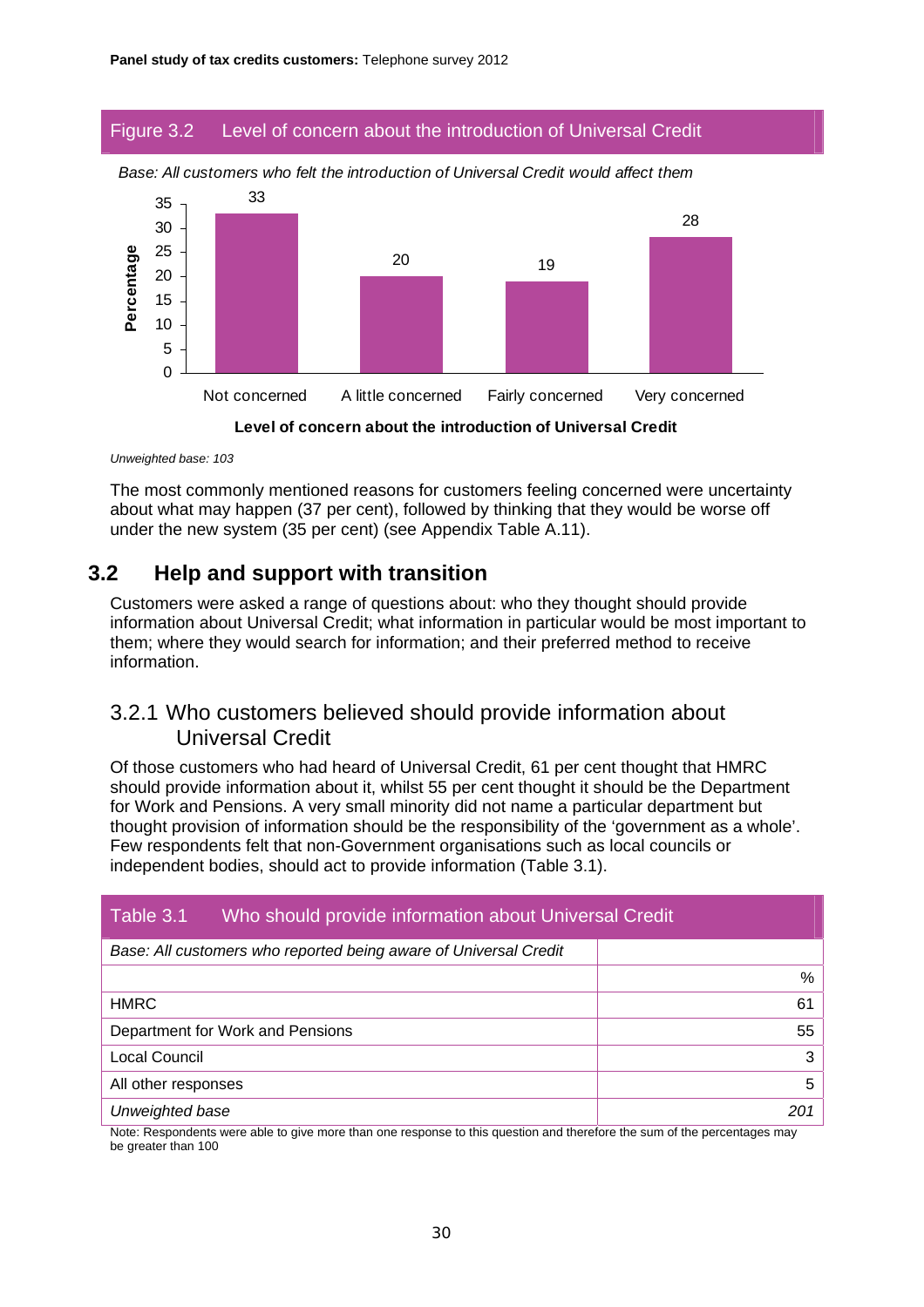Figure 3.2 Level of concern about the introduction of Universal Credit

*Base: All customers who felt the introduction of Universal Credit would affect them*

| Level of concern about the introduction of Universal Credit | Percentage |
|---|---|
| Not concerned | 33 |
| A little concerned | 20 |
| Fairly concerned | 19 |
| Very concerned | 28 |

*Unweighted base: 103*

The most commonly mentioned reasons for customers feeling concerned were uncertainty about what may happen (37 per cent), followed by thinking that they would be worse off under the new system (35 per cent) (see Appendix Table A.11).

## 3.2 Help and support with transition

Customers were asked a range of questions about: who they thought should provide information about Universal Credit; what information in particular would be most important to them; where they would search for information; and their preferred method to receive information.

### 3.2.1 Who customers believed should provide information about Universal Credit

Of those customers who had heard of Universal Credit, 61 per cent thought that HMRC should provide information about it, whilst 55 per cent thought it should be the Department for Work and Pensions. A very small minority did not name a particular department but thought provision of information should be the responsibility of the 'government as a whole'. Few respondents felt that non-Government organisations such as local councils or independent bodies, should act to provide information (Table 3.1).

Table 3.1 Who should provide information about Universal Credit

| *Base: All customers who reported being aware of Universal Credit* | |
|---|---|
| | % |
| HMRC | 61 |
| Department for Work and Pensions | 55 |
| Local Council | 3 |
| All other responses | 5 |
| *Unweighted base* | *201* |

Note: Respondents were able to give more than one response to this question and therefore the sum of the percentages may be greater than 100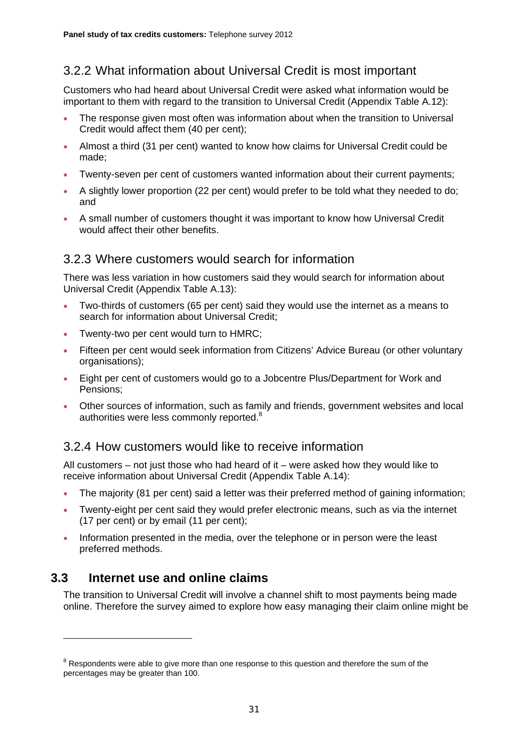### 3.2.2 What information about Universal Credit is most important

Customers who had heard about Universal Credit were asked what information would be important to them with regard to the transition to Universal Credit (Appendix Table A.12):

- The response given most often was information about when the transition to Universal Credit would affect them (40 per cent);
- Almost a third (31 per cent) wanted to know how claims for Universal Credit could be made;
- Twenty-seven per cent of customers wanted information about their current payments;
- A slightly lower proportion (22 per cent) would prefer to be told what they needed to do; and
- A small number of customers thought it was important to know how Universal Credit would affect their other benefits.

### 3.2.3 Where customers would search for information

There was less variation in how customers said they would search for information about Universal Credit (Appendix Table A.13):

- Two-thirds of customers (65 per cent) said they would use the internet as a means to search for information about Universal Credit;
- Twenty-two per cent would turn to HMRC;
- Fifteen per cent would seek information from Citizens' Advice Bureau (or other voluntary organisations);
- Eight per cent of customers would go to a Jobcentre Plus/Department for Work and Pensions;
- Other sources of information, such as family and friends, government websites and local authorities were less commonly reported.[8]

### 3.2.4 How customers would like to receive information

All customers – not just those who had heard of it – were asked how they would like to receive information about Universal Credit (Appendix Table A.14):

- The majority (81 per cent) said a letter was their preferred method of gaining information;
- Twenty-eight per cent said they would prefer electronic means, such as via the internet (17 per cent) or by email (11 per cent);
- Information presented in the media, over the telephone or in person were the least preferred methods.

## 3.3 Internet use and online claims

The transition to Universal Credit will involve a channel shift to most payments being made online. Therefore the survey aimed to explore how easy managing their claim online might be

---

[8] Respondents were able to give more than one response to this question and therefore the sum of the percentages may be greater than 100.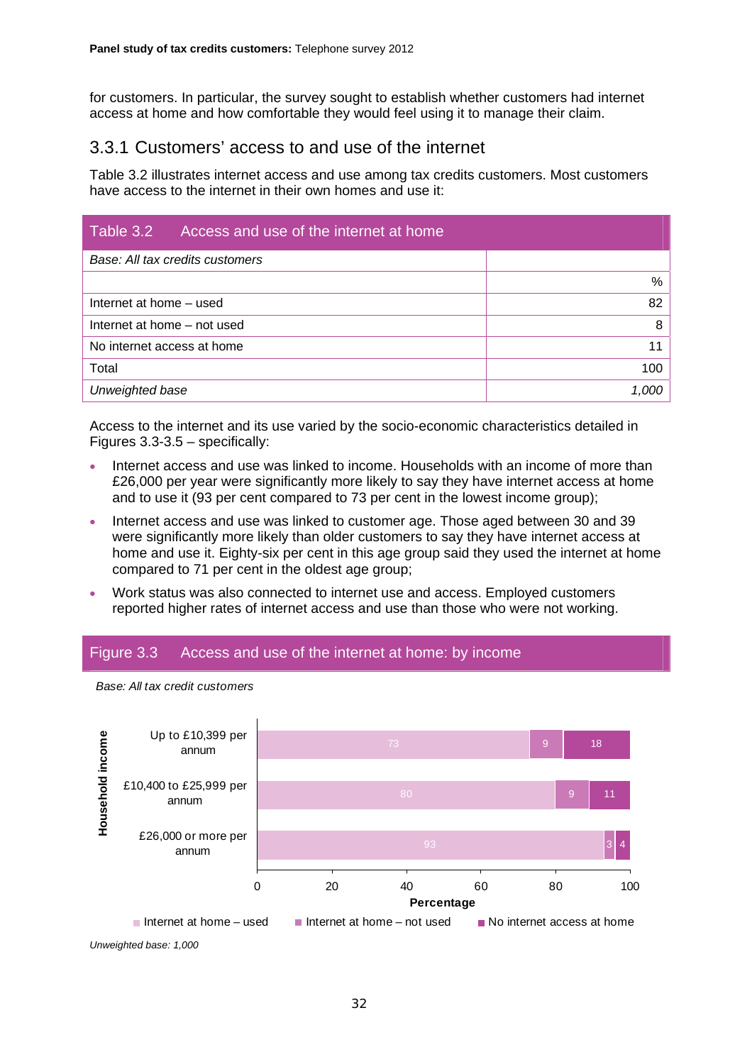for customers. In particular, the survey sought to establish whether customers had internet access at home and how comfortable they would feel using it to manage their claim.

### 3.3.1 Customers' access to and use of the internet

Table 3.2 illustrates internet access and use among tax credits customers. Most customers have access to the internet in their own homes and use it:

**Table 3.2 Access and use of the internet at home**

| *Base: All tax credits customers* | |
|---|---|
| | % |
| Internet at home – used | 82 |
| Internet at home – not used | 8 |
| No internet access at home | 11 |
| Total | 100 |
| *Unweighted base* | *1,000* |

Access to the internet and its use varied by the socio-economic characteristics detailed in Figures 3.3-3.5 – specifically:

- Internet access and use was linked to income. Households with an income of more than £26,000 per year were significantly more likely to say they have internet access at home and to use it (93 per cent compared to 73 per cent in the lowest income group);
- Internet access and use was linked to customer age. Those aged between 30 and 39 were significantly more likely than older customers to say they have internet access at home and use it. Eighty-six per cent in this age group said they used the internet at home compared to 71 per cent in the oldest age group;
- Work status was also connected to internet use and access. Employed customers reported higher rates of internet access and use than those who were not working.

**Figure 3.3 Access and use of the internet at home: by income**

*Base: All tax credit customers*

| Household income | Internet at home – used | Internet at home – not used | No internet access at home |
|---|---|---|---|
| Up to £10,399 per annum | 73 | 9 | 18 |
| £10,400 to £25,999 per annum | 80 | 9 | 11 |
| £26,000 or more per annum | 93 | 3 | 4 |

*Unweighted base: 1,000*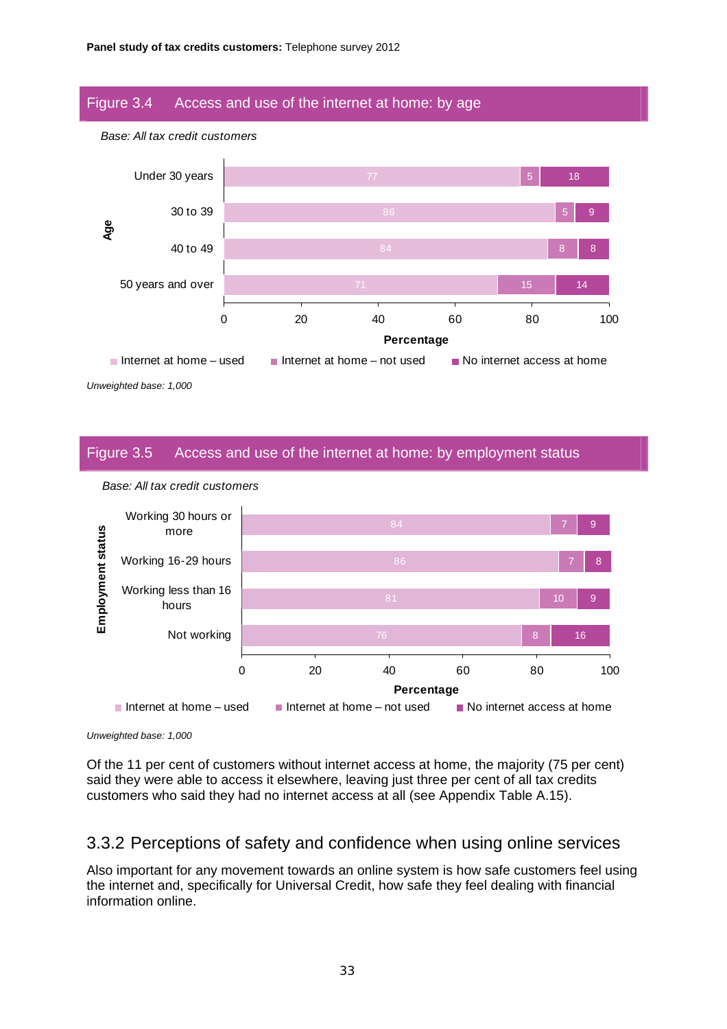## Figure 3.4 Access and use of the internet at home: by age

*Base: All tax credit customers*

| Age | Internet at home – used | Internet at home – not used | No internet access at home |
|---|---|---|---|
| Under 30 years | 77 | 5 | 18 |
| 30 to 39 | 86 | 5 | 9 |
| 40 to 49 | 84 | 8 | 8 |
| 50 years and over | 71 | 15 | 14 |

*Unweighted base: 1,000*

## Figure 3.5 Access and use of the internet at home: by employment status

*Base: All tax credit customers*

| Employment status | Internet at home – used | Internet at home – not used | No internet access at home |
|---|---|---|---|
| Working 30 hours or more | 84 | 7 | 9 |
| Working 16-29 hours | 86 | 7 | 8 |
| Working less than 16 hours | 81 | 10 | 9 |
| Not working | 76 | 8 | 16 |

*Unweighted base: 1,000*

Of the 11 per cent of customers without internet access at home, the majority (75 per cent) said they were able to access it elsewhere, leaving just three per cent of all tax credits customers who said they had no internet access at all (see Appendix Table A.15).

### 3.3.2 Perceptions of safety and confidence when using online services

Also important for any movement towards an online system is how safe customers feel using the internet and, specifically for Universal Credit, how safe they feel dealing with financial information online.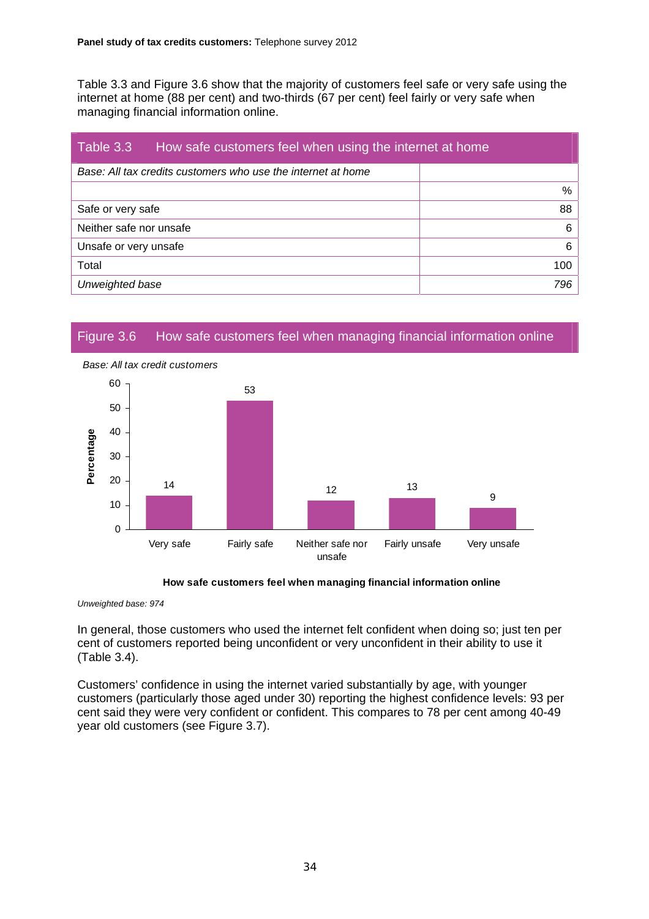Table 3.3 and Figure 3.6 show that the majority of customers feel safe or very safe using the internet at home (88 per cent) and two-thirds (67 per cent) feel fairly or very safe when managing financial information online.

**Table 3.3 How safe customers feel when using the internet at home**

| *Base: All tax credits customers who use the internet at home* | |
|---|---|
| | % |
| Safe or very safe | 88 |
| Neither safe nor unsafe | 6 |
| Unsafe or very unsafe | 6 |
| Total | 100 |
| *Unweighted base* | *796* |

**Figure 3.6 How safe customers feel when managing financial information online**

*Base: All tax credit customers*

| How safe customers feel when managing financial information online | Percentage |
|---|---|
| Very safe | 14 |
| Fairly safe | 53 |
| Neither safe nor unsafe | 12 |
| Fairly unsafe | 13 |
| Very unsafe | 9 |

*Unweighted base: 974*

In general, those customers who used the internet felt confident when doing so; just ten per cent of customers reported being unconfident or very unconfident in their ability to use it (Table 3.4).

Customers' confidence in using the internet varied substantially by age, with younger customers (particularly those aged under 30) reporting the highest confidence levels: 93 per cent said they were very confident or confident. This compares to 78 per cent among 40-49 year old customers (see Figure 3.7).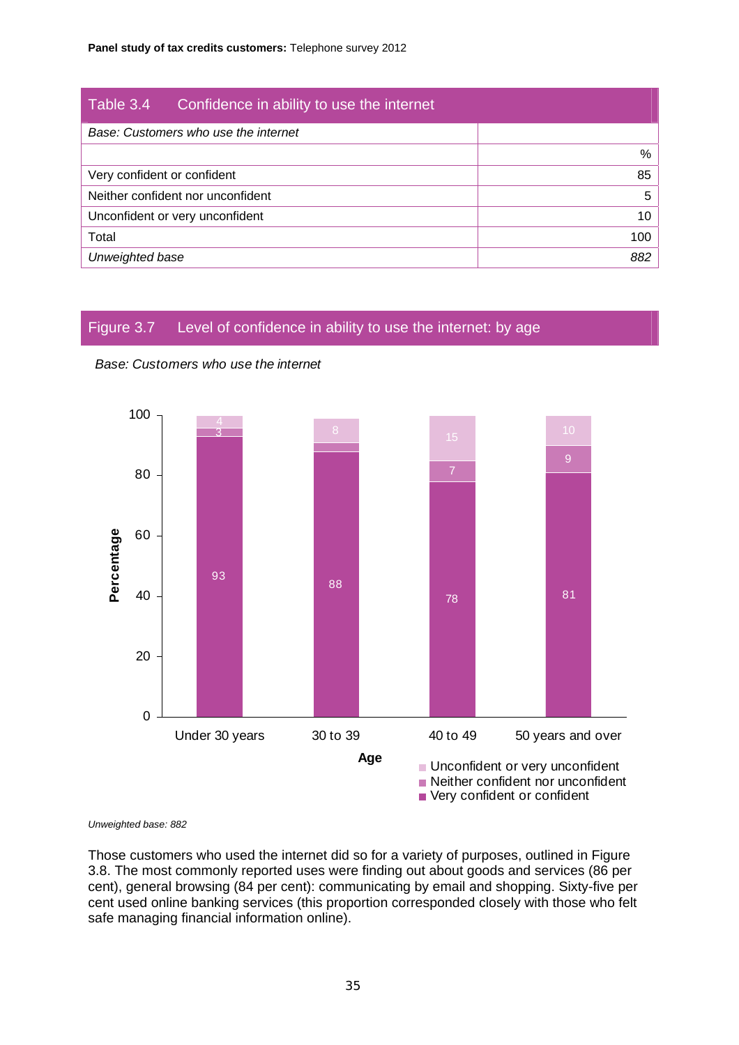**Table 3.4 Confidence in ability to use the internet**

| *Base: Customers who use the internet* | |
|---|---|
| | % |
| Very confident or confident | 85 |
| Neither confident nor unconfident | 5 |
| Unconfident or very unconfident | 10 |
| Total | 100 |
| *Unweighted base* | *882* |

**Figure 3.7 Level of confidence in ability to use the internet: by age**

*Base: Customers who use the internet*

| Age | Very confident or confident | Neither confident nor unconfident | Unconfident or very unconfident |
|---|---|---|---|
| Under 30 years | 93 | 3 | 4 |
| 30 to 39 | 88 | | 8 |
| 40 to 49 | 78 | 7 | 15 |
| 50 years and over | 81 | 9 | 10 |

*Unweighted base: 882*

Those customers who used the internet did so for a variety of purposes, outlined in Figure 3.8. The most commonly reported uses were finding out about goods and services (86 per cent), general browsing (84 per cent): communicating by email and shopping. Sixty-five per cent used online banking services (this proportion corresponded closely with those who felt safe managing financial information online).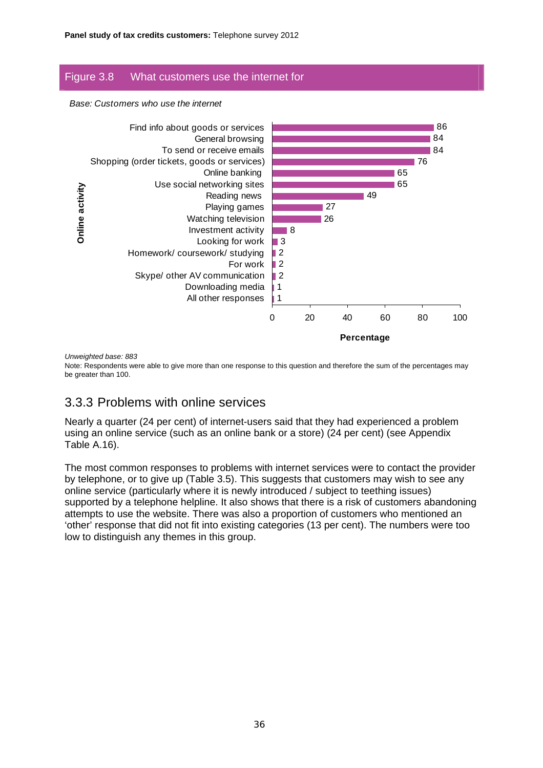### Figure 3.8 What customers use the internet for

*Base: Customers who use the internet*

| Online activity | Percentage |
|---|---|
| Find info about goods or services | 86 |
| General browsing | 84 |
| To send or receive emails | 84 |
| Shopping (order tickets, goods or services) | 76 |
| Online banking | 65 |
| Use social networking sites | 65 |
| Reading news | 49 |
| Playing games | 27 |
| Watching television | 26 |
| Investment activity | 8 |
| Looking for work | 3 |
| Homework/ coursework/ studying | 2 |
| For work | 2 |
| Skype/ other AV communication | 2 |
| Downloading media | 1 |
| All other responses | 1 |

*Unweighted base: 883*

Note: Respondents were able to give more than one response to this question and therefore the sum of the percentages may be greater than 100.

## 3.3.3 Problems with online services

Nearly a quarter (24 per cent) of internet-users said that they had experienced a problem using an online service (such as an online bank or a store) (24 per cent) (see Appendix Table A.16).

The most common responses to problems with internet services were to contact the provider by telephone, or to give up (Table 3.5). This suggests that customers may wish to see any online service (particularly where it is newly introduced / subject to teething issues) supported by a telephone helpline. It also shows that there is a risk of customers abandoning attempts to use the website. There was also a proportion of customers who mentioned an 'other' response that did not fit into existing categories (13 per cent). The numbers were too low to distinguish any themes in this group.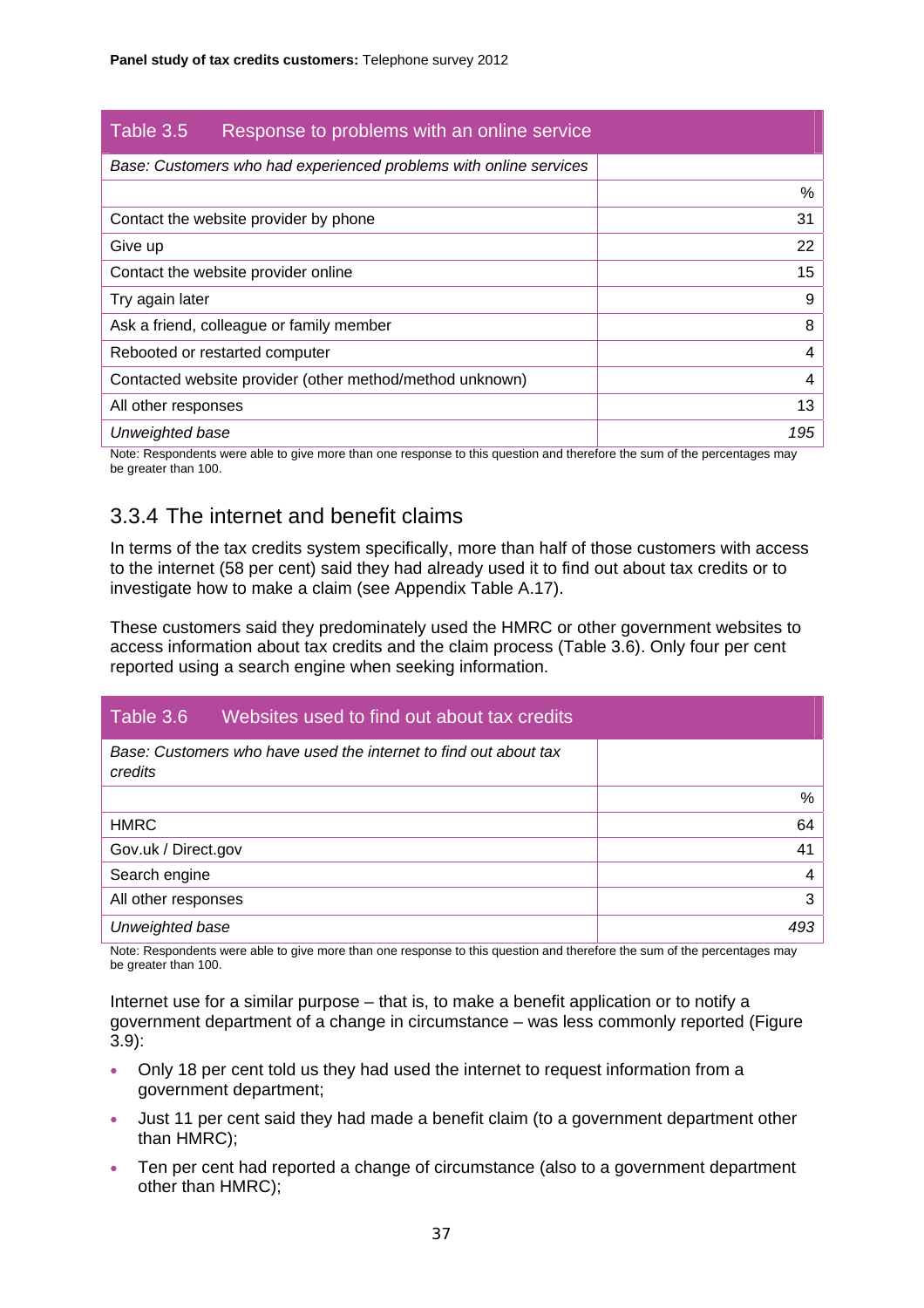| Table 3.5 Response to problems with an online service | |
|---|---|
| *Base: Customers who had experienced problems with online services* | |
| | % |
| Contact the website provider by phone | 31 |
| Give up | 22 |
| Contact the website provider online | 15 |
| Try again later | 9 |
| Ask a friend, colleague or family member | 8 |
| Rebooted or restarted computer | 4 |
| Contacted website provider (other method/method unknown) | 4 |
| All other responses | 13 |
| *Unweighted base* | *195* |

Note: Respondents were able to give more than one response to this question and therefore the sum of the percentages may be greater than 100.

### 3.3.4 The internet and benefit claims

In terms of the tax credits system specifically, more than half of those customers with access to the internet (58 per cent) said they had already used it to find out about tax credits or to investigate how to make a claim (see Appendix Table A.17).

These customers said they predominately used the HMRC or other government websites to access information about tax credits and the claim process (Table 3.6). Only four per cent reported using a search engine when seeking information.

| Table 3.6 Websites used to find out about tax credits | |
|---|---|
| *Base: Customers who have used the internet to find out about tax credits* | |
| | % |
| HMRC | 64 |
| Gov.uk / Direct.gov | 41 |
| Search engine | 4 |
| All other responses | 3 |
| *Unweighted base* | *493* |

Note: Respondents were able to give more than one response to this question and therefore the sum of the percentages may be greater than 100.

Internet use for a similar purpose – that is, to make a benefit application or to notify a government department of a change in circumstance – was less commonly reported (Figure 3.9):

- Only 18 per cent told us they had used the internet to request information from a government department;
- Just 11 per cent said they had made a benefit claim (to a government department other than HMRC);
- Ten per cent had reported a change of circumstance (also to a government department other than HMRC);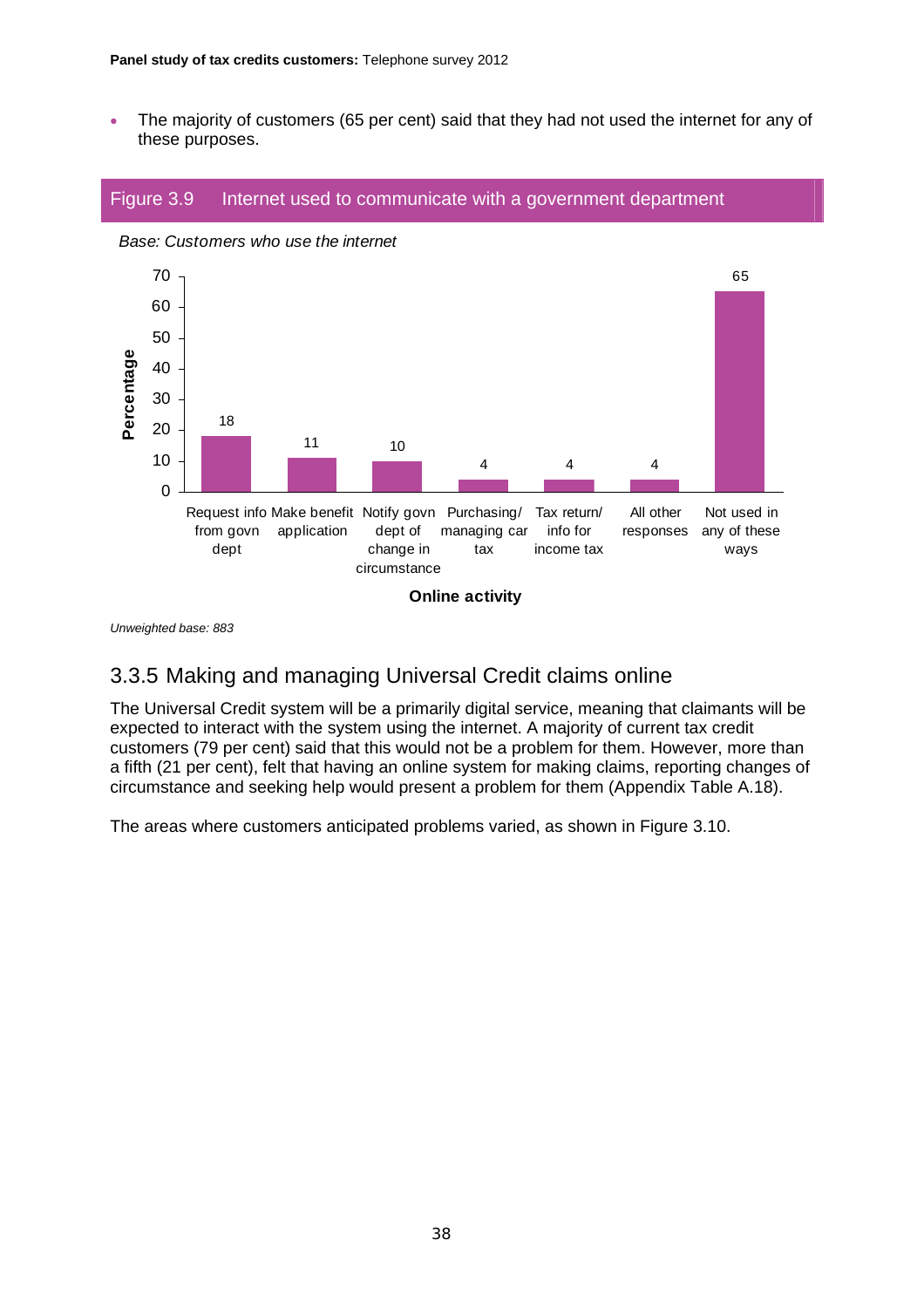- The majority of customers (65 per cent) said that they had not used the internet for any of these purposes.

**Figure 3.9 Internet used to communicate with a government department**

*Base: Customers who use the internet*

| Online activity | Percentage |
|---|---|
| Request info from govn dept | 18 |
| Make benefit application | 11 |
| Notify govn dept of change in circumstance | 10 |
| Purchasing/ managing car tax | 4 |
| Tax return/ info for income tax | 4 |
| All other responses | 4 |
| Not used in any of these ways | 65 |

*Unweighted base: 883*

## 3.3.5 Making and managing Universal Credit claims online

The Universal Credit system will be a primarily digital service, meaning that claimants will be expected to interact with the system using the internet. A majority of current tax credit customers (79 per cent) said that this would not be a problem for them. However, more than a fifth (21 per cent), felt that having an online system for making claims, reporting changes of circumstance and seeking help would present a problem for them (Appendix Table A.18).

The areas where customers anticipated problems varied, as shown in Figure 3.10.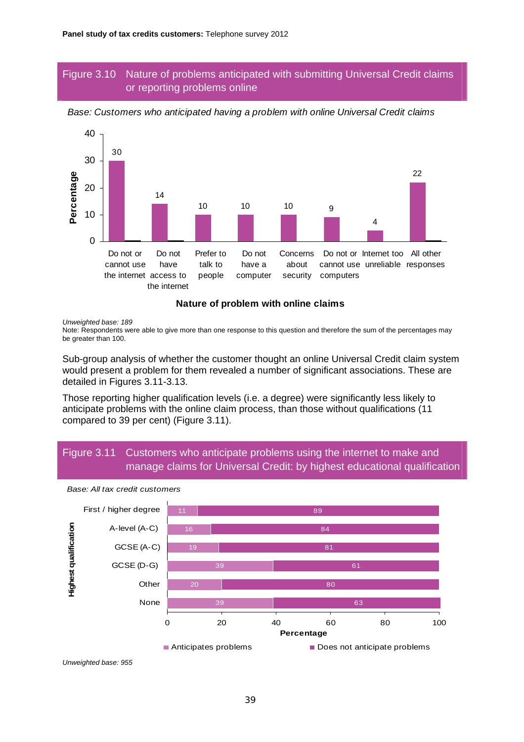## Figure 3.10 Nature of problems anticipated with submitting Universal Credit claims or reporting problems online

*Base: Customers who anticipated having a problem with online Universal Credit claims*

| Nature of problem with online claims | Percentage |
|---|---|
| Do not or cannot use the internet | 30 |
| Do not have access to the internet | 14 |
| Prefer to talk to people | 10 |
| Do not have a computer | 10 |
| Concerns about security | 10 |
| Do not or cannot use computers | 9 |
| Internet too unreliable | 4 |
| All other responses | 22 |

*Unweighted base: 189*

Note: Respondents were able to give more than one response to this question and therefore the sum of the percentages may be greater than 100.

Sub-group analysis of whether the customer thought an online Universal Credit claim system would present a problem for them revealed a number of significant associations. These are detailed in Figures 3.11-3.13.

Those reporting higher qualification levels (i.e. a degree) were significantly less likely to anticipate problems with the online claim process, than those without qualifications (11 compared to 39 per cent) (Figure 3.11).

## Figure 3.11 Customers who anticipate problems using the internet to make and manage claims for Universal Credit: by highest educational qualification

*Base: All tax credit customers*

| Highest qualification | Anticipates problems | Does not anticipate problems |
|---|---|---|
| First / higher degree | 11 | 89 |
| A-level (A-C) | 16 | 84 |
| GCSE (A-C) | 19 | 81 |
| GCSE (D-G) | 39 | 61 |
| Other | 20 | 80 |
| None | 39 | 63 |

*Unweighted base: 955*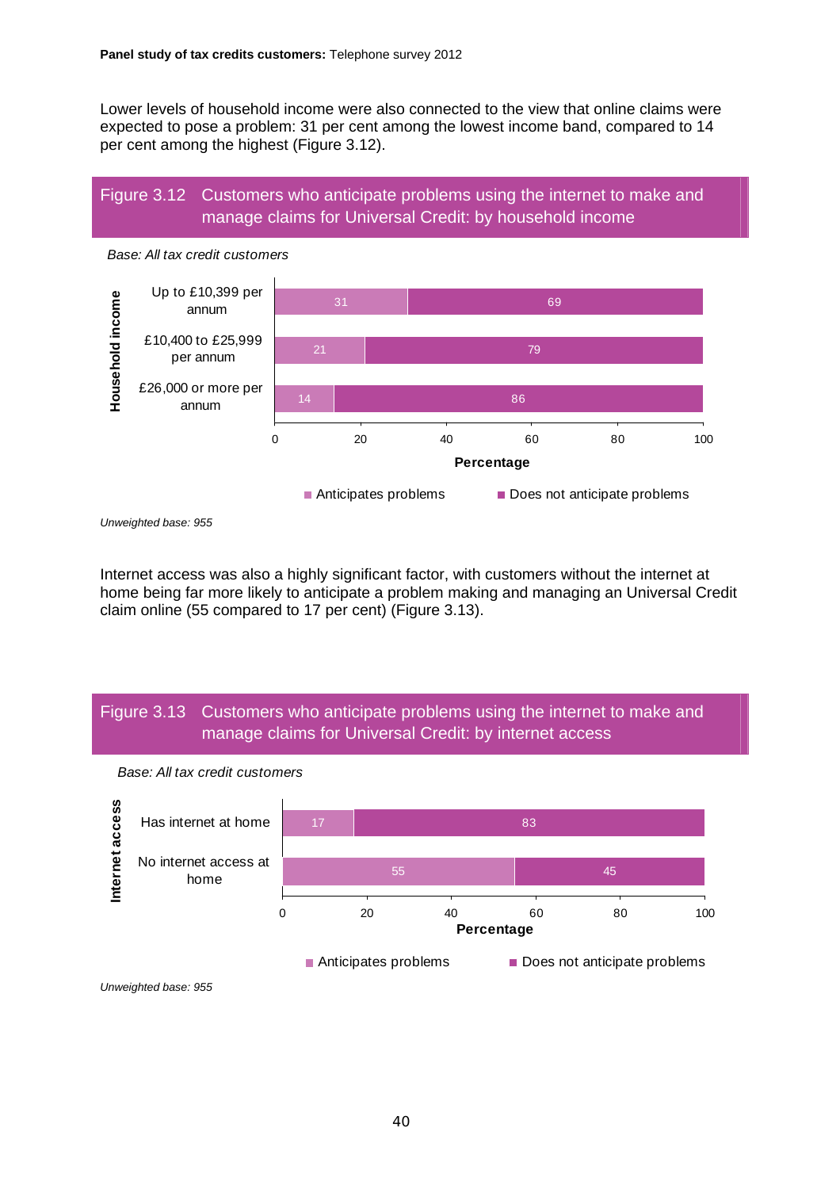Lower levels of household income were also connected to the view that online claims were expected to pose a problem: 31 per cent among the lowest income band, compared to 14 per cent among the highest (Figure 3.12).

## Figure 3.12 Customers who anticipate problems using the internet to make and manage claims for Universal Credit: by household income

*Base: All tax credit customers*

| Household income | Anticipates problems | Does not anticipate problems |
|---|---|---|
| Up to £10,399 per annum | 31 | 69 |
| £10,400 to £25,999 per annum | 21 | 79 |
| £26,000 or more per annum | 14 | 86 |

*Unweighted base: 955*

Internet access was also a highly significant factor, with customers without the internet at home being far more likely to anticipate a problem making and managing an Universal Credit claim online (55 compared to 17 per cent) (Figure 3.13).

## Figure 3.13 Customers who anticipate problems using the internet to make and manage claims for Universal Credit: by internet access

*Base: All tax credit customers*

| Internet access | Anticipates problems | Does not anticipate problems |
|---|---|---|
| Has internet at home | 17 | 83 |
| No internet access at home | 55 | 45 |

*Unweighted base: 955*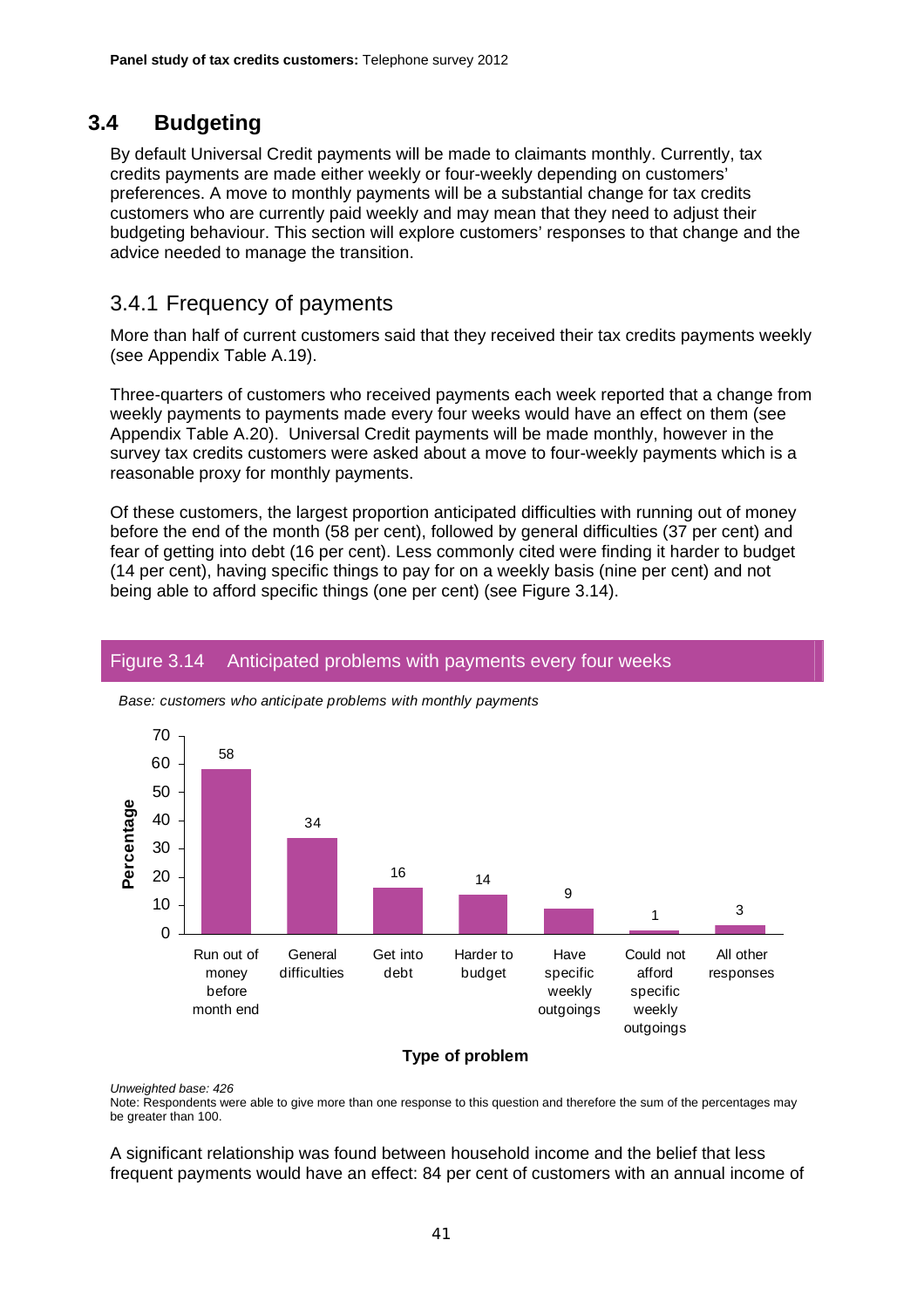## 3.4 Budgeting

By default Universal Credit payments will be made to claimants monthly. Currently, tax credits payments are made either weekly or four-weekly depending on customers' preferences. A move to monthly payments will be a substantial change for tax credits customers who are currently paid weekly and may mean that they need to adjust their budgeting behaviour. This section will explore customers' responses to that change and the advice needed to manage the transition.

### 3.4.1 Frequency of payments

More than half of current customers said that they received their tax credits payments weekly (see Appendix Table A.19).

Three-quarters of customers who received payments each week reported that a change from weekly payments to payments made every four weeks would have an effect on them (see Appendix Table A.20). Universal Credit payments will be made monthly, however in the survey tax credits customers were asked about a move to four-weekly payments which is a reasonable proxy for monthly payments.

Of these customers, the largest proportion anticipated difficulties with running out of money before the end of the month (58 per cent), followed by general difficulties (37 per cent) and fear of getting into debt (16 per cent). Less commonly cited were finding it harder to budget (14 per cent), having specific things to pay for on a weekly basis (nine per cent) and not being able to afford specific things (one per cent) (see Figure 3.14).

**Figure 3.14 Anticipated problems with payments every four weeks**

*Base: customers who anticipate problems with monthly payments*

| Type of problem | Percentage |
|---|---|
| Run out of money before month end | 58 |
| General difficulties | 34 |
| Get into debt | 16 |
| Harder to budget | 14 |
| Have specific weekly outgoings | 9 |
| Could not afford specific weekly outgoings | 1 |
| All other responses | 3 |

*Unweighted base: 426*

Note: Respondents were able to give more than one response to this question and therefore the sum of the percentages may be greater than 100.

A significant relationship was found between household income and the belief that less frequent payments would have an effect: 84 per cent of customers with an annual income of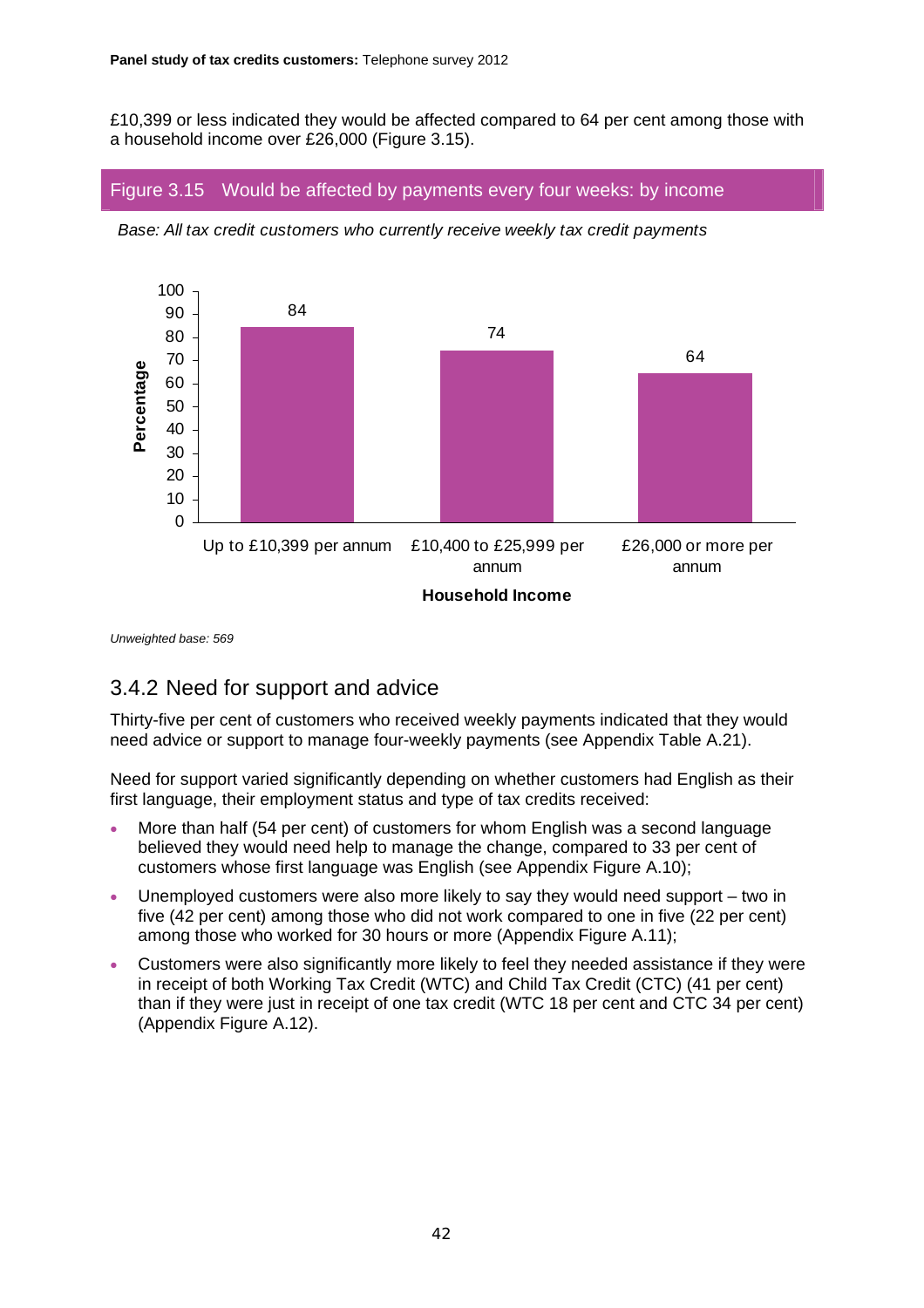£10,399 or less indicated they would be affected compared to 64 per cent among those with a household income over £26,000 (Figure 3.15).

Figure 3.15 Would be affected by payments every four weeks: by income

*Base: All tax credit customers who currently receive weekly tax credit payments*

| Household Income | Percentage |
|---|---|
| Up to £10,399 per annum | 84 |
| £10,400 to £25,999 per annum | 74 |
| £26,000 or more per annum | 64 |

*Unweighted base: 569*

## 3.4.2 Need for support and advice

Thirty-five per cent of customers who received weekly payments indicated that they would need advice or support to manage four-weekly payments (see Appendix Table A.21).

Need for support varied significantly depending on whether customers had English as their first language, their employment status and type of tax credits received:

- More than half (54 per cent) of customers for whom English was a second language believed they would need help to manage the change, compared to 33 per cent of customers whose first language was English (see Appendix Figure A.10);
- Unemployed customers were also more likely to say they would need support – two in five (42 per cent) among those who did not work compared to one in five (22 per cent) among those who worked for 30 hours or more (Appendix Figure A.11);
- Customers were also significantly more likely to feel they needed assistance if they were in receipt of both Working Tax Credit (WTC) and Child Tax Credit (CTC) (41 per cent) than if they were just in receipt of one tax credit (WTC 18 per cent and CTC 34 per cent) (Appendix Figure A.12).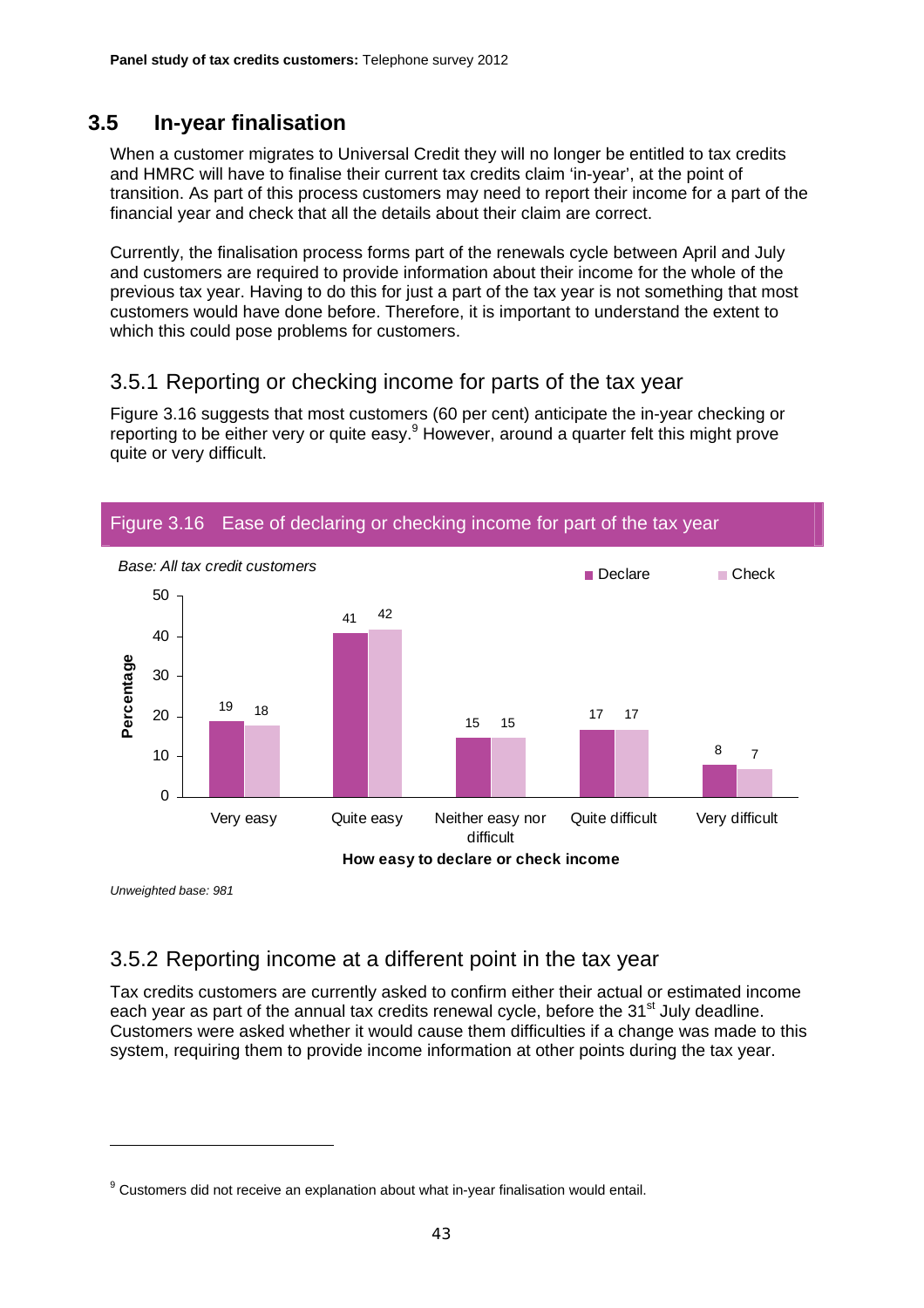## 3.5 In-year finalisation

When a customer migrates to Universal Credit they will no longer be entitled to tax credits and HMRC will have to finalise their current tax credits claim 'in-year', at the point of transition. As part of this process customers may need to report their income for a part of the financial year and check that all the details about their claim are correct.

Currently, the finalisation process forms part of the renewals cycle between April and July and customers are required to provide information about their income for the whole of the previous tax year. Having to do this for just a part of the tax year is not something that most customers would have done before. Therefore, it is important to understand the extent to which this could pose problems for customers.

### 3.5.1 Reporting or checking income for parts of the tax year

Figure 3.16 suggests that most customers (60 per cent) anticipate the in-year checking or reporting to be either very or quite easy.[9] However, around a quarter felt this might prove quite or very difficult.

**Figure 3.16 Ease of declaring or checking income for part of the tax year**

*Base: All tax credit customers*

| How easy to declare or check income | Declare (%) | Check (%) |
|---|---|---|
| Very easy | 19 | 18 |
| Quite easy | 41 | 42 |
| Neither easy nor difficult | 15 | 15 |
| Quite difficult | 17 | 17 |
| Very difficult | 8 | 7 |

*Unweighted base: 981*

### 3.5.2 Reporting income at a different point in the tax year

Tax credits customers are currently asked to confirm either their actual or estimated income each year as part of the annual tax credits renewal cycle, before the 31st July deadline. Customers were asked whether it would cause them difficulties if a change was made to this system, requiring them to provide income information at other points during the tax year.

---

[9] Customers did not receive an explanation about what in-year finalisation would entail.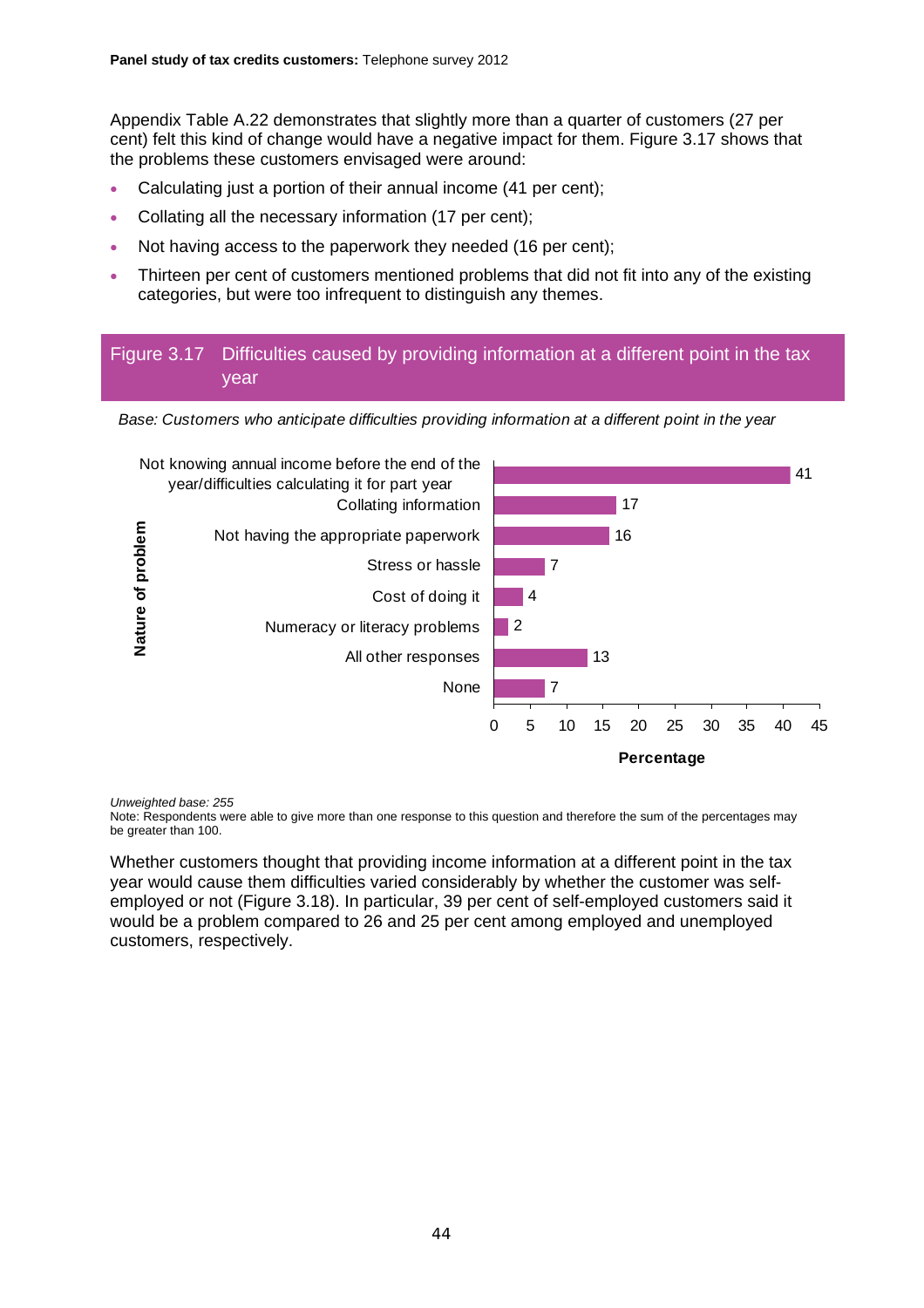Appendix Table A.22 demonstrates that slightly more than a quarter of customers (27 per cent) felt this kind of change would have a negative impact for them. Figure 3.17 shows that the problems these customers envisaged were around:

- Calculating just a portion of their annual income (41 per cent);
- Collating all the necessary information (17 per cent);
- Not having access to the paperwork they needed (16 per cent);
- Thirteen per cent of customers mentioned problems that did not fit into any of the existing categories, but were too infrequent to distinguish any themes.

### Figure 3.17 Difficulties caused by providing information at a different point in the tax year

*Base: Customers who anticipate difficulties providing information at a different point in the year*

| Nature of problem | Percentage |
|---|---|
| Not knowing annual income before the end of the year/difficulties calculating it for part year | 41 |
| Collating information | 17 |
| Not having the appropriate paperwork | 16 |
| Stress or hassle | 7 |
| Cost of doing it | 4 |
| Numeracy or literacy problems | 2 |
| All other responses | 13 |
| None | 7 |

*Unweighted base: 255*

Note: Respondents were able to give more than one response to this question and therefore the sum of the percentages may be greater than 100.

Whether customers thought that providing income information at a different point in the tax year would cause them difficulties varied considerably by whether the customer was self-employed or not (Figure 3.18). In particular, 39 per cent of self-employed customers said it would be a problem compared to 26 and 25 per cent among employed and unemployed customers, respectively.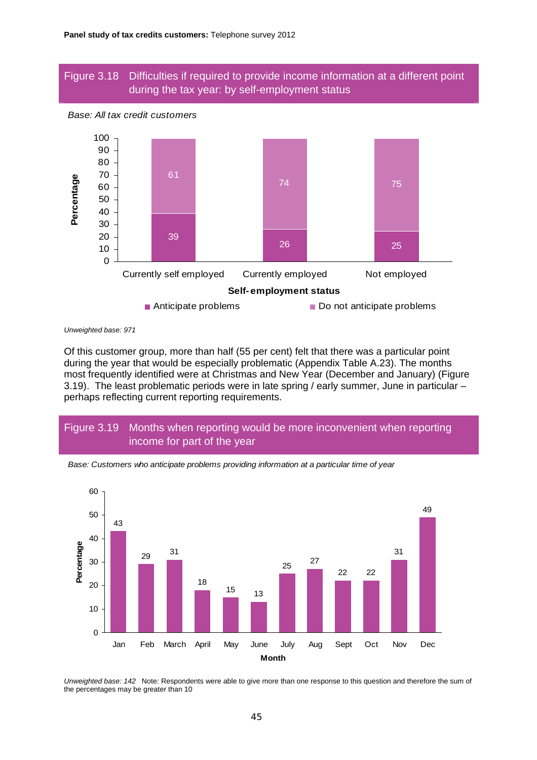## Figure 3.18 Difficulties if required to provide income information at a different point during the tax year: by self-employment status

*Base: All tax credit customers*

| Self-employment status | Anticipate problems | Do not anticipate problems |
|---|---|---|
| Currently self employed | 39 | 61 |
| Currently employed | 26 | 74 |
| Not employed | 25 | 75 |

*Unweighted base: 971*

Of this customer group, more than half (55 per cent) felt that there was a particular point during the year that would be especially problematic (Appendix Table A.23). The months most frequently identified were at Christmas and New Year (December and January) (Figure 3.19). The least problematic periods were in late spring / early summer, June in particular – perhaps reflecting current reporting requirements.

## Figure 3.19 Months when reporting would be more inconvenient when reporting income for part of the year

*Base: Customers who anticipate problems providing information at a particular time of year*

| Month | Percentage |
|---|---|
| Jan | 43 |
| Feb | 29 |
| March | 31 |
| April | 18 |
| May | 15 |
| June | 13 |
| July | 25 |
| Aug | 27 |
| Sept | 22 |
| Oct | 22 |
| Nov | 31 |
| Dec | 49 |

*Unweighted base: 142* Note: Respondents were able to give more than one response to this question and therefore the sum of the percentages may be greater than 10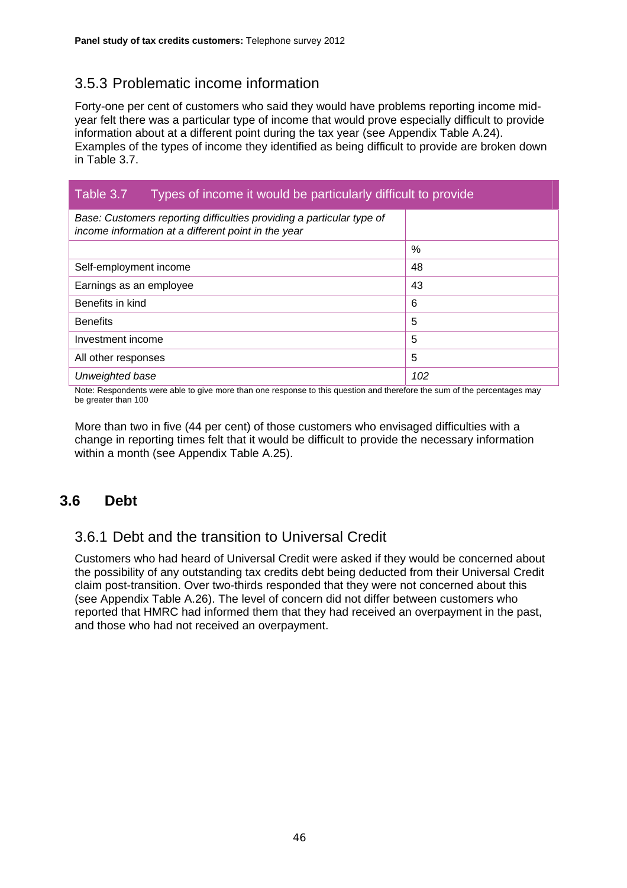### 3.5.3 Problematic income information

Forty-one per cent of customers who said they would have problems reporting income mid-year felt there was a particular type of income that would prove especially difficult to provide information about at a different point during the tax year (see Appendix Table A.24). Examples of the types of income they identified as being difficult to provide are broken down in Table 3.7.

**Table 3.7 Types of income it would be particularly difficult to provide**

| *Base: Customers reporting difficulties providing a particular type of income information at a different point in the year* | |
|---|---|
| | % |
| Self-employment income | 48 |
| Earnings as an employee | 43 |
| Benefits in kind | 6 |
| Benefits | 5 |
| Investment income | 5 |
| All other responses | 5 |
| *Unweighted base* | *102* |

Note: Respondents were able to give more than one response to this question and therefore the sum of the percentages may be greater than 100

More than two in five (44 per cent) of those customers who envisaged difficulties with a change in reporting times felt that it would be difficult to provide the necessary information within a month (see Appendix Table A.25).

## 3.6 Debt

### 3.6.1 Debt and the transition to Universal Credit

Customers who had heard of Universal Credit were asked if they would be concerned about the possibility of any outstanding tax credits debt being deducted from their Universal Credit claim post-transition. Over two-thirds responded that they were not concerned about this (see Appendix Table A.26). The level of concern did not differ between customers who reported that HMRC had informed them that they had received an overpayment in the past, and those who had not received an overpayment.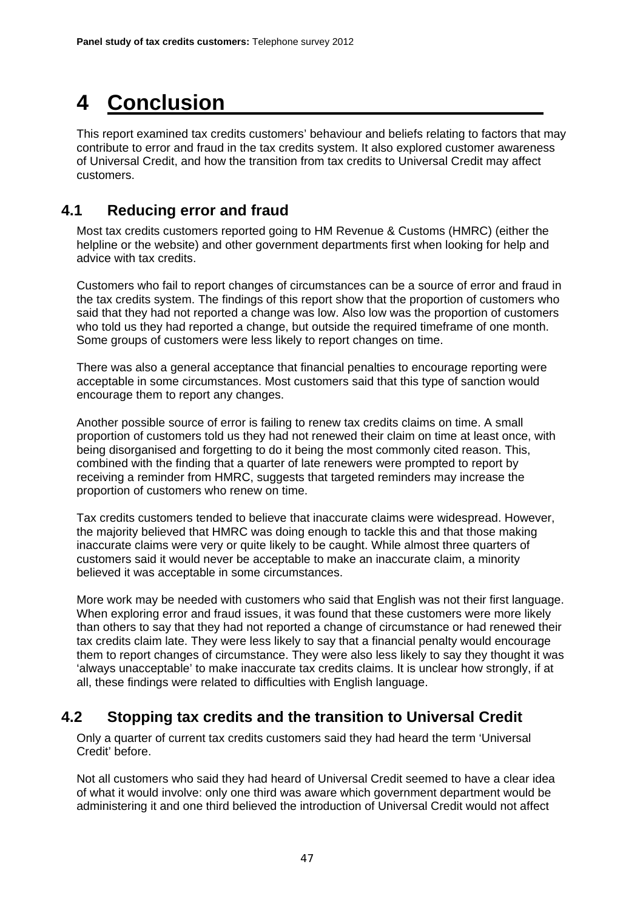# 4 Conclusion

This report examined tax credits customers' behaviour and beliefs relating to factors that may contribute to error and fraud in the tax credits system. It also explored customer awareness of Universal Credit, and how the transition from tax credits to Universal Credit may affect customers.

## 4.1 Reducing error and fraud

Most tax credits customers reported going to HM Revenue & Customs (HMRC) (either the helpline or the website) and other government departments first when looking for help and advice with tax credits.

Customers who fail to report changes of circumstances can be a source of error and fraud in the tax credits system. The findings of this report show that the proportion of customers who said that they had not reported a change was low. Also low was the proportion of customers who told us they had reported a change, but outside the required timeframe of one month. Some groups of customers were less likely to report changes on time.

There was also a general acceptance that financial penalties to encourage reporting were acceptable in some circumstances. Most customers said that this type of sanction would encourage them to report any changes.

Another possible source of error is failing to renew tax credits claims on time. A small proportion of customers told us they had not renewed their claim on time at least once, with being disorganised and forgetting to do it being the most commonly cited reason. This, combined with the finding that a quarter of late renewers were prompted to report by receiving a reminder from HMRC, suggests that targeted reminders may increase the proportion of customers who renew on time.

Tax credits customers tended to believe that inaccurate claims were widespread. However, the majority believed that HMRC was doing enough to tackle this and that those making inaccurate claims were very or quite likely to be caught. While almost three quarters of customers said it would never be acceptable to make an inaccurate claim, a minority believed it was acceptable in some circumstances.

More work may be needed with customers who said that English was not their first language. When exploring error and fraud issues, it was found that these customers were more likely than others to say that they had not reported a change of circumstance or had renewed their tax credits claim late. They were less likely to say that a financial penalty would encourage them to report changes of circumstance. They were also less likely to say they thought it was 'always unacceptable' to make inaccurate tax credits claims. It is unclear how strongly, if at all, these findings were related to difficulties with English language.

## 4.2 Stopping tax credits and the transition to Universal Credit

Only a quarter of current tax credits customers said they had heard the term 'Universal Credit' before.

Not all customers who said they had heard of Universal Credit seemed to have a clear idea of what it would involve: only one third was aware which government department would be administering it and one third believed the introduction of Universal Credit would not affect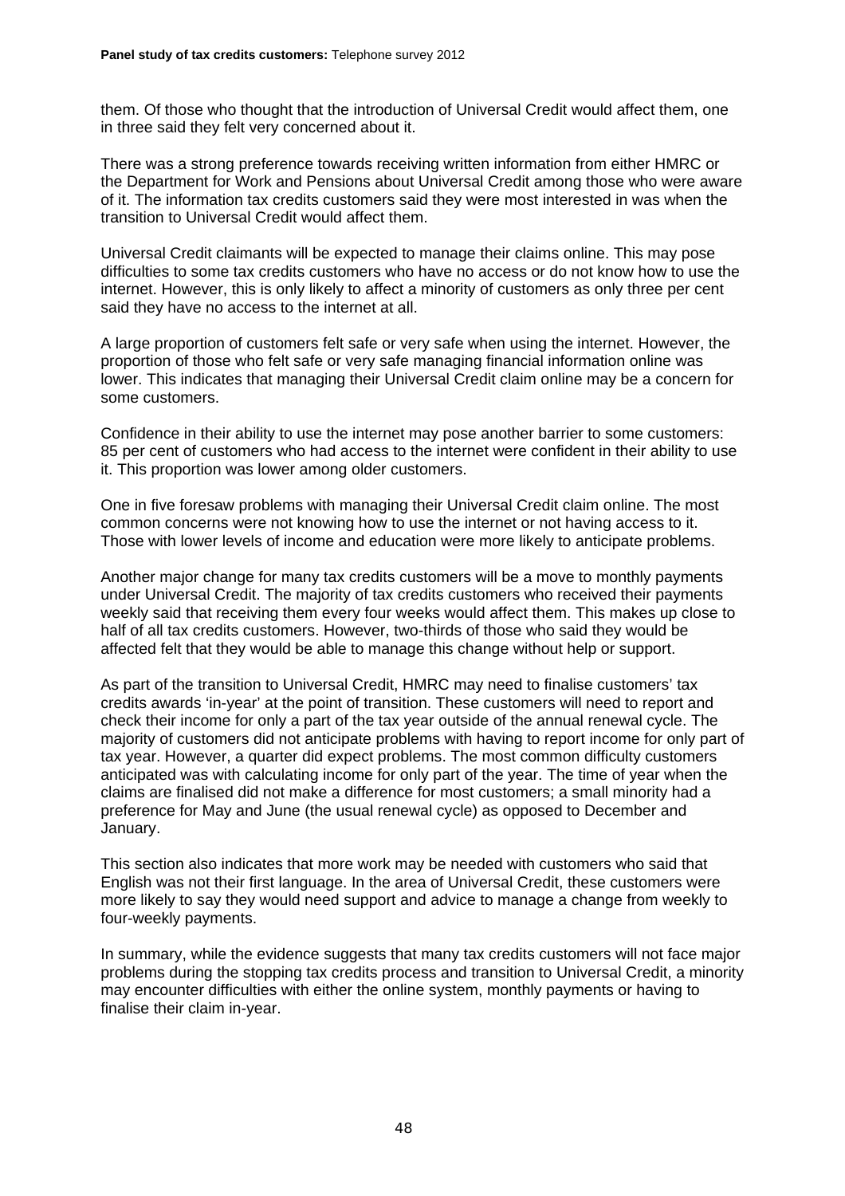them. Of those who thought that the introduction of Universal Credit would affect them, one in three said they felt very concerned about it.

There was a strong preference towards receiving written information from either HMRC or the Department for Work and Pensions about Universal Credit among those who were aware of it. The information tax credits customers said they were most interested in was when the transition to Universal Credit would affect them.

Universal Credit claimants will be expected to manage their claims online. This may pose difficulties to some tax credits customers who have no access or do not know how to use the internet. However, this is only likely to affect a minority of customers as only three per cent said they have no access to the internet at all.

A large proportion of customers felt safe or very safe when using the internet. However, the proportion of those who felt safe or very safe managing financial information online was lower. This indicates that managing their Universal Credit claim online may be a concern for some customers.

Confidence in their ability to use the internet may pose another barrier to some customers: 85 per cent of customers who had access to the internet were confident in their ability to use it. This proportion was lower among older customers.

One in five foresaw problems with managing their Universal Credit claim online. The most common concerns were not knowing how to use the internet or not having access to it. Those with lower levels of income and education were more likely to anticipate problems.

Another major change for many tax credits customers will be a move to monthly payments under Universal Credit. The majority of tax credits customers who received their payments weekly said that receiving them every four weeks would affect them. This makes up close to half of all tax credits customers. However, two-thirds of those who said they would be affected felt that they would be able to manage this change without help or support.

As part of the transition to Universal Credit, HMRC may need to finalise customers' tax credits awards 'in-year' at the point of transition. These customers will need to report and check their income for only a part of the tax year outside of the annual renewal cycle. The majority of customers did not anticipate problems with having to report income for only part of tax year. However, a quarter did expect problems. The most common difficulty customers anticipated was with calculating income for only part of the year. The time of year when the claims are finalised did not make a difference for most customers; a small minority had a preference for May and June (the usual renewal cycle) as opposed to December and January.

This section also indicates that more work may be needed with customers who said that English was not their first language. In the area of Universal Credit, these customers were more likely to say they would need support and advice to manage a change from weekly to four-weekly payments.

In summary, while the evidence suggests that many tax credits customers will not face major problems during the stopping tax credits process and transition to Universal Credit, a minority may encounter difficulties with either the online system, monthly payments or having to finalise their claim in-year.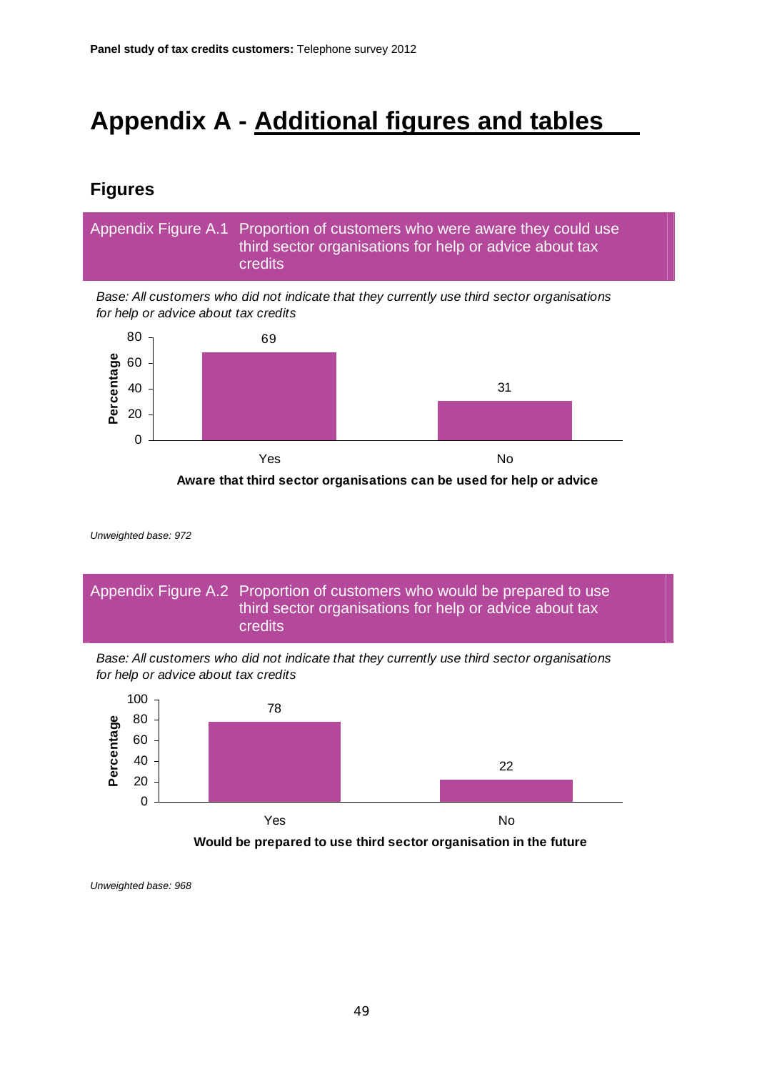# Appendix A - Additional figures and tables

## Figures

Appendix Figure A.1 Proportion of customers who were aware they could use third sector organisations for help or advice about tax credits

*Base: All customers who did not indicate that they currently use third sector organisations for help or advice about tax credits*

| Aware that third sector organisations can be used for help or advice | Percentage |
|---|---|
| Yes | 69 |
| No | 31 |

*Unweighted base: 972*

Appendix Figure A.2 Proportion of customers who would be prepared to use third sector organisations for help or advice about tax credits

*Base: All customers who did not indicate that they currently use third sector organisations for help or advice about tax credits*

| Would be prepared to use third sector organisation in the future | Percentage |
|---|---|
| Yes | 78 |
| No | 22 |

*Unweighted base: 968*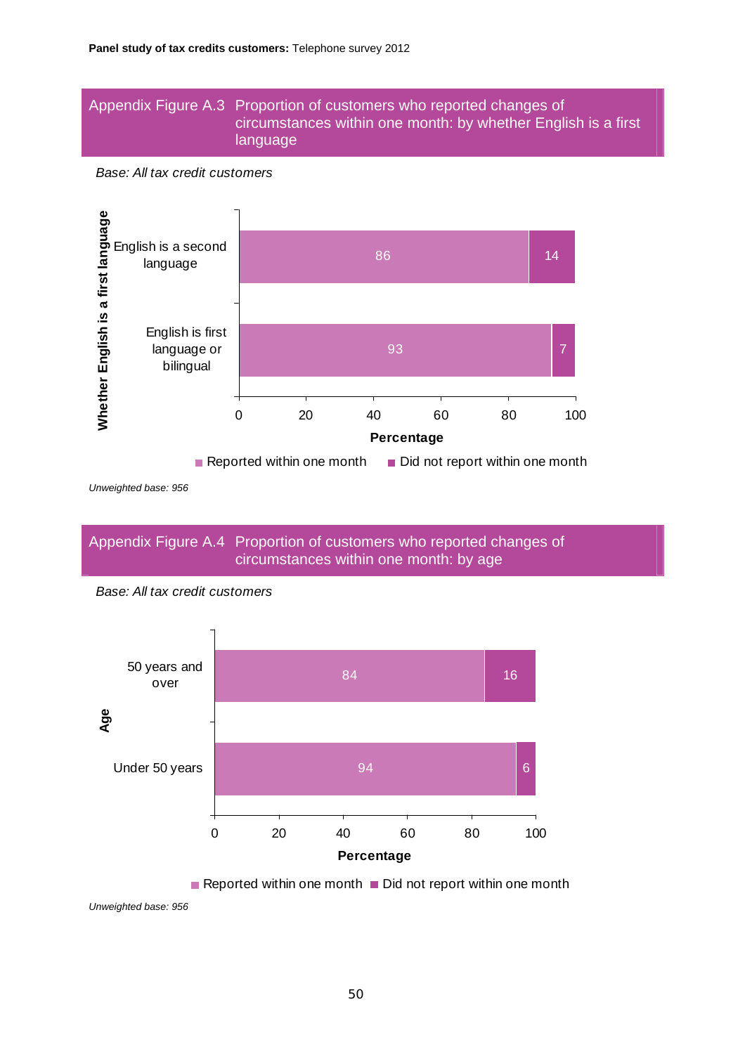## Appendix Figure A.3 Proportion of customers who reported changes of circumstances within one month: by whether English is a first language

*Base: All tax credit customers*

| Whether English is a first language | Reported within one month | Did not report within one month |
|---|---|---|
| English is a second language | 86 | 14 |
| English is first language or bilingual | 93 | 7 |

Percentage

*Unweighted base: 956*

## Appendix Figure A.4 Proportion of customers who reported changes of circumstances within one month: by age

*Base: All tax credit customers*

| Age | Reported within one month | Did not report within one month |
|---|---|---|
| 50 years and over | 84 | 16 |
| Under 50 years | 94 | 6 |

Percentage

*Unweighted base: 956*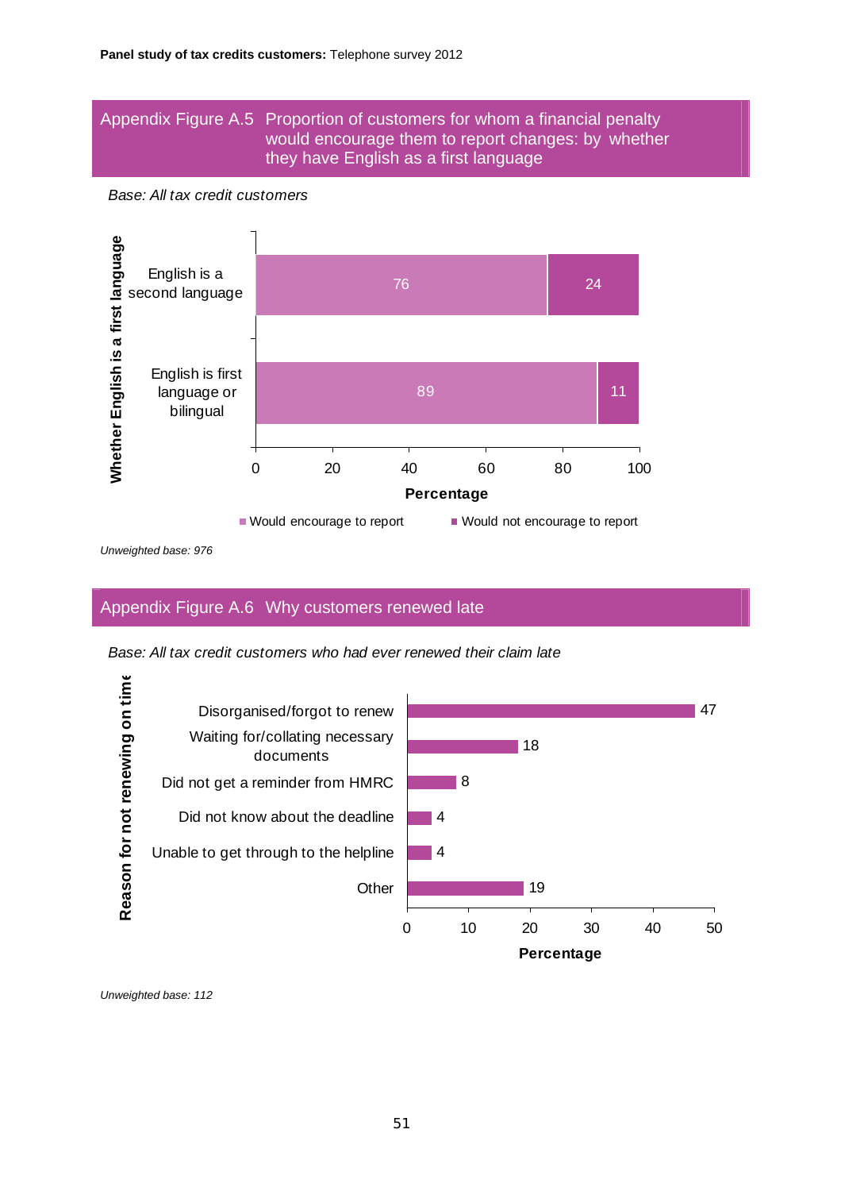## Appendix Figure A.5 Proportion of customers for whom a financial penalty would encourage them to report changes: by whether they have English as a first language

*Base: All tax credit customers*

| Whether English is a first language | Would encourage to report | Would not encourage to report |
|---|---|---|
| English is a second language | 76 | 24 |
| English is first language or bilingual | 89 | 11 |

Percentage

*Unweighted base: 976*

## Appendix Figure A.6 Why customers renewed late

*Base: All tax credit customers who had ever renewed their claim late*

| Reason for not renewing on time | Percentage |
|---|---|
| Disorganised/forgot to renew | 47 |
| Waiting for/collating necessary documents | 18 |
| Did not get a reminder from HMRC | 8 |
| Did not know about the deadline | 4 |
| Unable to get through to the helpline | 4 |
| Other | 19 |

*Unweighted base: 112*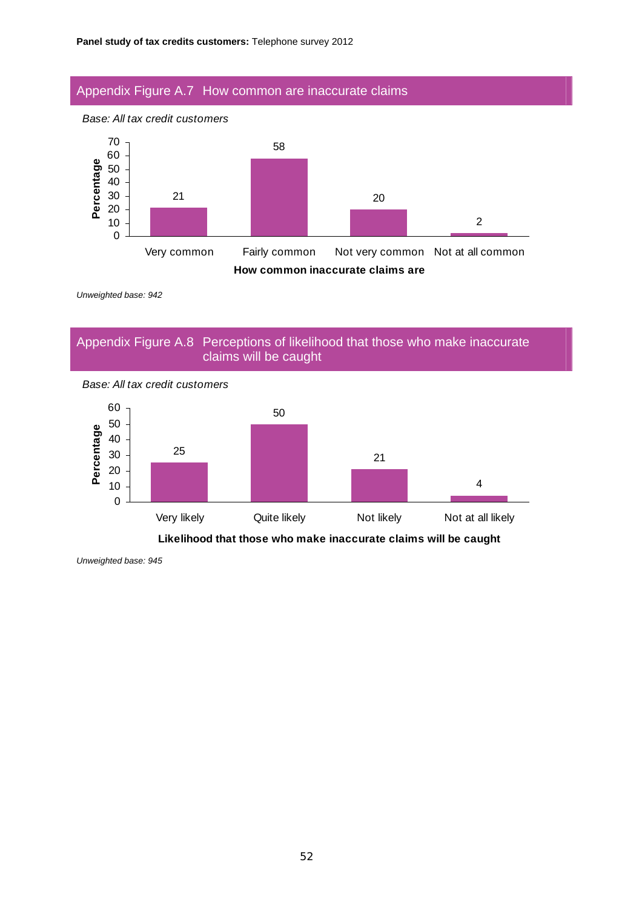## Appendix Figure A.7 How common are inaccurate claims

*Base: All tax credit customers*

| How common inaccurate claims are | Percentage |
|---|---|
| Very common | 21 |
| Fairly common | 58 |
| Not very common | 20 |
| Not at all common | 2 |

*Unweighted base: 942*

## Appendix Figure A.8 Perceptions of likelihood that those who make inaccurate claims will be caught

*Base: All tax credit customers*

| Likelihood that those who make inaccurate claims will be caught | Percentage |
|---|---|
| Very likely | 25 |
| Quite likely | 50 |
| Not likely | 21 |
| Not at all likely | 4 |

*Unweighted base: 945*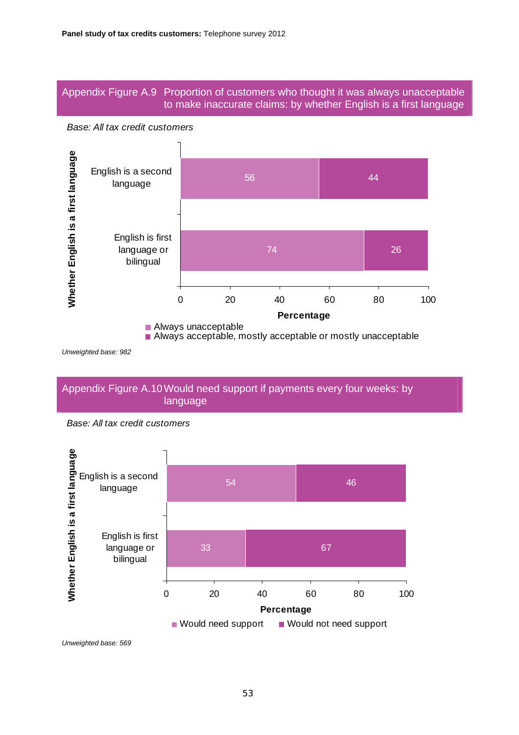## Appendix Figure A.9 Proportion of customers who thought it was always unacceptable to make inaccurate claims: by whether English is a first language

*Base: All tax credit customers*

| Whether English is a first language | Always unacceptable | Always acceptable, mostly acceptable or mostly unacceptable |
|---|---|---|
| English is a second language | 56 | 44 |
| English is first language or bilingual | 74 | 26 |

Percentage

*Unweighted base: 982*

## Appendix Figure A.10 Would need support if payments every four weeks: by language

*Base: All tax credit customers*

| Whether English is a first language | Would need support | Would not need support |
|---|---|---|
| English is a second language | 54 | 46 |
| English is first language or bilingual | 33 | 67 |

Percentage

*Unweighted base: 569*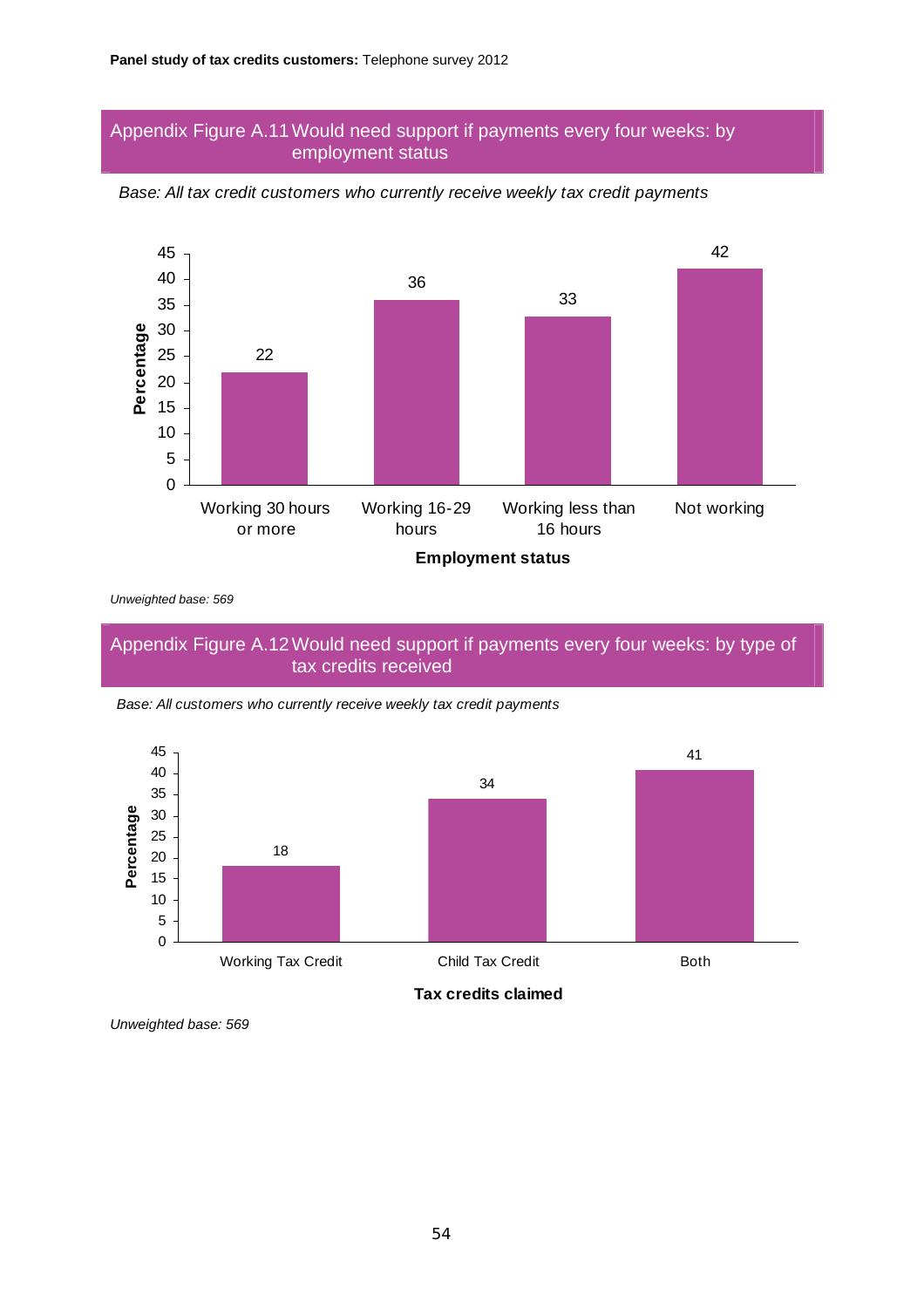### Appendix Figure A.11 Would need support if payments every four weeks: by employment status

*Base: All tax credit customers who currently receive weekly tax credit payments*

| Employment status | Percentage |
|---|---|
| Working 30 hours or more | 22 |
| Working 16-29 hours | 36 |
| Working less than 16 hours | 33 |
| Not working | 42 |

*Unweighted base: 569*

### Appendix Figure A.12 Would need support if payments every four weeks: by type of tax credits received

*Base: All customers who currently receive weekly tax credit payments*

| Tax credits claimed | Percentage |
|---|---|
| Working Tax Credit | 18 |
| Child Tax Credit | 34 |
| Both | 41 |

*Unweighted base: 569*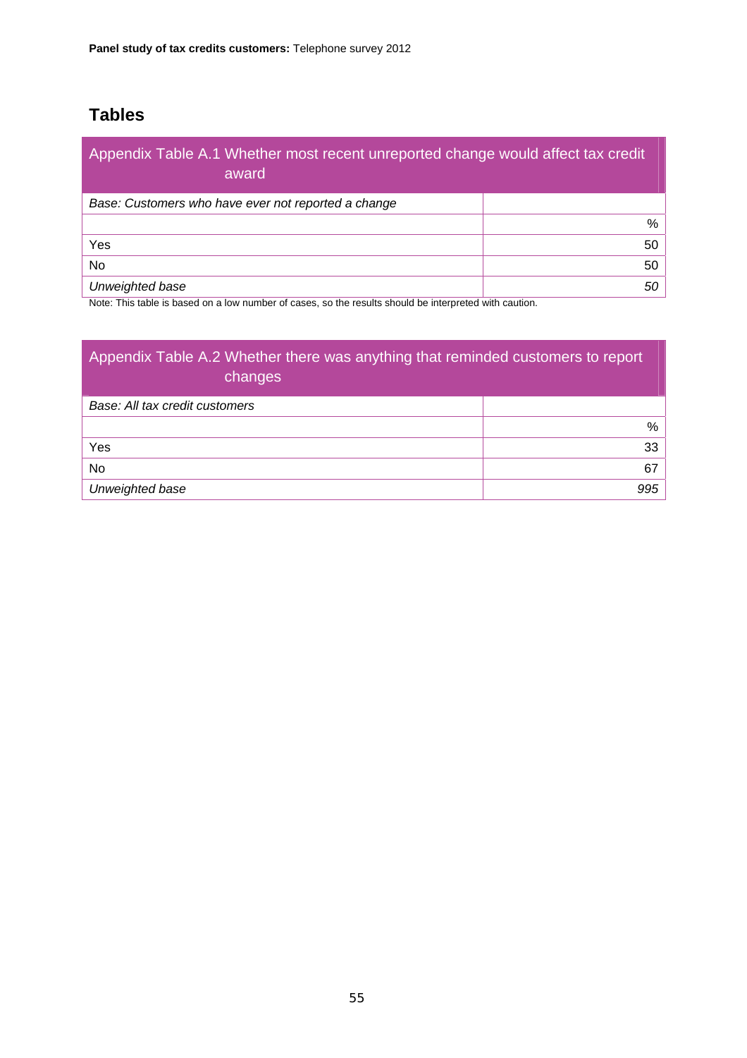## Tables

| Appendix Table A.1 Whether most recent unreported change would affect tax credit award | |
|---|---|
| *Base: Customers who have ever not reported a change* | |
| | % |
| Yes | 50 |
| No | 50 |
| *Unweighted base* | *50* |

Note: This table is based on a low number of cases, so the results should be interpreted with caution.

| Appendix Table A.2 Whether there was anything that reminded customers to report changes | |
|---|---|
| *Base: All tax credit customers* | |
| | % |
| Yes | 33 |
| No | 67 |
| *Unweighted base* | *995* |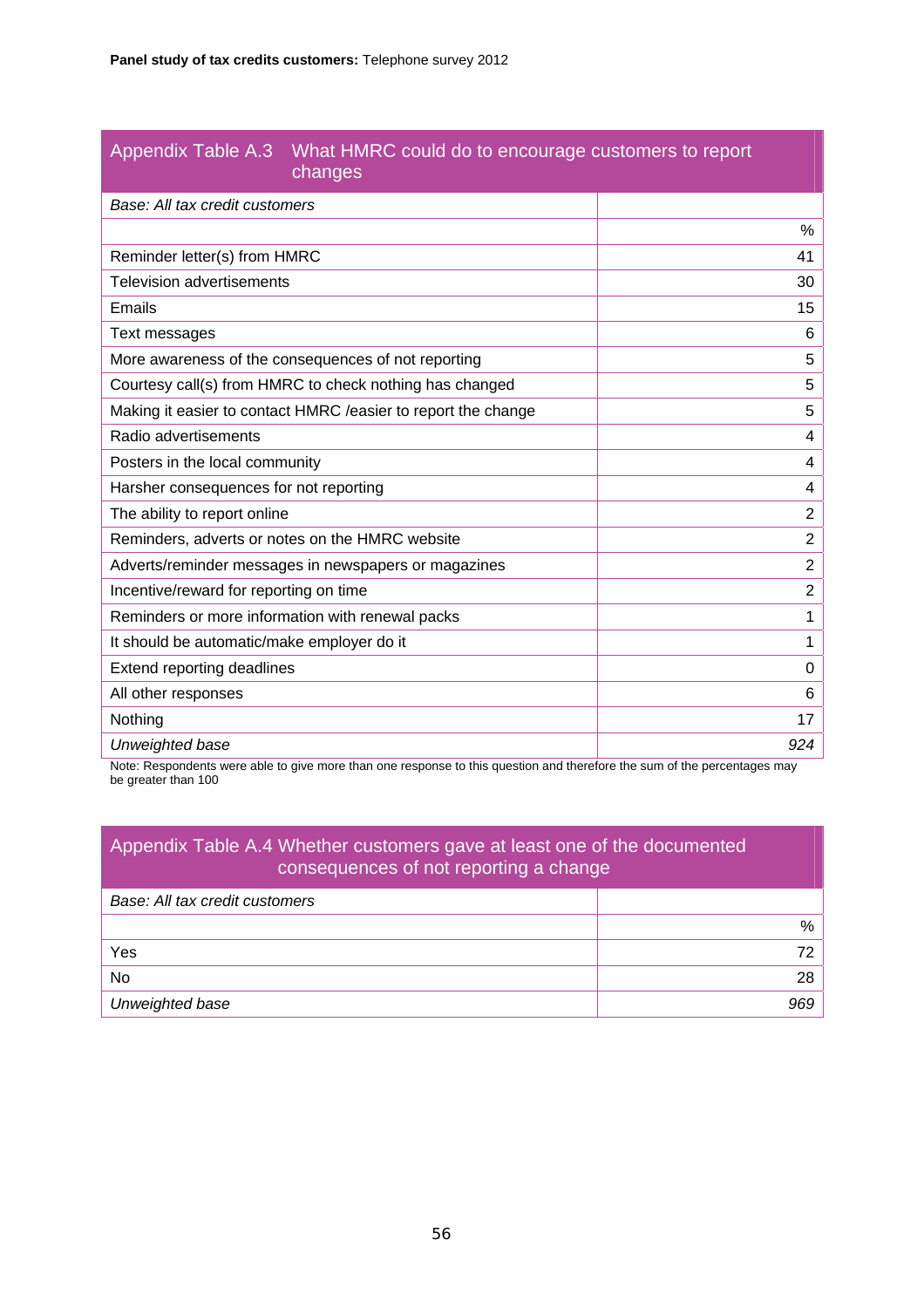**Appendix Table A.3 What HMRC could do to encourage customers to report changes**

| *Base: All tax credit customers* | |
|---|---|
| | % |
| Reminder letter(s) from HMRC | 41 |
| Television advertisements | 30 |
| Emails | 15 |
| Text messages | 6 |
| More awareness of the consequences of not reporting | 5 |
| Courtesy call(s) from HMRC to check nothing has changed | 5 |
| Making it easier to contact HMRC /easier to report the change | 5 |
| Radio advertisements | 4 |
| Posters in the local community | 4 |
| Harsher consequences for not reporting | 4 |
| The ability to report online | 2 |
| Reminders, adverts or notes on the HMRC website | 2 |
| Adverts/reminder messages in newspapers or magazines | 2 |
| Incentive/reward for reporting on time | 2 |
| Reminders or more information with renewal packs | 1 |
| It should be automatic/make employer do it | 1 |
| Extend reporting deadlines | 0 |
| All other responses | 6 |
| Nothing | 17 |
| *Unweighted base* | *924* |

Note: Respondents were able to give more than one response to this question and therefore the sum of the percentages may be greater than 100

**Appendix Table A.4 Whether customers gave at least one of the documented consequences of not reporting a change**

| *Base: All tax credit customers* | |
|---|---|
| | % |
| Yes | 72 |
| No | 28 |
| *Unweighted base* | *969* |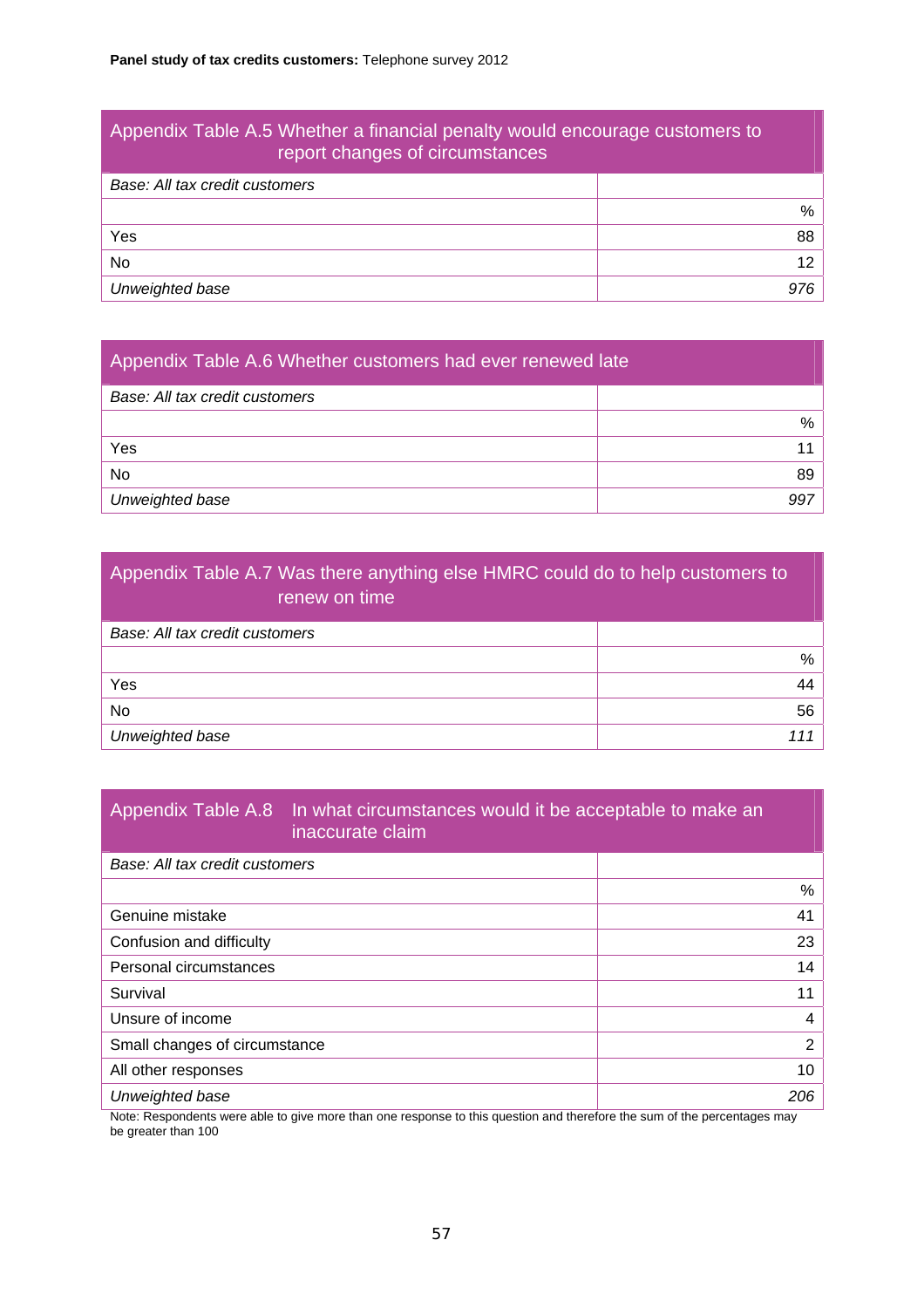## Appendix Table A.5 Whether a financial penalty would encourage customers to report changes of circumstances

| *Base: All tax credit customers* | |
|---|---|
| | % |
| Yes | 88 |
| No | 12 |
| *Unweighted base* | *976* |

## Appendix Table A.6 Whether customers had ever renewed late

| *Base: All tax credit customers* | |
|---|---|
| | % |
| Yes | 11 |
| No | 89 |
| *Unweighted base* | *997* |

## Appendix Table A.7 Was there anything else HMRC could do to help customers to renew on time

| *Base: All tax credit customers* | |
|---|---|
| | % |
| Yes | 44 |
| No | 56 |
| *Unweighted base* | *111* |

## Appendix Table A.8 In what circumstances would it be acceptable to make an inaccurate claim

| *Base: All tax credit customers* | |
|---|---|
| | % |
| Genuine mistake | 41 |
| Confusion and difficulty | 23 |
| Personal circumstances | 14 |
| Survival | 11 |
| Unsure of income | 4 |
| Small changes of circumstance | 2 |
| All other responses | 10 |
| *Unweighted base* | *206* |

Note: Respondents were able to give more than one response to this question and therefore the sum of the percentages may be greater than 100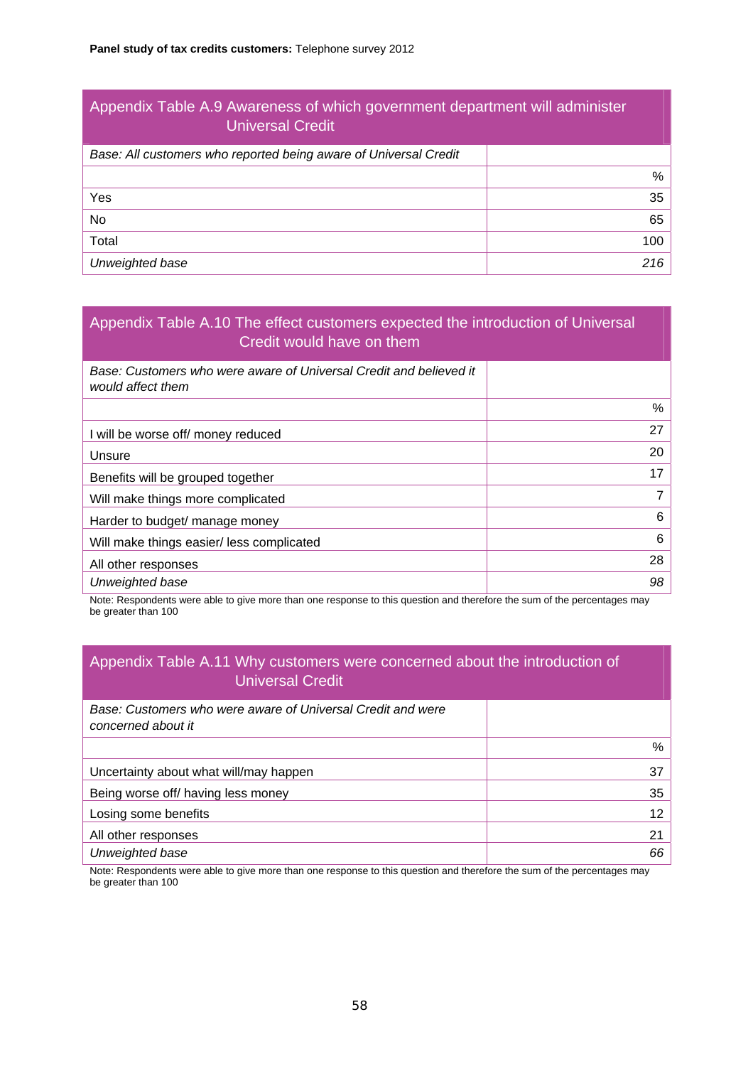### Appendix Table A.9 Awareness of which government department will administer Universal Credit

| *Base: All customers who reported being aware of Universal Credit* | |
|---|---|
| | % |
| Yes | 35 |
| No | 65 |
| Total | 100 |
| *Unweighted base* | *216* |

### Appendix Table A.10 The effect customers expected the introduction of Universal Credit would have on them

| *Base: Customers who were aware of Universal Credit and believed it would affect them* | |
|---|---|
| | % |
| I will be worse off/ money reduced | 27 |
| Unsure | 20 |
| Benefits will be grouped together | 17 |
| Will make things more complicated | 7 |
| Harder to budget/ manage money | 6 |
| Will make things easier/ less complicated | 6 |
| All other responses | 28 |
| *Unweighted base* | *98* |

Note: Respondents were able to give more than one response to this question and therefore the sum of the percentages may be greater than 100

### Appendix Table A.11 Why customers were concerned about the introduction of Universal Credit

| *Base: Customers who were aware of Universal Credit and were concerned about it* | |
|---|---|
| | % |
| Uncertainty about what will/may happen | 37 |
| Being worse off/ having less money | 35 |
| Losing some benefits | 12 |
| All other responses | 21 |
| *Unweighted base* | *66* |

Note: Respondents were able to give more than one response to this question and therefore the sum of the percentages may be greater than 100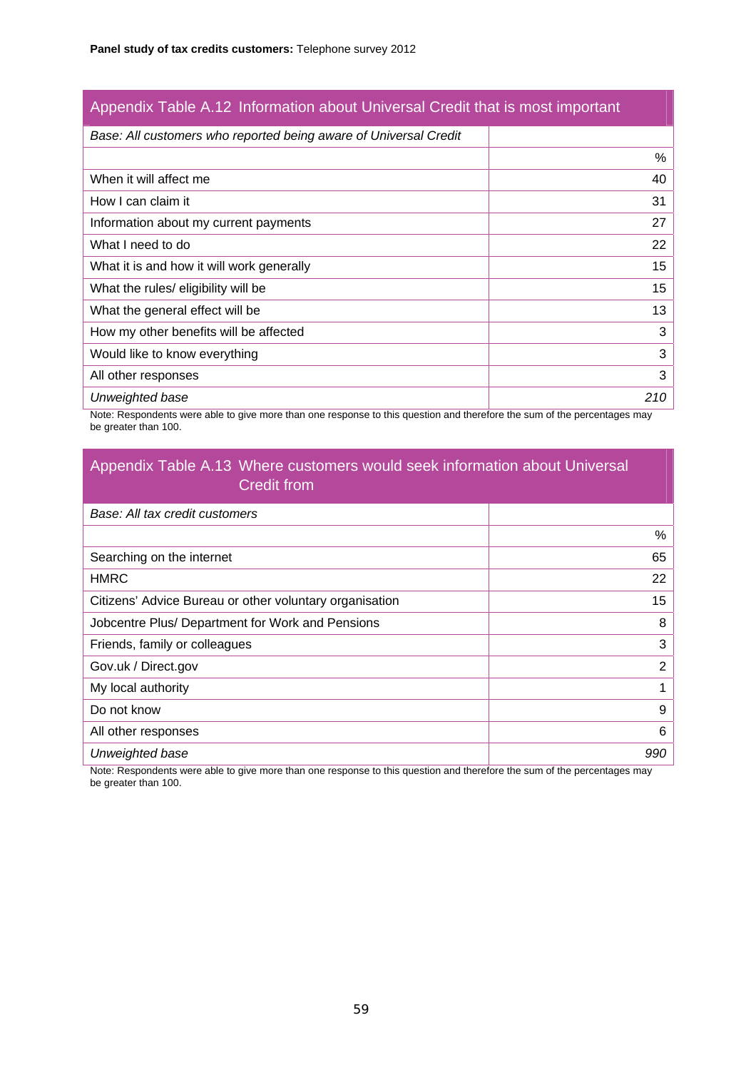### Appendix Table A.12 Information about Universal Credit that is most important

| *Base: All customers who reported being aware of Universal Credit* | |
|---|---|
| | % |
| When it will affect me | 40 |
| How I can claim it | 31 |
| Information about my current payments | 27 |
| What I need to do | 22 |
| What it is and how it will work generally | 15 |
| What the rules/ eligibility will be | 15 |
| What the general effect will be | 13 |
| How my other benefits will be affected | 3 |
| Would like to know everything | 3 |
| All other responses | 3 |
| *Unweighted base* | *210* |

Note: Respondents were able to give more than one response to this question and therefore the sum of the percentages may be greater than 100.

### Appendix Table A.13 Where customers would seek information about Universal Credit from

| *Base: All tax credit customers* | |
|---|---|
| | % |
| Searching on the internet | 65 |
| HMRC | 22 |
| Citizens' Advice Bureau or other voluntary organisation | 15 |
| Jobcentre Plus/ Department for Work and Pensions | 8 |
| Friends, family or colleagues | 3 |
| Gov.uk / Direct.gov | 2 |
| My local authority | 1 |
| Do not know | 9 |
| All other responses | 6 |
| *Unweighted base* | *990* |

Note: Respondents were able to give more than one response to this question and therefore the sum of the percentages may be greater than 100.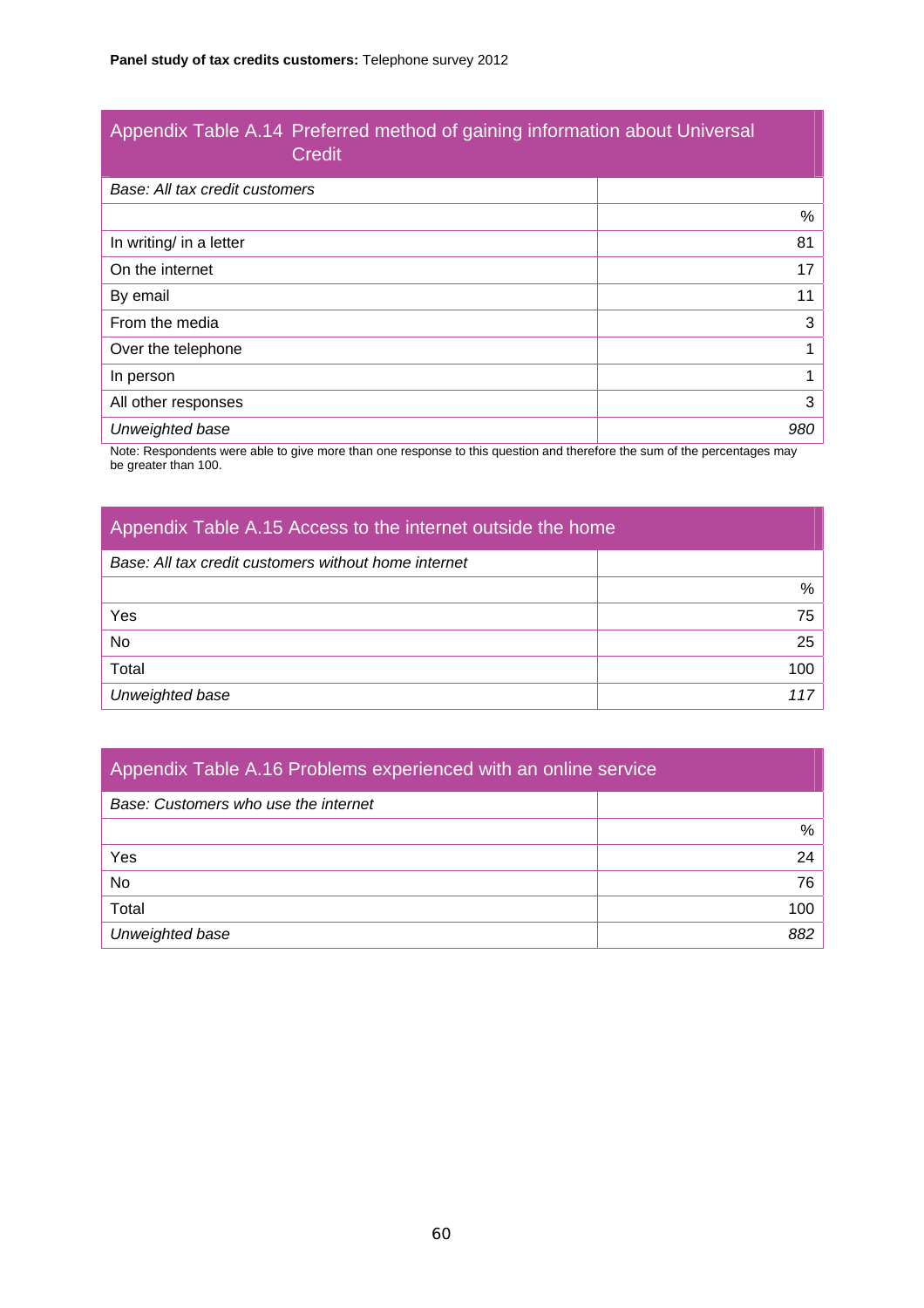### Appendix Table A.14 Preferred method of gaining information about Universal Credit

| *Base: All tax credit customers* | |
|---|---|
| | % |
| In writing/ in a letter | 81 |
| On the internet | 17 |
| By email | 11 |
| From the media | 3 |
| Over the telephone | 1 |
| In person | 1 |
| All other responses | 3 |
| *Unweighted base* | *980* |

Note: Respondents were able to give more than one response to this question and therefore the sum of the percentages may be greater than 100.

### Appendix Table A.15 Access to the internet outside the home

| *Base: All tax credit customers without home internet* | |
|---|---|
| | % |
| Yes | 75 |
| No | 25 |
| Total | 100 |
| *Unweighted base* | *117* |

### Appendix Table A.16 Problems experienced with an online service

| *Base: Customers who use the internet* | |
|---|---|
| | % |
| Yes | 24 |
| No | 76 |
| Total | 100 |
| *Unweighted base* | *882* |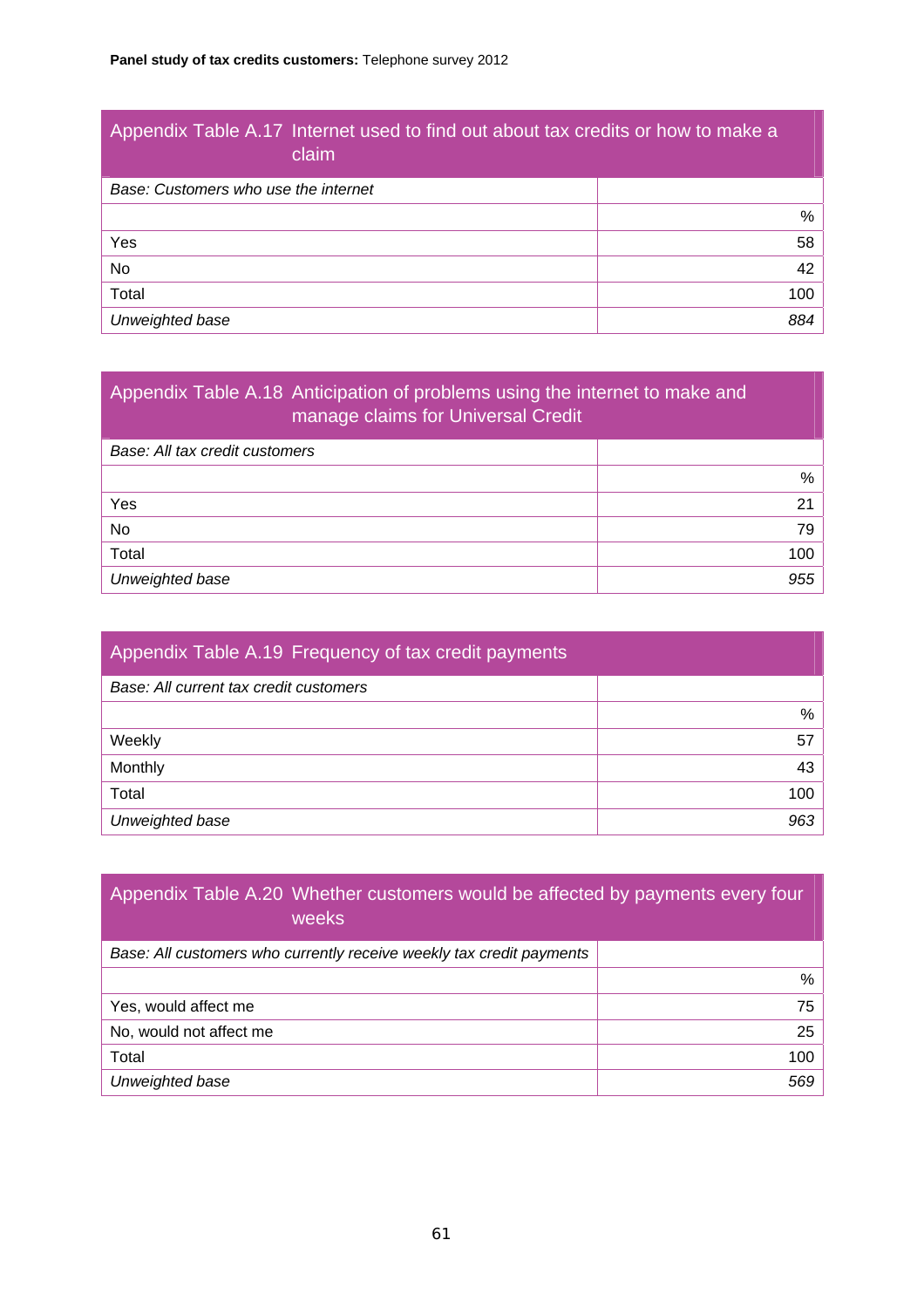### Appendix Table A.17 Internet used to find out about tax credits or how to make a claim

| *Base: Customers who use the internet* | |
|---|---|
| | % |
| Yes | 58 |
| No | 42 |
| Total | 100 |
| *Unweighted base* | *884* |

### Appendix Table A.18 Anticipation of problems using the internet to make and manage claims for Universal Credit

| *Base: All tax credit customers* | |
|---|---|
| | % |
| Yes | 21 |
| No | 79 |
| Total | 100 |
| *Unweighted base* | *955* |

### Appendix Table A.19 Frequency of tax credit payments

| *Base: All current tax credit customers* | |
|---|---|
| | % |
| Weekly | 57 |
| Monthly | 43 |
| Total | 100 |
| *Unweighted base* | *963* |

### Appendix Table A.20 Whether customers would be affected by payments every four weeks

| *Base: All customers who currently receive weekly tax credit payments* | |
|---|---|
| | % |
| Yes, would affect me | 75 |
| No, would not affect me | 25 |
| Total | 100 |
| *Unweighted base* | *569* |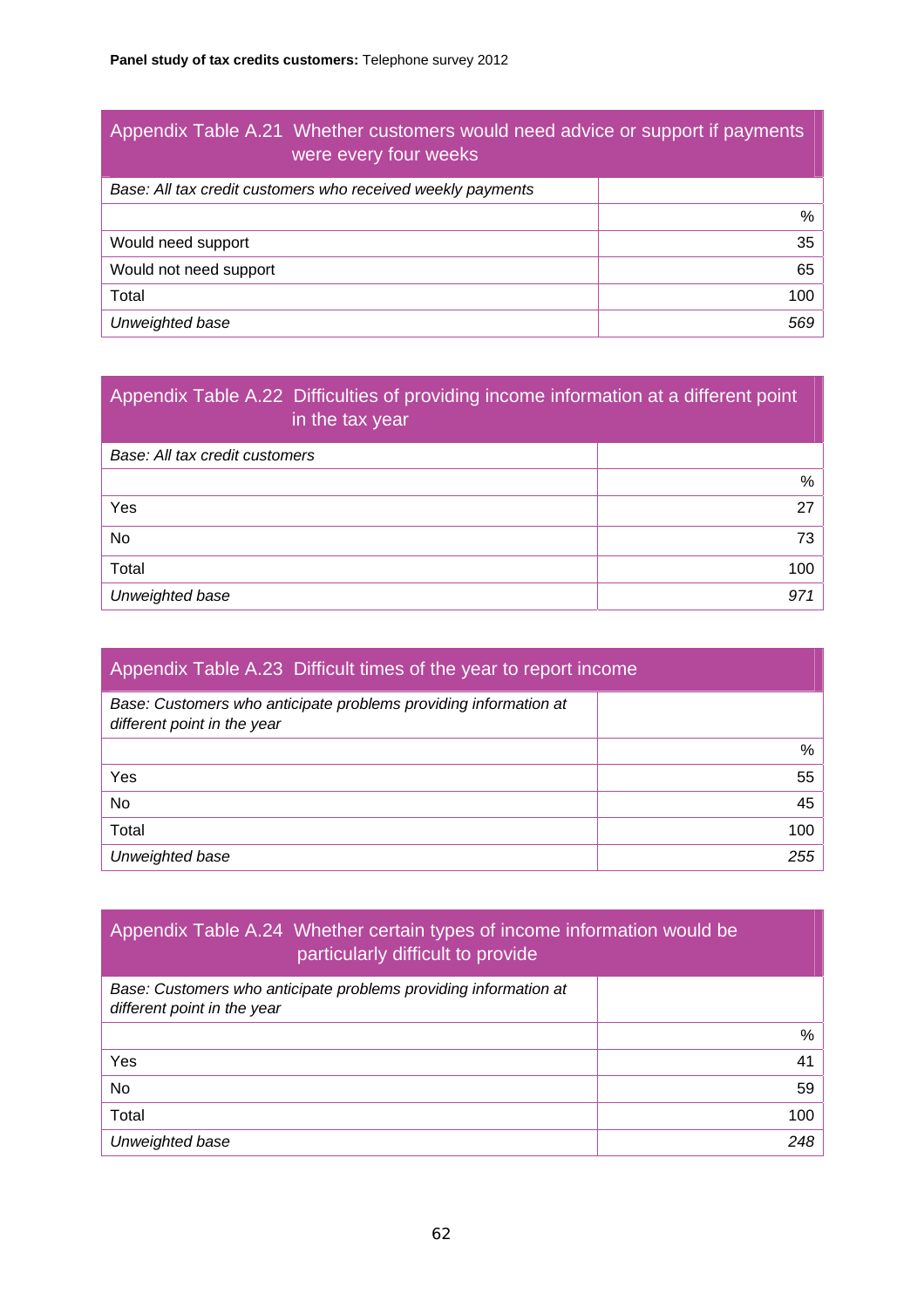### Appendix Table A.21 Whether customers would need advice or support if payments were every four weeks

| *Base: All tax credit customers who received weekly payments* | |
|---|---:|
| | % |
| Would need support | 35 |
| Would not need support | 65 |
| Total | 100 |
| *Unweighted base* | *569* |

### Appendix Table A.22 Difficulties of providing income information at a different point in the tax year

| *Base: All tax credit customers* | |
|---|---:|
| | % |
| Yes | 27 |
| No | 73 |
| Total | 100 |
| *Unweighted base* | *971* |

### Appendix Table A.23 Difficult times of the year to report income

| *Base: Customers who anticipate problems providing information at different point in the year* | |
|---|---:|
| | % |
| Yes | 55 |
| No | 45 |
| Total | 100 |
| *Unweighted base* | *255* |

### Appendix Table A.24 Whether certain types of income information would be particularly difficult to provide

| *Base: Customers who anticipate problems providing information at different point in the year* | |
|---|---:|
| | % |
| Yes | 41 |
| No | 59 |
| Total | 100 |
| *Unweighted base* | *248* |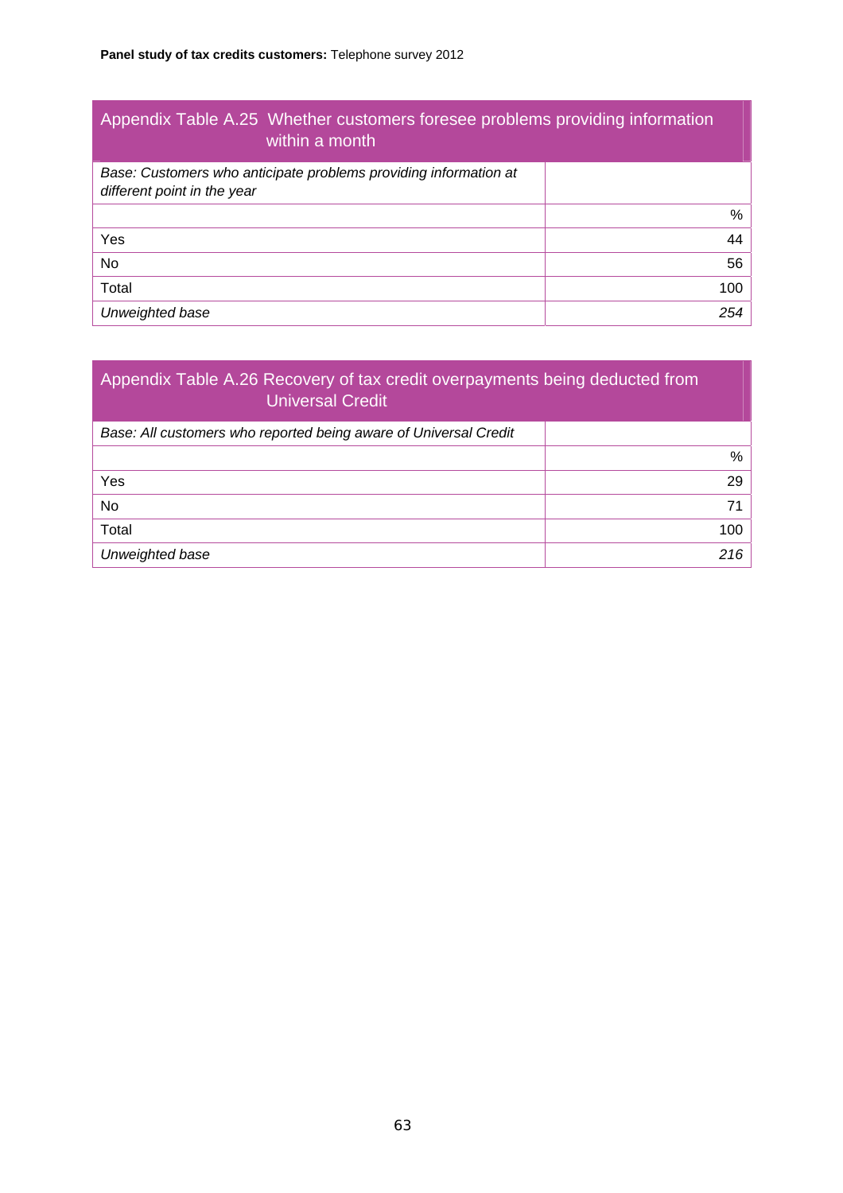### Appendix Table A.25 Whether customers foresee problems providing information within a month

| *Base: Customers who anticipate problems providing information at different point in the year* | |
|---|---|
| | % |
| Yes | 44 |
| No | 56 |
| Total | 100 |
| *Unweighted base* | *254* |

### Appendix Table A.26 Recovery of tax credit overpayments being deducted from Universal Credit

| *Base: All customers who reported being aware of Universal Credit* | |
|---|---|
| | % |
| Yes | 29 |
| No | 71 |
| Total | 100 |
| *Unweighted base* | *216* |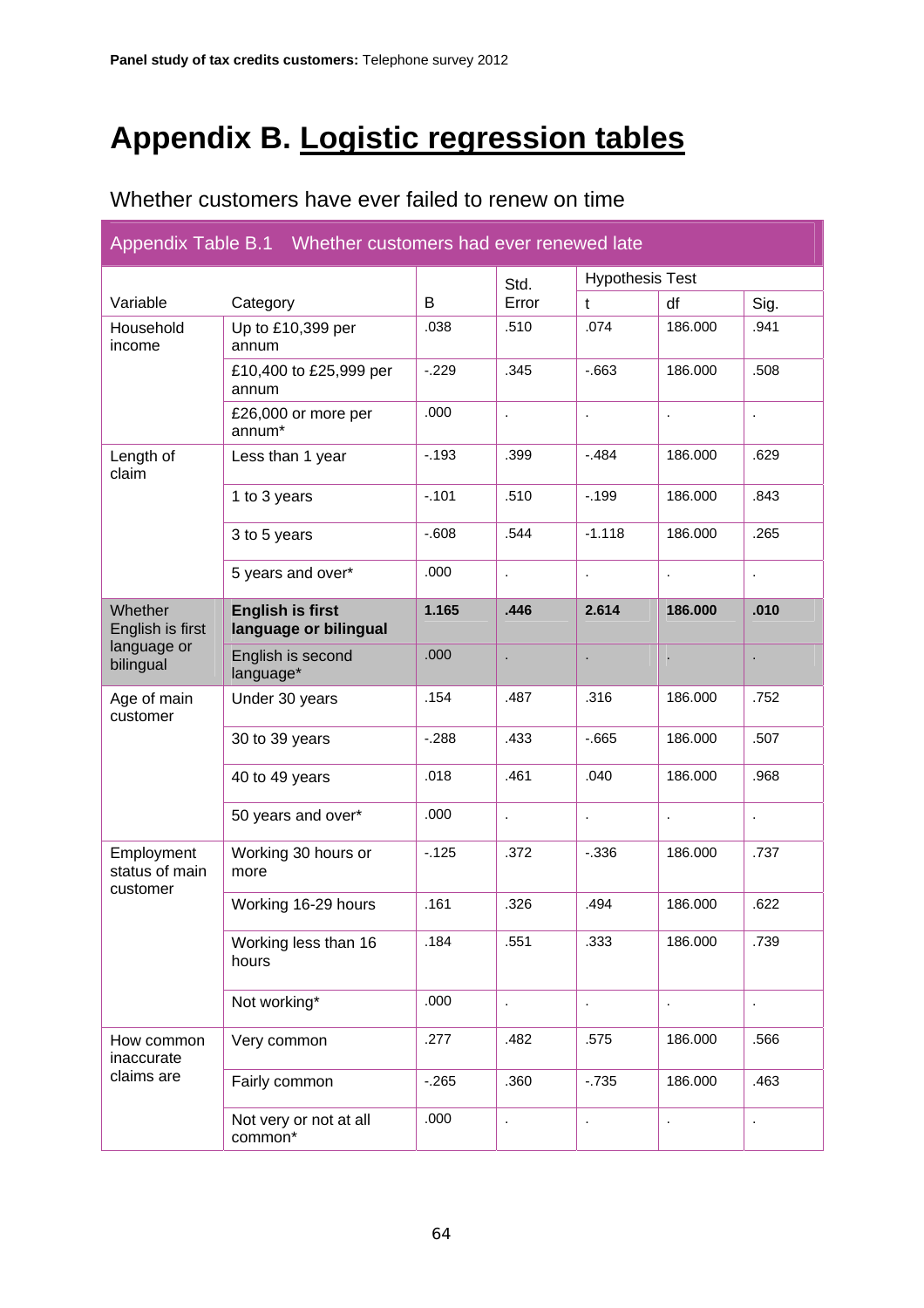# Appendix B. Logistic regression tables

## Whether customers have ever failed to renew on time

**Appendix Table B.1 Whether customers had ever renewed late**

| Variable | Category | B | Std. Error | Hypothesis Test | | |
|---|---|---|---|---|---|---|
| | | | | t | df | Sig. |
| Household income | Up to £10,399 per annum | .038 | .510 | .074 | 186.000 | .941 |
| | £10,400 to £25,999 per annum | -.229 | .345 | -.663 | 186.000 | .508 |
| | £26,000 or more per annum* | .000 | . | . | . | . |
| Length of claim | Less than 1 year | -.193 | .399 | -.484 | 186.000 | .629 |
| | 1 to 3 years | -.101 | .510 | -.199 | 186.000 | .843 |
| | 3 to 5 years | -.608 | .544 | -1.118 | 186.000 | .265 |
| | 5 years and over* | .000 | . | . | . | . |
| Whether English is first language or bilingual | **English is first language or bilingual** | **1.165** | **.446** | **2.614** | **186.000** | **.010** |
| | English is second language* | .000 | . | . | . | . |
| Age of main customer | Under 30 years | .154 | .487 | .316 | 186.000 | .752 |
| | 30 to 39 years | -.288 | .433 | -.665 | 186.000 | .507 |
| | 40 to 49 years | .018 | .461 | .040 | 186.000 | .968 |
| | 50 years and over* | .000 | . | . | . | . |
| Employment status of main customer | Working 30 hours or more | -.125 | .372 | -.336 | 186.000 | .737 |
| | Working 16-29 hours | .161 | .326 | .494 | 186.000 | .622 |
| | Working less than 16 hours | .184 | .551 | .333 | 186.000 | .739 |
| | Not working* | .000 | . | . | . | . |
| How common inaccurate claims are | Very common | .277 | .482 | .575 | 186.000 | .566 |
| | Fairly common | -.265 | .360 | -.735 | 186.000 | .463 |
| | Not very or not at all common* | .000 | . | . | . | . |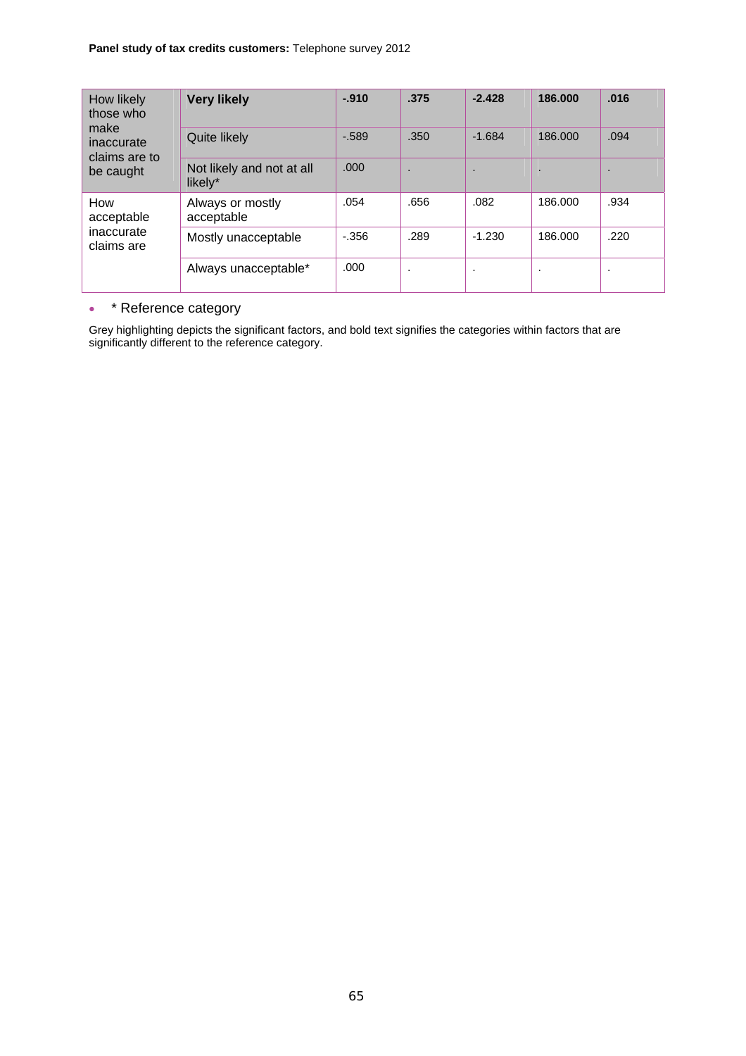| | | | | | | |
|---|---|---|---|---|---|---|
| How likely those who make inaccurate claims are to be caught | **Very likely** | **-.910** | **.375** | **-2.428** | **186.000** | **.016** |
| | Quite likely | -.589 | .350 | -1.684 | 186.000 | .094 |
| | Not likely and not at all likely* | .000 | . | . | . | . |
| How acceptable inaccurate claims are | Always or mostly acceptable | .054 | .656 | .082 | 186.000 | .934 |
| | Mostly unacceptable | -.356 | .289 | -1.230 | 186.000 | .220 |
| | Always unacceptable* | .000 | . | . | . | . |

- \* Reference category

Grey highlighting depicts the significant factors, and bold text signifies the categories within factors that are significantly different to the reference category.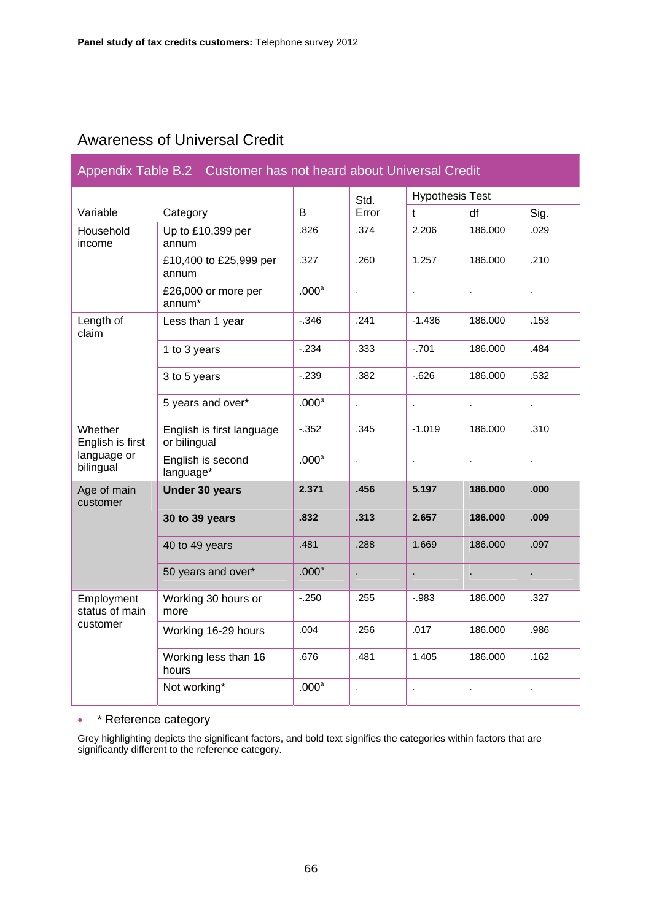## Awareness of Universal Credit

**Appendix Table B.2 Customer has not heard about Universal Credit**

| Variable | Category | B | Std. Error | Hypothesis Test | | |
|---|---|---|---|---|---|---|
| | | | | t | df | Sig. |
| Household income | Up to £10,399 per annum | .826 | .374 | 2.206 | 186.000 | .029 |
| | £10,400 to £25,999 per annum | .327 | .260 | 1.257 | 186.000 | .210 |
| | £26,000 or more per annum* | .000[a] | . | . | . | . |
| Length of claim | Less than 1 year | -.346 | .241 | -1.436 | 186.000 | .153 |
| | 1 to 3 years | -.234 | .333 | -.701 | 186.000 | .484 |
| | 3 to 5 years | -.239 | .382 | -.626 | 186.000 | .532 |
| | 5 years and over* | .000[a] | . | . | . | . |
| Whether English is first language or bilingual | English is first language or bilingual | -.352 | .345 | -1.019 | 186.000 | .310 |
| | English is second language* | .000[a] | . | . | . | . |
| Age of main customer | **Under 30 years** | **2.371** | **.456** | **5.197** | **186.000** | **.000** |
| | **30 to 39 years** | **.832** | **.313** | **2.657** | **186.000** | **.009** |
| | 40 to 49 years | .481 | .288 | 1.669 | 186.000 | .097 |
| | 50 years and over* | .000[a] | . | . | . | . |
| Employment status of main customer | Working 30 hours or more | -.250 | .255 | -.983 | 186.000 | .327 |
| | Working 16-29 hours | .004 | .256 | .017 | 186.000 | .986 |
| | Working less than 16 hours | .676 | .481 | 1.405 | 186.000 | .162 |
| | Not working* | .000[a] | . | . | . | . |

- \* Reference category

Grey highlighting depicts the significant factors, and bold text signifies the categories within factors that are significantly different to the reference category.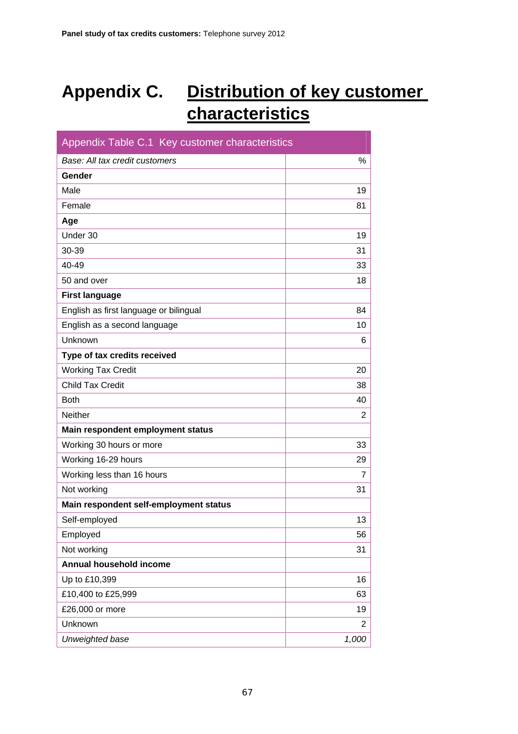# Appendix C. Distribution of key customer characteristics

| Appendix Table C.1 Key customer characteristics | |
|---|---|
| *Base: All tax credit customers* | % |
| **Gender** | |
| Male | 19 |
| Female | 81 |
| **Age** | |
| Under 30 | 19 |
| 30-39 | 31 |
| 40-49 | 33 |
| 50 and over | 18 |
| **First language** | |
| English as first language or bilingual | 84 |
| English as a second language | 10 |
| Unknown | 6 |
| **Type of tax credits received** | |
| Working Tax Credit | 20 |
| Child Tax Credit | 38 |
| Both | 40 |
| Neither | 2 |
| **Main respondent employment status** | |
| Working 30 hours or more | 33 |
| Working 16-29 hours | 29 |
| Working less than 16 hours | 7 |
| Not working | 31 |
| **Main respondent self-employment status** | |
| Self-employed | 13 |
| Employed | 56 |
| Not working | 31 |
| **Annual household income** | |
| Up to £10,399 | 16 |
| £10,400 to £25,999 | 63 |
| £26,000 or more | 19 |
| Unknown | 2 |
| *Unweighted base* | *1,000* |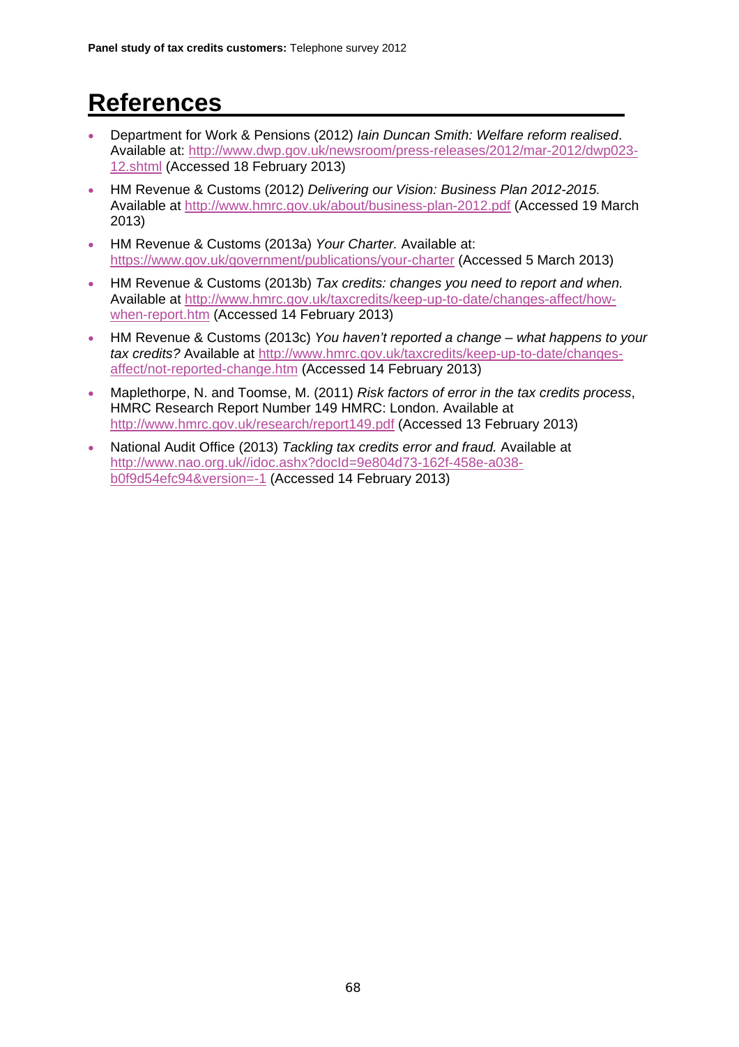# References

- Department for Work & Pensions (2012) *Iain Duncan Smith: Welfare reform realised*. Available at: http://www.dwp.gov.uk/newsroom/press-releases/2012/mar-2012/dwp023-12.shtml (Accessed 18 February 2013)
- HM Revenue & Customs (2012) *Delivering our Vision: Business Plan 2012-2015.* Available at http://www.hmrc.gov.uk/about/business-plan-2012.pdf (Accessed 19 March 2013)
- HM Revenue & Customs (2013a) *Your Charter.* Available at: https://www.gov.uk/government/publications/your-charter (Accessed 5 March 2013)
- HM Revenue & Customs (2013b) *Tax credits: changes you need to report and when.* Available at http://www.hmrc.gov.uk/taxcredits/keep-up-to-date/changes-affect/how-when-report.htm (Accessed 14 February 2013)
- HM Revenue & Customs (2013c) *You haven't reported a change – what happens to your tax credits?* Available at http://www.hmrc.gov.uk/taxcredits/keep-up-to-date/changes-affect/not-reported-change.htm (Accessed 14 February 2013)
- Maplethorpe, N. and Toomse, M. (2011) *Risk factors of error in the tax credits process*, HMRC Research Report Number 149 HMRC: London. Available at http://www.hmrc.gov.uk/research/report149.pdf (Accessed 13 February 2013)
- National Audit Office (2013) *Tackling tax credits error and fraud.* Available at http://www.nao.org.uk//idoc.ashx?docId=9e804d73-162f-458e-a038-b0f9d54efc94&version=-1 (Accessed 14 February 2013)